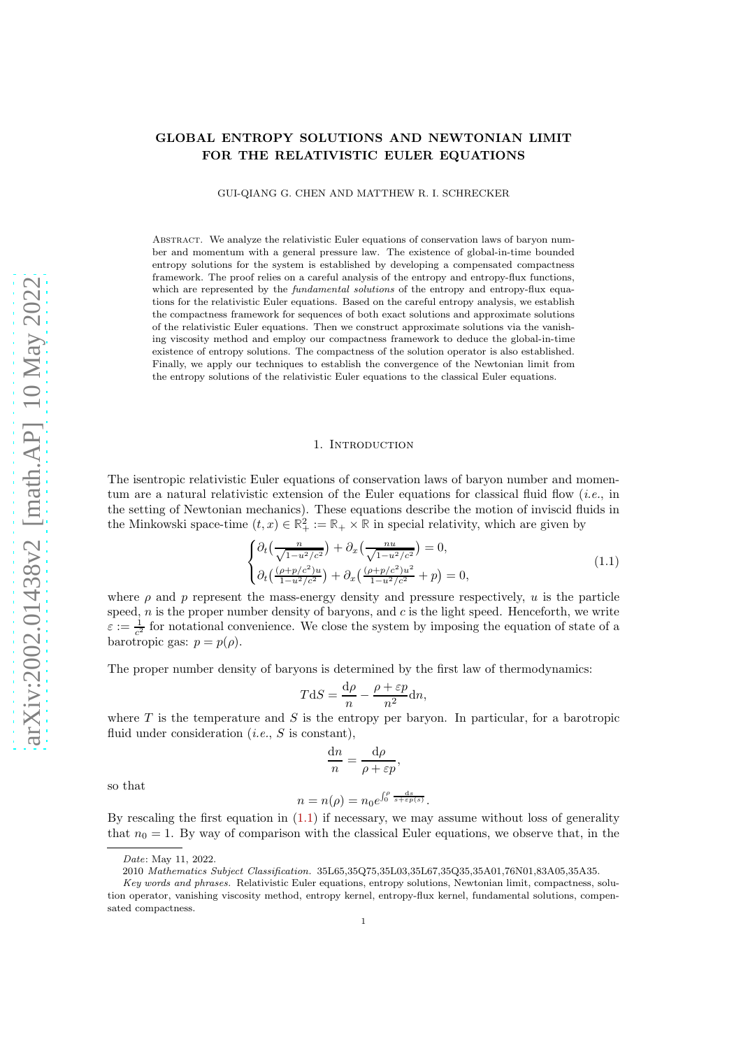# GLOBAL ENTROPY SOLUTIONS AND NEWTONIAN LIMIT FOR THE RELATIVISTIC EULER EQUATIONS

GUI-QIANG G. CHEN AND MATTHEW R. I. SCHRECKER

Abstract. We analyze the relativistic Euler equations of conservation laws of baryon number and momentum with a general pressure law. The existence of global-in-time bounded entropy solutions for the system is established by developing a compensated compactness framework. The proof relies on a careful analysis of the entropy and entropy-flux functions, which are represented by the *fundamental solutions* of the entropy and entropy-flux equations for the relativistic Euler equations. Based on the careful entropy analysis, we establish the compactness framework for sequences of both exact solutions and approximate solutions of the relativistic Euler equations. Then we construct approximate solutions via the vanishing viscosity method and employ our compactness framework to deduce the global-in-time existence of entropy solutions. The compactness of the solution operator is also established. Finally, we apply our techniques to establish the convergence of the Newtonian limit from the entropy solutions of the relativistic Euler equations to the classical Euler equations.

## 1. Introduction

The isentropic relativistic Euler equations of conservation laws of baryon number and momentum are a natural relativistic extension of the Euler equations for classical fluid flow (*i.e.*, in the setting of Newtonian mechanics). These equations describe the motion of inviscid fluids in the Minkowski space-time $(t, x) \in \mathbb{R}^2_+ := \mathbb{R}_+ \times \mathbb{R}$ in special relativity, which are given by

$$
\begin{cases}
\partial_t\big(\frac{n}{\sqrt{1-u^2/c^2}}\big) + \partial_x\big(\frac{nu}{\sqrt{1-u^2/c^2}}\big) = 0,\\
\partial_t\big(\frac{(\rho+p/c^2)u}{1-u^2/c^2}\big) + \partial_x\big(\frac{(\rho+p/c^2)u^2}{1-u^2/c^2} + p\big) = 0,
\end{cases}
\tag{1.1}
$$

where $\rho$ and $p$ represent the mass-energy density and pressure respectively, $u$ is the particle speed, $n$ is the proper number density of baryons, and $c$ is the light speed. Henceforth, we write $\varepsilon := \frac{1}{c^2}$ for notational convenience. We close the system by imposing the equation of state of a barotropic gas: $p = p(\rho)$.

The proper number density of baryons is determined by the first law of thermodynamics:

$$
T\mathrm{d}S = \frac{\mathrm{d}\rho}{n} - \frac{\rho + \varepsilon p}{n^2}\mathrm{d}n,
$$

where $T$ is the temperature and $S$ is the entropy per baryon. In particular, for a barotropic fluid under consideration (*i.e.*, $S$ is constant),

$$
\frac{\mathrm{d}n}{n} = \frac{\mathrm{d}\rho}{\rho + \varepsilon p},
$$

so that

$$
n = n(\rho) = n_0 e^{\int_0^\rho \frac{\mathrm{d}s}{s+\varepsilon p(s)}}.
$$

By rescaling the first equation in (1.1) if necessary, we may assume without loss of generality that $n_0 = 1$. By way of comparison with the classical Euler equations, we observe that, in the

*Date*: May 11, 2022.

2010 *Mathematics Subject Classification.* 35L65,35Q75,35L03,35L67,35Q35,35A01,76N01,83A05,35A35.

*Key words and phrases.* Relativistic Euler equations, entropy solutions, Newtonian limit, compactness, solution operator, vanishing viscosity method, entropy kernel, entropy-flux kernel, fundamental solutions, compensated compactness.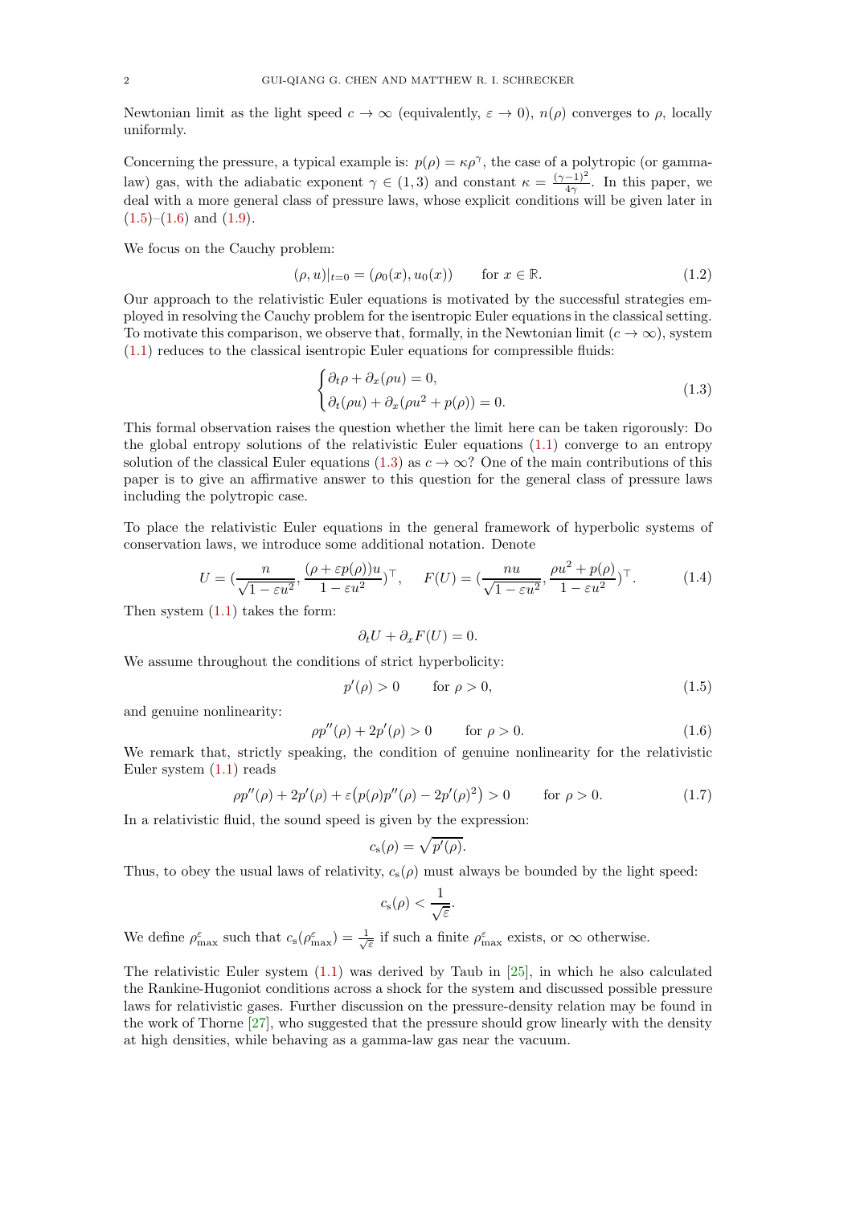Newtonian limit as the light speed $c \to \infty$ (equivalently, $\varepsilon \to 0$), $n(\rho)$ converges to $\rho$, locally uniformly.

Concerning the pressure, a typical example is: $p(\rho) = \kappa\rho^\gamma$, the case of a polytropic (or gamma-law) gas, with the adiabatic exponent $\gamma \in (1,3)$ and constant $\kappa = \frac{(\gamma-1)^2}{4\gamma}$. In this paper, we deal with a more general class of pressure laws, whose explicit conditions will be given later in (1.5)–(1.6) and (1.9).

We focus on the Cauchy problem:

$$(\rho, u)|_{t=0} = (\rho_0(x), u_0(x)) \qquad \text{for } x \in \mathbb{R}. \tag{1.2}$$

Our approach to the relativistic Euler equations is motivated by the successful strategies employed in resolving the Cauchy problem for the isentropic Euler equations in the classical setting. To motivate this comparison, we observe that, formally, in the Newtonian limit ($c \to \infty$), system (1.1) reduces to the classical isentropic Euler equations for compressible fluids:

$$\begin{cases} \partial_t\rho + \partial_x(\rho u) = 0, \\ \partial_t(\rho u) + \partial_x(\rho u^2 + p(\rho)) = 0. \end{cases} \tag{1.3}$$

This formal observation raises the question whether the limit here can be taken rigorously: Do the global entropy solutions of the relativistic Euler equations (1.1) converge to an entropy solution of the classical Euler equations (1.3) as $c \to \infty$? One of the main contributions of this paper is to give an affirmative answer to this question for the general class of pressure laws including the polytropic case.

To place the relativistic Euler equations in the general framework of hyperbolic systems of conservation laws, we introduce some additional notation. Denote

$$U = \Big(\frac{n}{\sqrt{1-\varepsilon u^2}}, \frac{(\rho + \varepsilon p(\rho))u}{1-\varepsilon u^2}\Big)^\top, \qquad F(U) = \Big(\frac{nu}{\sqrt{1-\varepsilon u^2}}, \frac{\rho u^2 + p(\rho)}{1-\varepsilon u^2}\Big)^\top. \tag{1.4}$$

Then system (1.1) takes the form:

$$\partial_t U + \partial_x F(U) = 0.$$

We assume throughout the conditions of strict hyperbolicity:

$$p'(\rho) > 0 \qquad \text{for } \rho > 0, \tag{1.5}$$

and genuine nonlinearity:

$$\rho p''(\rho) + 2p'(\rho) > 0 \qquad \text{for } \rho > 0. \tag{1.6}$$

We remark that, strictly speaking, the condition of genuine nonlinearity for the relativistic Euler system (1.1) reads

$$\rho p''(\rho) + 2p'(\rho) + \varepsilon\big(p(\rho)p''(\rho) - 2p'(\rho)^2\big) > 0 \qquad \text{for } \rho > 0. \tag{1.7}$$

In a relativistic fluid, the sound speed is given by the expression:

$$c_{\mathrm{s}}(\rho) = \sqrt{p'(\rho)}.$$

Thus, to obey the usual laws of relativity, $c_{\mathrm{s}}(\rho)$ must always be bounded by the light speed:

$$c_{\mathrm{s}}(\rho) < \frac{1}{\sqrt{\varepsilon}}.$$

We define $\rho^\varepsilon_{\max}$ such that $c_{\mathrm{s}}(\rho^\varepsilon_{\max}) = \frac{1}{\sqrt{\varepsilon}}$ if such a finite $\rho^\varepsilon_{\max}$ exists, or $\infty$ otherwise.

The relativistic Euler system (1.1) was derived by Taub in [25], in which he also calculated the Rankine-Hugoniot conditions across a shock for the system and discussed possible pressure laws for relativistic gases. Further discussion on the pressure-density relation may be found in the work of Thorne [27], who suggested that the pressure should grow linearly with the density at high densities, while behaving as a gamma-law gas near the vacuum.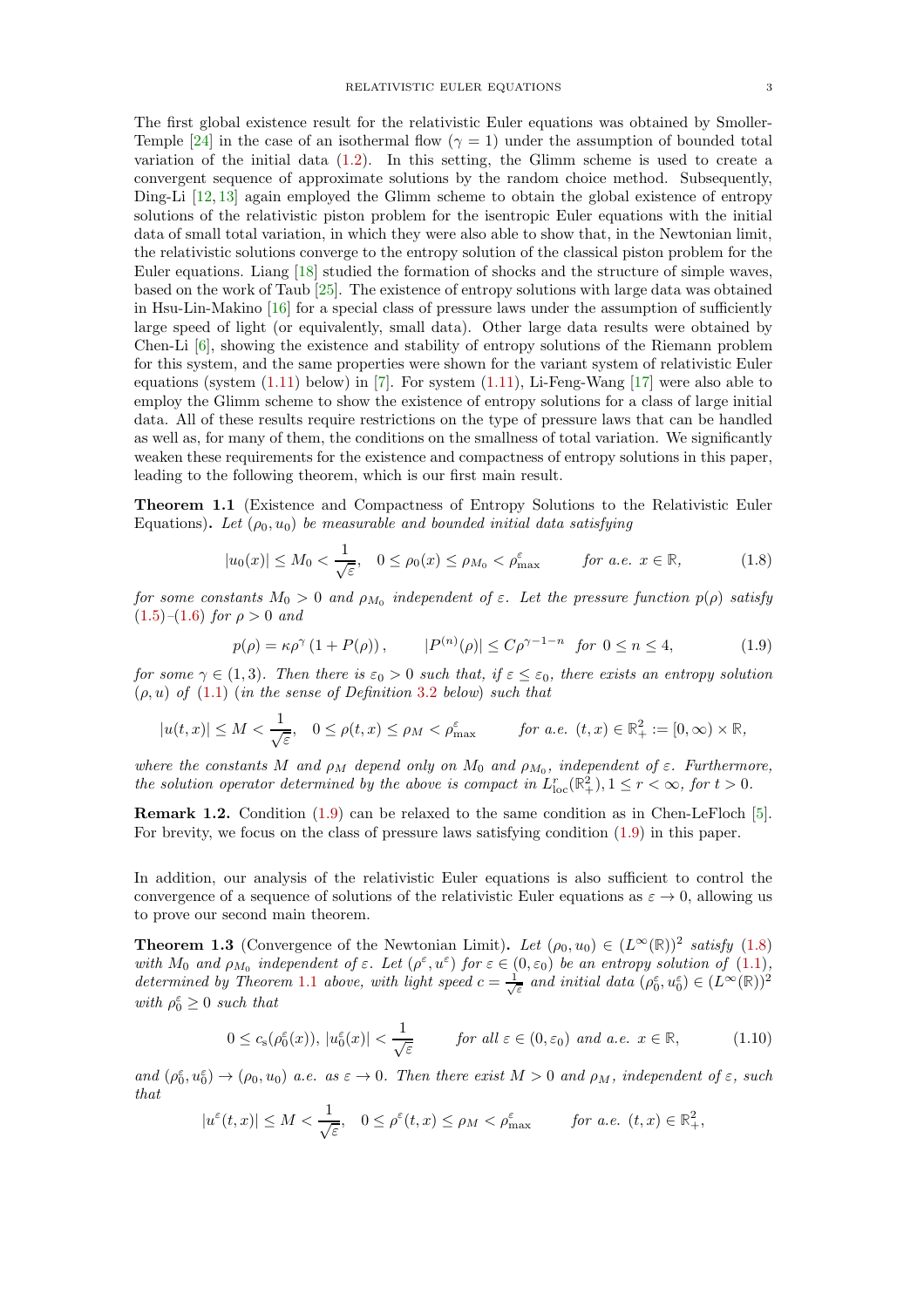The first global existence result for the relativistic Euler equations was obtained by Smoller-Temple [24] in the case of an isothermal flow ($\gamma = 1$) under the assumption of bounded total variation of the initial data (1.2). In this setting, the Glimm scheme is used to create a convergent sequence of approximate solutions by the random choice method. Subsequently, Ding-Li [12, 13] again employed the Glimm scheme to obtain the global existence of entropy solutions of the relativistic piston problem for the isentropic Euler equations with the initial data of small total variation, in which they were also able to show that, in the Newtonian limit, the relativistic solutions converge to the entropy solution of the classical piston problem for the Euler equations. Liang [18] studied the formation of shocks and the structure of simple waves, based on the work of Taub [25]. The existence of entropy solutions with large data was obtained in Hsu-Lin-Makino [16] for a special class of pressure laws under the assumption of sufficiently large speed of light (or equivalently, small data). Other large data results were obtained by Chen-Li [6], showing the existence and stability of entropy solutions of the Riemann problem for this system, and the same properties were shown for the variant system of relativistic Euler equations (system (1.11) below) in [7]. For system (1.11), Li-Feng-Wang [17] were also able to employ the Glimm scheme to show the existence of entropy solutions for a class of large initial data. All of these results require restrictions on the type of pressure laws that can be handled as well as, for many of them, the conditions on the smallness of total variation. We significantly weaken these requirements for the existence and compactness of entropy solutions in this paper, leading to the following theorem, which is our first main result.

**Theorem 1.1** (Existence and Compactness of Entropy Solutions to the Relativistic Euler Equations)**.** *Let $(\rho_0, u_0)$ be measurable and bounded initial data satisfying*

$$|u_0(x)| \leq M_0 < \frac{1}{\sqrt{\varepsilon}}, \quad 0 \leq \rho_0(x) \leq \rho_{M_0} < \rho^{\varepsilon}_{\max} \qquad \text{for a.e. } x \in \mathbb{R}, \tag{1.8}$$

*for some constants $M_0 > 0$ and $\rho_{M_0}$ independent of $\varepsilon$. Let the pressure function $p(\rho)$ satisfy (1.5)–(1.6) for $\rho > 0$ and*

$$p(\rho) = \kappa\rho^{\gamma}\left(1 + P(\rho)\right), \qquad |P^{(n)}(\rho)| \leq C\rho^{\gamma-1-n} \ \text{ for } 0 \leq n \leq 4, \tag{1.9}$$

*for some $\gamma \in (1, 3)$. Then there is $\varepsilon_0 > 0$ such that, if $\varepsilon \leq \varepsilon_0$, there exists an entropy solution $(\rho, u)$ of (1.1) (in the sense of Definition 3.2 below) such that*

$$|u(t, x)| \leq M < \frac{1}{\sqrt{\varepsilon}}, \quad 0 \leq \rho(t, x) \leq \rho_M < \rho^{\varepsilon}_{\max} \qquad \text{for a.e. } (t, x) \in \mathbb{R}^2_+ := [0, \infty) \times \mathbb{R},$$

*where the constants $M$ and $\rho_M$ depend only on $M_0$ and $\rho_{M_0}$, independent of $\varepsilon$. Furthermore, the solution operator determined by the above is compact in $L^r_{\rm loc}(\mathbb{R}^2_+), 1 \leq r < \infty$, for $t > 0$.*

**Remark 1.2.** Condition (1.9) can be relaxed to the same condition as in Chen-LeFloch [5]. For brevity, we focus on the class of pressure laws satisfying condition (1.9) in this paper.

In addition, our analysis of the relativistic Euler equations is also sufficient to control the convergence of a sequence of solutions of the relativistic Euler equations as $\varepsilon \to 0$, allowing us to prove our second main theorem.

**Theorem 1.3** (Convergence of the Newtonian Limit)**.** *Let $(\rho_0, u_0) \in (L^\infty(\mathbb{R}))^2$ satisfy (1.8) with $M_0$ and $\rho_{M_0}$ independent of $\varepsilon$. Let $(\rho^\varepsilon, u^\varepsilon)$ for $\varepsilon \in (0, \varepsilon_0)$ be an entropy solution of (1.1), determined by Theorem 1.1 above, with light speed $c = \frac{1}{\sqrt{\varepsilon}}$ and initial data $(\rho^\varepsilon_0, u^\varepsilon_0) \in (L^\infty(\mathbb{R}))^2$ with $\rho^\varepsilon_0 \geq 0$ such that*

$$0 \leq c_{\rm s}(\rho^\varepsilon_0(x)),\, |u^\varepsilon_0(x)| < \frac{1}{\sqrt{\varepsilon}} \qquad \text{for all } \varepsilon \in (0, \varepsilon_0) \text{ and a.e. } x \in \mathbb{R}, \tag{1.10}$$

*and $(\rho^\varepsilon_0, u^\varepsilon_0) \to (\rho_0, u_0)$ a.e. as $\varepsilon \to 0$. Then there exist $M > 0$ and $\rho_M$, independent of $\varepsilon$, such that*

$$|u^\varepsilon(t, x)| \leq M < \frac{1}{\sqrt{\varepsilon}}, \quad 0 \leq \rho^\varepsilon(t, x) \leq \rho_M < \rho^{\varepsilon}_{\max} \qquad \text{for a.e. } (t, x) \in \mathbb{R}^2_+,$$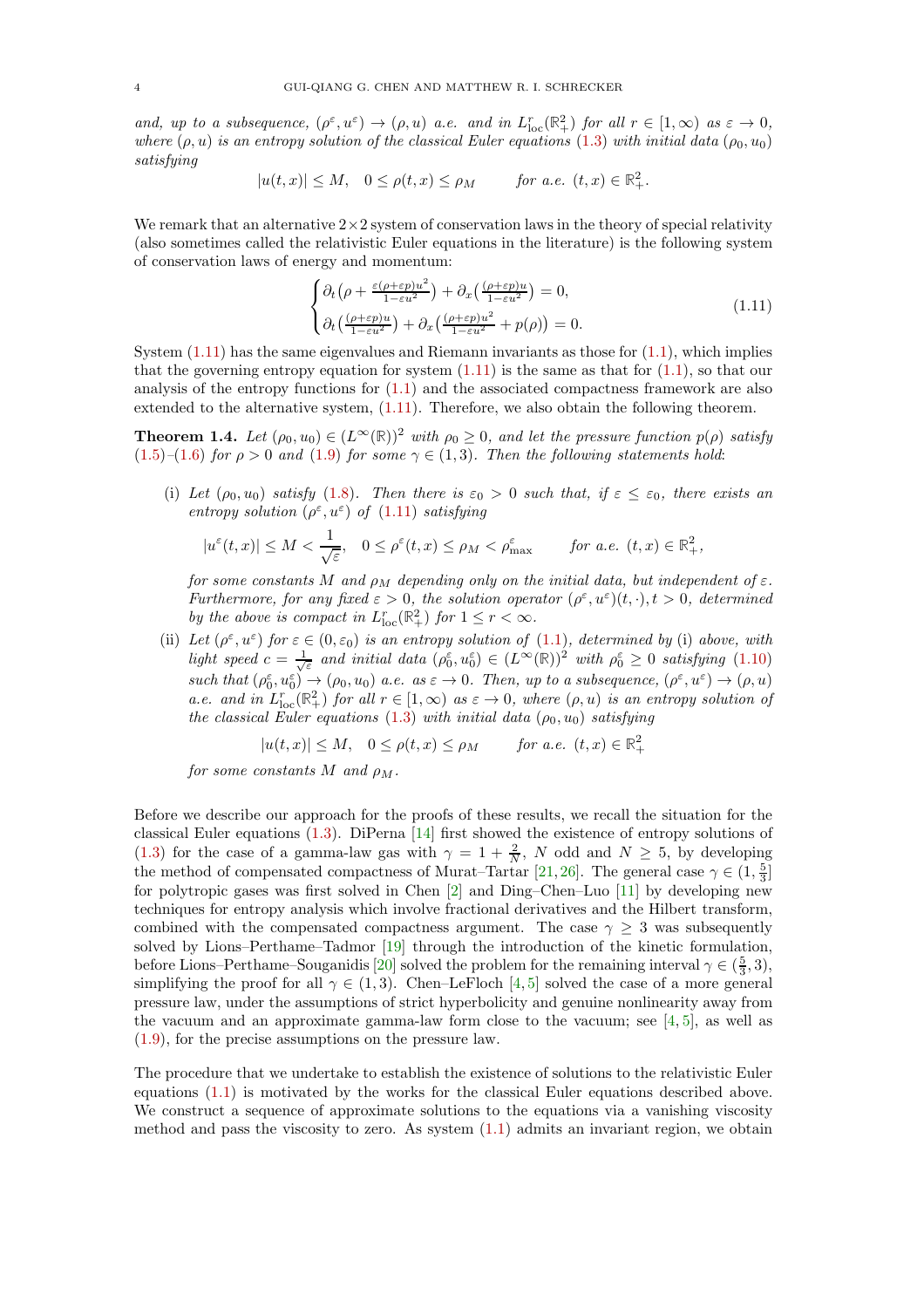*and, up to a subsequence, $(\rho^\varepsilon, u^\varepsilon) \to (\rho, u)$ a.e. and in $L^r_{\rm loc}(\mathbb{R}^2_+)$ for all $r \in [1,\infty)$ as $\varepsilon \to 0$, where $(\rho, u)$ is an entropy solution of the classical Euler equations* (1.3) *with initial data $(\rho_0, u_0)$ satisfying*

$$|u(t,x)| \leq M, \quad 0 \leq \rho(t,x) \leq \rho_M \qquad \text{for a.e. } (t,x) \in \mathbb{R}^2_+.$$

We remark that an alternative $2\times 2$ system of conservation laws in the theory of special relativity (also sometimes called the relativistic Euler equations in the literature) is the following system of conservation laws of energy and momentum:

$$\begin{cases} \partial_t\big(\rho + \frac{\varepsilon(\rho+\varepsilon p)u^2}{1-\varepsilon u^2}\big) + \partial_x\big(\frac{(\rho+\varepsilon p)u}{1-\varepsilon u^2}\big) = 0, \\ \partial_t\big(\frac{(\rho+\varepsilon p)u}{1-\varepsilon u^2}\big) + \partial_x\big(\frac{(\rho+\varepsilon p)u^2}{1-\varepsilon u^2} + p(\rho)\big) = 0. \end{cases} \tag{1.11}$$

System (1.11) has the same eigenvalues and Riemann invariants as those for (1.1), which implies that the governing entropy equation for system (1.11) is the same as that for (1.1), so that our analysis of the entropy functions for (1.1) and the associated compactness framework are also extended to the alternative system, (1.11). Therefore, we also obtain the following theorem.

**Theorem 1.4.** *Let $(\rho_0, u_0) \in (L^\infty(\mathbb{R}))^2$ with $\rho_0 \geq 0$, and let the pressure function $p(\rho)$ satisfy* (1.5)–(1.6) *for $\rho > 0$ and* (1.9) *for some $\gamma \in (1,3)$. Then the following statements hold*:

(i) *Let $(\rho_0, u_0)$ satisfy* (1.8). *Then there is $\varepsilon_0 > 0$ such that, if $\varepsilon \leq \varepsilon_0$, there exists an entropy solution $(\rho^\varepsilon, u^\varepsilon)$ of* (1.11) *satisfying*

$$|u^\varepsilon(t,x)| \leq M < \frac{1}{\sqrt{\varepsilon}}, \quad 0 \leq \rho^\varepsilon(t,x) \leq \rho_M < \rho^\varepsilon_{\max} \qquad \text{for a.e. } (t,x) \in \mathbb{R}^2_+,$$

*for some constants $M$ and $\rho_M$ depending only on the initial data, but independent of $\varepsilon$. Furthermore, for any fixed $\varepsilon > 0$, the solution operator $(\rho^\varepsilon, u^\varepsilon)(t,\cdot), t > 0$, determined by the above is compact in $L^r_{\rm loc}(\mathbb{R}^2_+)$ for $1 \leq r < \infty$.*

(ii) *Let $(\rho^\varepsilon, u^\varepsilon)$ for $\varepsilon \in (0, \varepsilon_0)$ is an entropy solution of* (1.1)*, determined by* (i) *above, with light speed $c = \frac{1}{\sqrt{\varepsilon}}$ and initial data $(\rho^\varepsilon_0, u^\varepsilon_0) \in (L^\infty(\mathbb{R}))^2$ with $\rho^\varepsilon_0 \geq 0$ satisfying* (1.10) *such that $(\rho^\varepsilon_0, u^\varepsilon_0) \to (\rho_0, u_0)$ a.e. as $\varepsilon \to 0$. Then, up to a subsequence, $(\rho^\varepsilon, u^\varepsilon) \to (\rho, u)$ a.e. and in $L^r_{\rm loc}(\mathbb{R}^2_+)$ for all $r \in [1,\infty)$ as $\varepsilon \to 0$, where $(\rho, u)$ is an entropy solution of the classical Euler equations* (1.3) *with initial data $(\rho_0, u_0)$ satisfying*

$$|u(t,x)| \leq M, \quad 0 \leq \rho(t,x) \leq \rho_M \qquad \text{for a.e. } (t,x) \in \mathbb{R}^2_+$$

*for some constants $M$ and $\rho_M$.*

Before we describe our approach for the proofs of these results, we recall the situation for the classical Euler equations (1.3). DiPerna [14] first showed the existence of entropy solutions of (1.3) for the case of a gamma-law gas with $\gamma = 1 + \frac{2}{N}$, $N$ odd and $N \geq 5$, by developing the method of compensated compactness of Murat–Tartar [21, 26]. The general case $\gamma \in (1, \frac{5}{3}]$ for polytropic gases was first solved in Chen [2] and Ding–Chen–Luo [11] by developing new techniques for entropy analysis which involve fractional derivatives and the Hilbert transform, combined with the compensated compactness argument. The case $\gamma \geq 3$ was subsequently solved by Lions–Perthame–Tadmor [19] through the introduction of the kinetic formulation, before Lions–Perthame–Souganidis [20] solved the problem for the remaining interval $\gamma \in (\frac{5}{3}, 3)$, simplifying the proof for all $\gamma \in (1,3)$. Chen–LeFloch [4, 5] solved the case of a more general pressure law, under the assumptions of strict hyperbolicity and genuine nonlinearity away from the vacuum and an approximate gamma-law form close to the vacuum; see [4, 5], as well as (1.9), for the precise assumptions on the pressure law.

The procedure that we undertake to establish the existence of solutions to the relativistic Euler equations (1.1) is motivated by the works for the classical Euler equations described above. We construct a sequence of approximate solutions to the equations via a vanishing viscosity method and pass the viscosity to zero. As system (1.1) admits an invariant region, we obtain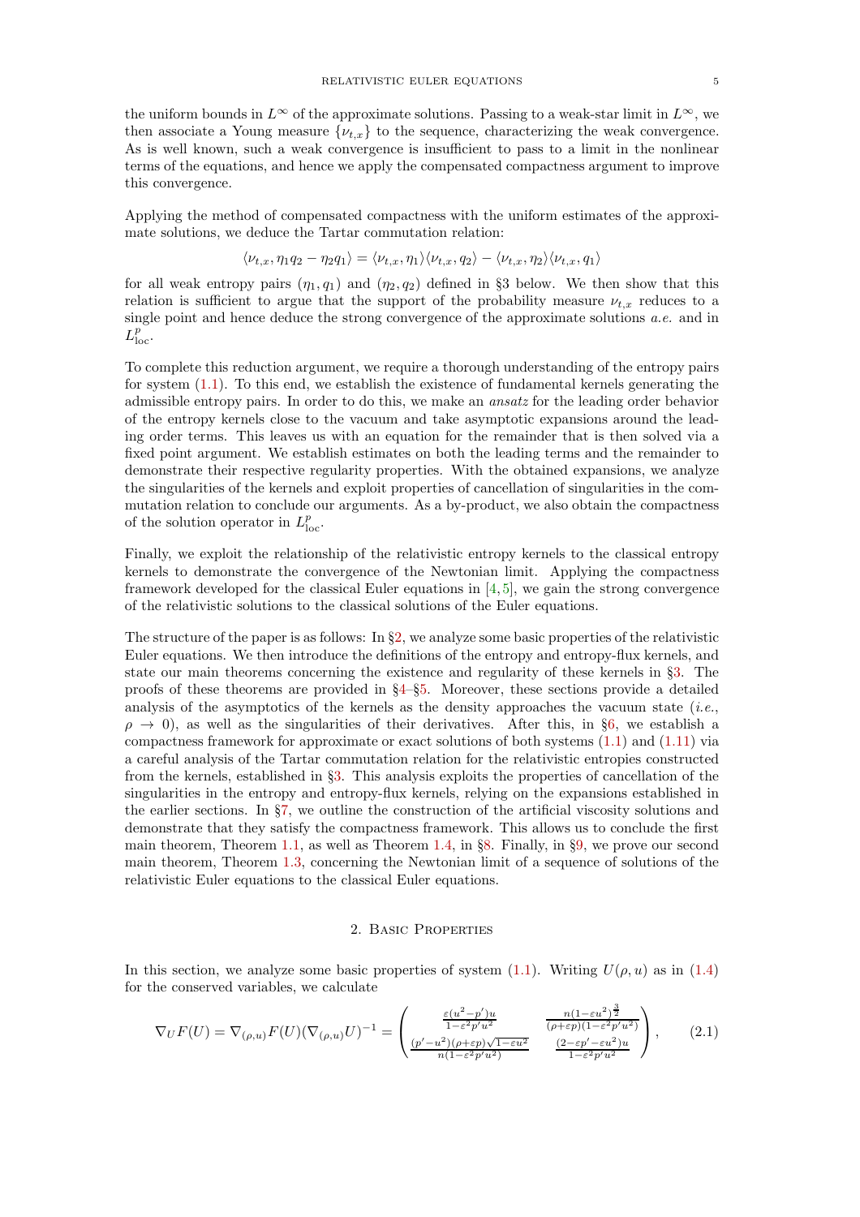the uniform bounds in $L^\infty$ of the approximate solutions. Passing to a weak-star limit in $L^\infty$, we then associate a Young measure $\{\nu_{t,x}\}$ to the sequence, characterizing the weak convergence. As is well known, such a weak convergence is insufficient to pass to a limit in the nonlinear terms of the equations, and hence we apply the compensated compactness argument to improve this convergence.

Applying the method of compensated compactness with the uniform estimates of the approximate solutions, we deduce the Tartar commutation relation:

$$\langle \nu_{t,x}, \eta_1 q_2 - \eta_2 q_1 \rangle = \langle \nu_{t,x}, \eta_1 \rangle \langle \nu_{t,x}, q_2 \rangle - \langle \nu_{t,x}, \eta_2 \rangle \langle \nu_{t,x}, q_1 \rangle$$

for all weak entropy pairs $(\eta_1, q_1)$ and $(\eta_2, q_2)$ defined in §3 below. We then show that this relation is sufficient to argue that the support of the probability measure $\nu_{t,x}$ reduces to a single point and hence deduce the strong convergence of the approximate solutions *a.e.* and in $L^p_{\mathrm{loc}}$.

To complete this reduction argument, we require a thorough understanding of the entropy pairs for system (1.1). To this end, we establish the existence of fundamental kernels generating the admissible entropy pairs. In order to do this, we make an *ansatz* for the leading order behavior of the entropy kernels close to the vacuum and take asymptotic expansions around the leading order terms. This leaves us with an equation for the remainder that is then solved via a fixed point argument. We establish estimates on both the leading terms and the remainder to demonstrate their respective regularity properties. With the obtained expansions, we analyze the singularities of the kernels and exploit properties of cancellation of singularities in the commutation relation to conclude our arguments. As a by-product, we also obtain the compactness of the solution operator in $L^p_{\mathrm{loc}}$.

Finally, we exploit the relationship of the relativistic entropy kernels to the classical entropy kernels to demonstrate the convergence of the Newtonian limit. Applying the compactness framework developed for the classical Euler equations in [4,5], we gain the strong convergence of the relativistic solutions to the classical solutions of the Euler equations.

The structure of the paper is as follows: In §2, we analyze some basic properties of the relativistic Euler equations. We then introduce the definitions of the entropy and entropy-flux kernels, and state our main theorems concerning the existence and regularity of these kernels in §3. The proofs of these theorems are provided in §4–§5. Moreover, these sections provide a detailed analysis of the asymptotics of the kernels as the density approaches the vacuum state (*i.e.*, $\rho \to 0$), as well as the singularities of their derivatives. After this, in §6, we establish a compactness framework for approximate or exact solutions of both systems (1.1) and (1.11) via a careful analysis of the Tartar commutation relation for the relativistic entropies constructed from the kernels, established in §3. This analysis exploits the properties of cancellation of the singularities in the entropy and entropy-flux kernels, relying on the expansions established in the earlier sections. In §7, we outline the construction of the artificial viscosity solutions and demonstrate that they satisfy the compactness framework. This allows us to conclude the first main theorem, Theorem 1.1, as well as Theorem 1.4, in §8. Finally, in §9, we prove our second main theorem, Theorem 1.3, concerning the Newtonian limit of a sequence of solutions of the relativistic Euler equations to the classical Euler equations.

## 2. Basic Properties

In this section, we analyze some basic properties of system (1.1). Writing $U(\rho, u)$ as in (1.4) for the conserved variables, we calculate

$$\nabla_U F(U) = \nabla_{(\rho,u)} F(U) (\nabla_{(\rho,u)} U)^{-1} = \begin{pmatrix} \frac{\varepsilon(u^2 - p')u}{1-\varepsilon^2 p' u^2} & \frac{n(1-\varepsilon u^2)^{\frac{3}{2}}}{(\rho+\varepsilon p)(1-\varepsilon^2 p' u^2)} \\ \frac{(p'-u^2)(\rho+\varepsilon p)\sqrt{1-\varepsilon u^2}}{n(1-\varepsilon^2 p' u^2)} & \frac{(2-\varepsilon p' - \varepsilon u^2)u}{1-\varepsilon^2 p' u^2} \end{pmatrix}, \tag{2.1}$$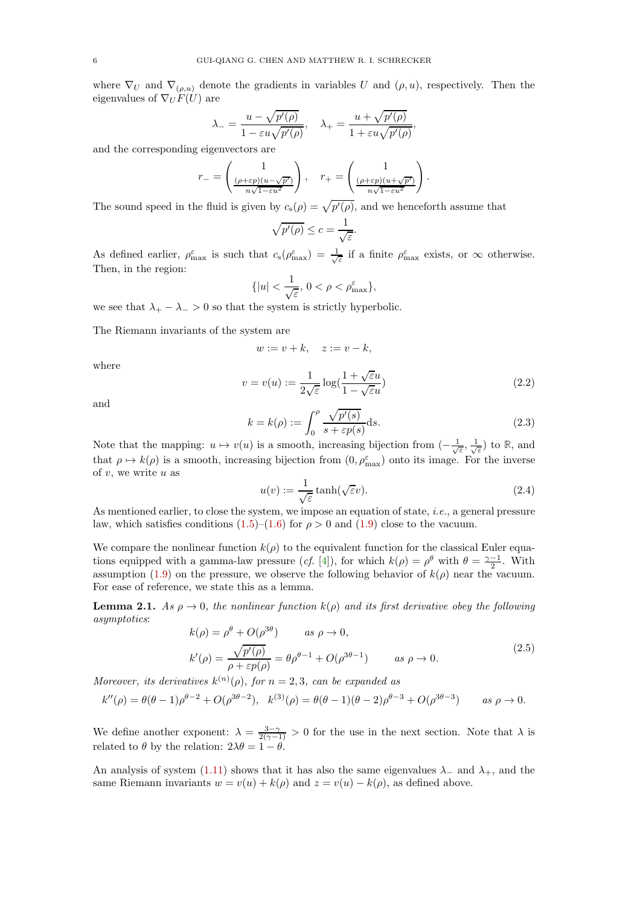where $\nabla_U$ and $\nabla_{(\rho,u)}$ denote the gradients in variables $U$ and $(\rho, u)$, respectively. Then the eigenvalues of $\nabla_U F(U)$ are

$$\lambda_- = \frac{u - \sqrt{p'(\rho)}}{1 - \varepsilon u\sqrt{p'(\rho)}}, \quad \lambda_+ = \frac{u + \sqrt{p'(\rho)}}{1 + \varepsilon u\sqrt{p'(\rho)}},$$

and the corresponding eigenvectors are

$$r_- = \begin{pmatrix} 1 \\ \frac{(\rho+\varepsilon p)(u-\sqrt{p'})}{n\sqrt{1-\varepsilon u^2}} \end{pmatrix}, \quad r_+ = \begin{pmatrix} 1 \\ \frac{(\rho+\varepsilon p)(u+\sqrt{p'})}{n\sqrt{1-\varepsilon u^2}} \end{pmatrix}.$$

The sound speed in the fluid is given by $c_{\rm s}(\rho) = \sqrt{p'(\rho)}$, and we henceforth assume that

$$\sqrt{p'(\rho)} \le c = \frac{1}{\sqrt{\varepsilon}}.$$

As defined earlier, $\rho^\varepsilon_{\max}$ is such that $c_{\rm s}(\rho^\varepsilon_{\max}) = \frac{1}{\sqrt{\varepsilon}}$ if a finite $\rho^\varepsilon_{\max}$ exists, or $\infty$ otherwise. Then, in the region:

$$\{|u| < \frac{1}{\sqrt{\varepsilon}},\, 0 < \rho < \rho^\varepsilon_{\max}\},$$

we see that $\lambda_+ - \lambda_- > 0$ so that the system is strictly hyperbolic.

The Riemann invariants of the system are

$$w := v + k, \quad z := v - k,$$

where

$$v = v(u) := \frac{1}{2\sqrt{\varepsilon}} \log\Big(\frac{1+\sqrt{\varepsilon}u}{1-\sqrt{\varepsilon}u}\Big) \tag{2.2}$$

and

$$k = k(\rho) := \int_0^\rho \frac{\sqrt{p'(s)}}{s + \varepsilon p(s)} {\rm d}s. \tag{2.3}$$

Note that the mapping: $u \mapsto v(u)$ is a smooth, increasing bijection from $(-\frac{1}{\sqrt{\varepsilon}}, \frac{1}{\sqrt{\varepsilon}})$ to $\mathbb{R}$, and that $\rho \mapsto k(\rho)$ is a smooth, increasing bijection from $(0, \rho^\varepsilon_{\max})$ onto its image. For the inverse of $v$, we write $u$ as

$$u(v) := \frac{1}{\sqrt{\varepsilon}} \tanh(\sqrt{\varepsilon}v). \tag{2.4}$$

As mentioned earlier, to close the system, we impose an equation of state, *i.e.*, a general pressure law, which satisfies conditions (1.5)–(1.6) for $\rho > 0$ and (1.9) close to the vacuum.

We compare the nonlinear function $k(\rho)$ to the equivalent function for the classical Euler equations equipped with a gamma-law pressure (*cf.* [4]), for which $k(\rho) = \rho^\theta$ with $\theta = \frac{\gamma-1}{2}$. With assumption (1.9) on the pressure, we observe the following behavior of $k(\rho)$ near the vacuum. For ease of reference, we state this as a lemma.

**Lemma 2.1.** *As $\rho \to 0$, the nonlinear function $k(\rho)$ and its first derivative obey the following asymptotics*:

$$\begin{aligned} &k(\rho) = \rho^\theta + O(\rho^{3\theta}) \qquad \text{as } \rho \to 0, \\ &k'(\rho) = \frac{\sqrt{p'(\rho)}}{\rho + \varepsilon p(\rho)} = \theta\rho^{\theta-1} + O(\rho^{3\theta-1}) \qquad \text{as } \rho \to 0. \end{aligned} \tag{2.5}$$

*Moreover, its derivatives $k^{(n)}(\rho)$, for $n = 2, 3$, can be expanded as*

$$k''(\rho) = \theta(\theta-1)\rho^{\theta-2} + O(\rho^{3\theta-2}), \;\; k^{(3)}(\rho) = \theta(\theta-1)(\theta-2)\rho^{\theta-3} + O(\rho^{3\theta-3}) \qquad \text{as } \rho \to 0.$$

We define another exponent: $\lambda = \frac{3-\gamma}{2(\gamma-1)} > 0$ for the use in the next section. Note that $\lambda$ is related to $\theta$ by the relation: $2\lambda\theta = 1 - \theta$.

An analysis of system (1.11) shows that it has also the same eigenvalues $\lambda_-$ and $\lambda_+$, and the same Riemann invariants $w = v(u) + k(\rho)$ and $z = v(u) - k(\rho)$, as defined above.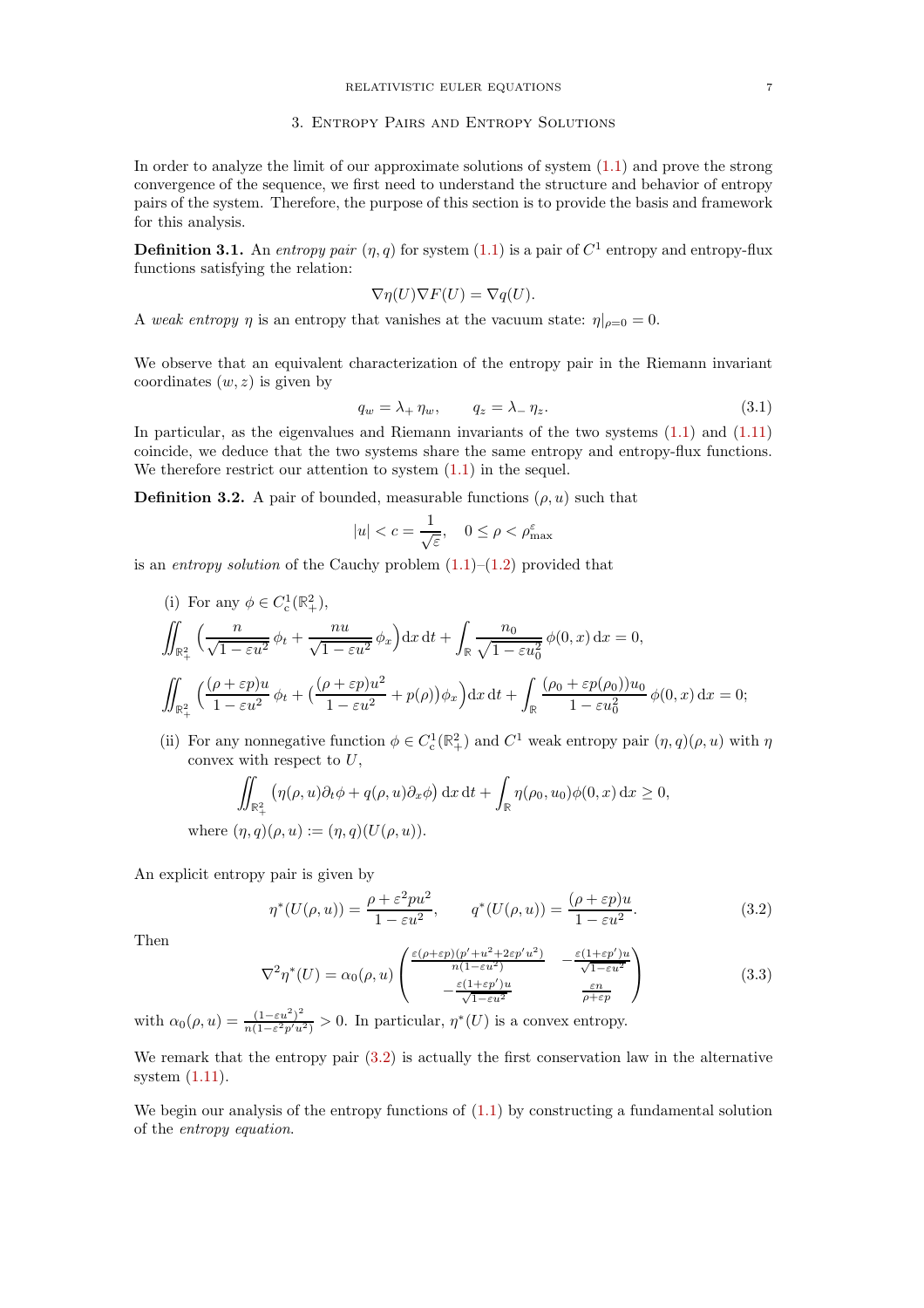## 3. Entropy Pairs and Entropy Solutions

In order to analyze the limit of our approximate solutions of system (1.1) and prove the strong convergence of the sequence, we first need to understand the structure and behavior of entropy pairs of the system. Therefore, the purpose of this section is to provide the basis and framework for this analysis.

**Definition 3.1.** An *entropy pair* $(\eta, q)$ for system (1.1) is a pair of $C^1$ entropy and entropy-flux functions satisfying the relation:

$$\nabla\eta(U)\nabla F(U) = \nabla q(U).$$

A *weak entropy* $\eta$ is an entropy that vanishes at the vacuum state: $\eta|_{\rho=0} = 0$.

We observe that an equivalent characterization of the entropy pair in the Riemann invariant coordinates $(w, z)$ is given by

$$q_w = \lambda_+ \, \eta_w, \qquad q_z = \lambda_- \, \eta_z. \tag{3.1}$$

In particular, as the eigenvalues and Riemann invariants of the two systems (1.1) and (1.11) coincide, we deduce that the two systems share the same entropy and entropy-flux functions. We therefore restrict our attention to system (1.1) in the sequel.

**Definition 3.2.** A pair of bounded, measurable functions $(\rho, u)$ such that

$$|u| < c = \frac{1}{\sqrt{\varepsilon}}, \quad 0 \le \rho < \rho^{\varepsilon}_{\max}$$

is an *entropy solution* of the Cauchy problem (1.1)–(1.2) provided that

(i) For any $\phi \in C^1_c(\mathbb{R}^2_+)$,

$$\iint_{\mathbb{R}^2_+} \Big( \frac{n}{\sqrt{1-\varepsilon u^2}} \, \phi_t + \frac{nu}{\sqrt{1-\varepsilon u^2}} \, \phi_x \Big) \mathrm{d}x \, \mathrm{d}t + \int_{\mathbb{R}} \frac{n_0}{\sqrt{1-\varepsilon u_0^2}} \, \phi(0,x) \, \mathrm{d}x = 0,$$

$$\iint_{\mathbb{R}^2_+} \Big( \frac{(\rho+\varepsilon p)u}{1-\varepsilon u^2} \, \phi_t + \big( \frac{(\rho+\varepsilon p)u^2}{1-\varepsilon u^2} + p(\rho) \big) \phi_x \Big) \mathrm{d}x \, \mathrm{d}t + \int_{\mathbb{R}} \frac{(\rho_0+\varepsilon p(\rho_0))u_0}{1-\varepsilon u_0^2} \, \phi(0,x) \, \mathrm{d}x = 0;$$

(ii) For any nonnegative function $\phi \in C^1_c(\mathbb{R}^2_+)$ and $C^1$ weak entropy pair $(\eta, q)(\rho, u)$ with $\eta$ convex with respect to $U$,

$$\iint_{\mathbb{R}^2_+} \big( \eta(\rho,u)\partial_t\phi + q(\rho,u)\partial_x\phi \big) \, \mathrm{d}x \, \mathrm{d}t + \int_{\mathbb{R}} \eta(\rho_0, u_0)\phi(0,x) \, \mathrm{d}x \ge 0,$$

where $(\eta, q)(\rho, u) := (\eta, q)(U(\rho, u))$.

An explicit entropy pair is given by

$$\eta^*(U(\rho,u)) = \frac{\rho + \varepsilon^2 p u^2}{1-\varepsilon u^2}, \qquad q^*(U(\rho,u)) = \frac{(\rho+\varepsilon p)u}{1-\varepsilon u^2}. \tag{3.2}$$

Then

$$\nabla^2\eta^*(U) = \alpha_0(\rho,u) \begin{pmatrix} \frac{\varepsilon(\rho+\varepsilon p)(p'+u^2+2\varepsilon p' u^2)}{n(1-\varepsilon u^2)} & -\frac{\varepsilon(1+\varepsilon p')u}{\sqrt{1-\varepsilon u^2}} \\ -\frac{\varepsilon(1+\varepsilon p')u}{\sqrt{1-\varepsilon u^2}} & \frac{\varepsilon n}{\rho+\varepsilon p} \end{pmatrix} \tag{3.3}$$

with $\alpha_0(\rho,u) = \frac{(1-\varepsilon u^2)^2}{n(1-\varepsilon^2 p' u^2)} > 0$. In particular, $\eta^*(U)$ is a convex entropy.

We remark that the entropy pair (3.2) is actually the first conservation law in the alternative system (1.11).

We begin our analysis of the entropy functions of (1.1) by constructing a fundamental solution of the *entropy equation*.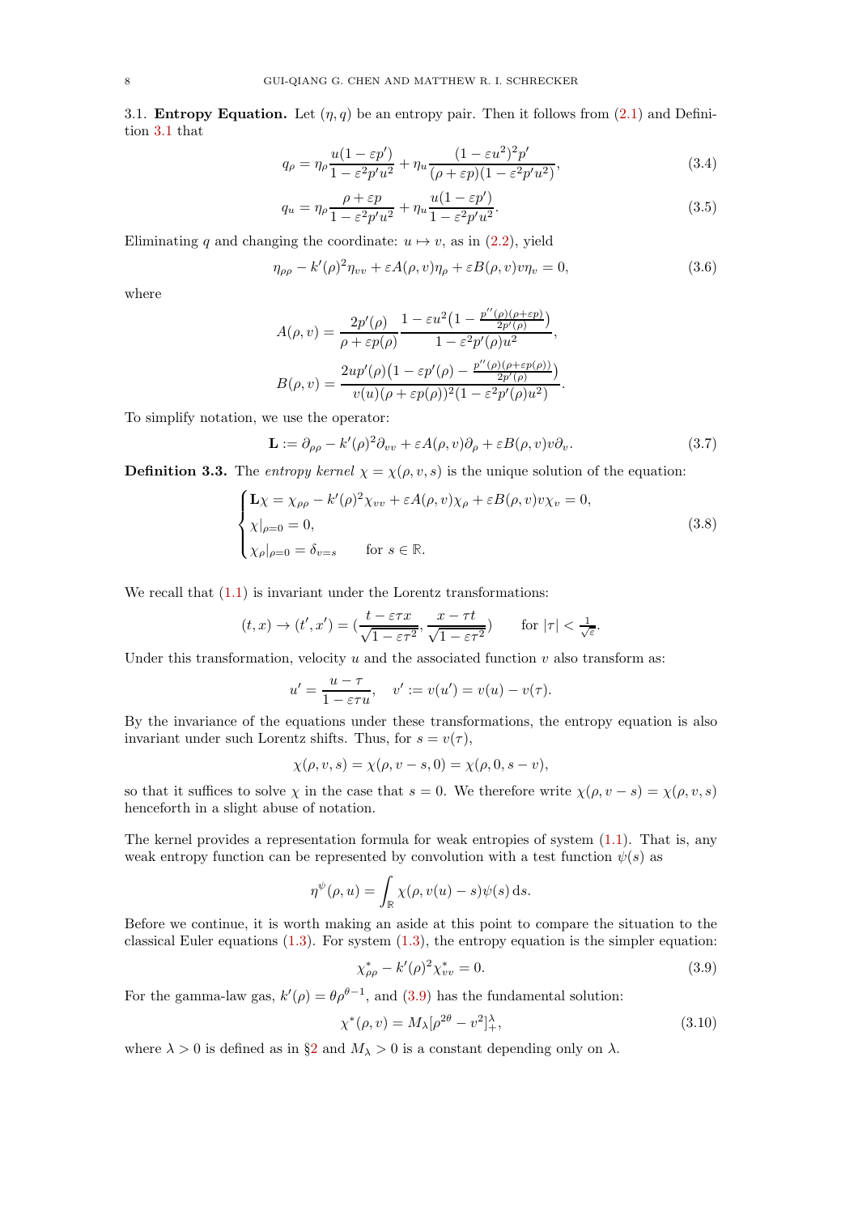3.1. **Entropy Equation.** Let $(\eta, q)$ be an entropy pair. Then it follows from (2.1) and Definition 3.1 that

$$q_\rho = \eta_\rho \frac{u(1-\varepsilon p')}{1-\varepsilon^2 p' u^2} + \eta_u \frac{(1-\varepsilon u^2)^2 p'}{(\rho+\varepsilon p)(1-\varepsilon^2 p' u^2)}, \tag{3.4}$$

$$q_u = \eta_\rho \frac{\rho+\varepsilon p}{1-\varepsilon^2 p' u^2} + \eta_u \frac{u(1-\varepsilon p')}{1-\varepsilon^2 p' u^2}. \tag{3.5}$$

Eliminating $q$ and changing the coordinate: $u \mapsto v$, as in (2.2), yield

$$\eta_{\rho\rho} - k'(\rho)^2 \eta_{vv} + \varepsilon A(\rho, v)\eta_\rho + \varepsilon B(\rho, v) v \eta_v = 0, \tag{3.6}$$

where

$$A(\rho, v) = \frac{2p'(\rho)}{\rho + \varepsilon p(\rho)} \frac{1 - \varepsilon u^2\big(1 - \frac{p''(\rho)(\rho+\varepsilon p)}{2p'(\rho)}\big)}{1 - \varepsilon^2 p'(\rho) u^2},$$

$$B(\rho, v) = \frac{2up'(\rho)\big(1 - \varepsilon p'(\rho) - \frac{p''(\rho)(\rho+\varepsilon p(\rho))}{2p'(\rho)}\big)}{v(u)(\rho+\varepsilon p(\rho))^2(1-\varepsilon^2 p'(\rho) u^2)}.$$

To simplify notation, we use the operator:

$$\mathbf{L} := \partial_{\rho\rho} - k'(\rho)^2 \partial_{vv} + \varepsilon A(\rho, v)\partial_\rho + \varepsilon B(\rho, v) v \partial_v. \tag{3.7}$$

**Definition 3.3.** The *entropy kernel* $\chi = \chi(\rho, v, s)$ is the unique solution of the equation:

$$\begin{cases} \mathbf{L}\chi = \chi_{\rho\rho} - k'(\rho)^2 \chi_{vv} + \varepsilon A(\rho, v)\chi_\rho + \varepsilon B(\rho, v) v \chi_v = 0, \\ \chi|_{\rho=0} = 0, \\ \chi_\rho|_{\rho=0} = \delta_{v=s} \qquad \text{for } s \in \mathbb{R}. \end{cases} \tag{3.8}$$

We recall that (1.1) is invariant under the Lorentz transformations:

$$(t, x) \to (t', x') = \Big(\frac{t - \varepsilon\tau x}{\sqrt{1-\varepsilon\tau^2}}, \frac{x - \tau t}{\sqrt{1-\varepsilon\tau^2}}\Big) \qquad \text{for } |\tau| < \tfrac{1}{\sqrt{\varepsilon}}.$$

Under this transformation, velocity $u$ and the associated function $v$ also transform as:

$$u' = \frac{u - \tau}{1 - \varepsilon\tau u}, \quad v' := v(u') = v(u) - v(\tau).$$

By the invariance of the equations under these transformations, the entropy equation is also invariant under such Lorentz shifts. Thus, for $s = v(\tau)$,

$$\chi(\rho, v, s) = \chi(\rho, v - s, 0) = \chi(\rho, 0, s - v),$$

so that it suffices to solve $\chi$ in the case that $s = 0$. We therefore write $\chi(\rho, v - s) = \chi(\rho, v, s)$ henceforth in a slight abuse of notation.

The kernel provides a representation formula for weak entropies of system (1.1). That is, any weak entropy function can be represented by convolution with a test function $\psi(s)$ as

$$\eta^\psi(\rho, u) = \int_{\mathbb{R}} \chi(\rho, v(u) - s)\psi(s)\,\mathrm{d}s.$$

Before we continue, it is worth making an aside at this point to compare the situation to the classical Euler equations (1.3). For system (1.3), the entropy equation is the simpler equation:

$$\chi^*_{\rho\rho} - k'(\rho)^2 \chi^*_{vv} = 0. \tag{3.9}$$

For the gamma-law gas, $k'(\rho) = \theta\rho^{\theta-1}$, and (3.9) has the fundamental solution:

$$\chi^*(\rho, v) = M_\lambda [\rho^{2\theta} - v^2]_+^\lambda, \tag{3.10}$$

where $\lambda > 0$ is defined as in §2 and $M_\lambda > 0$ is a constant depending only on $\lambda$.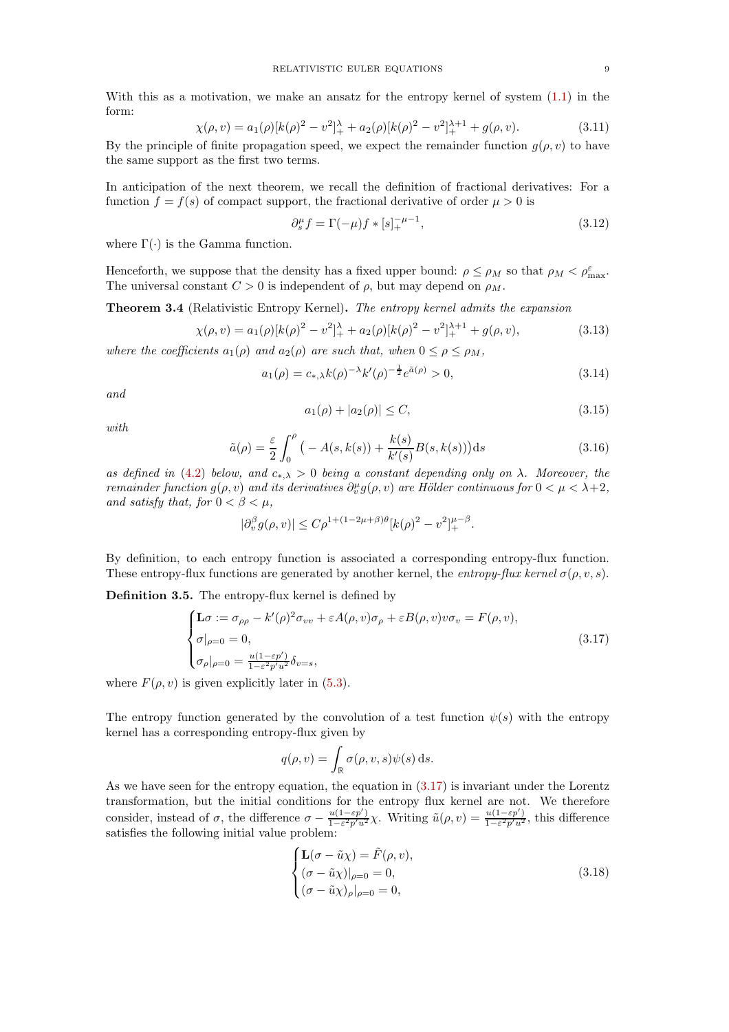With this as a motivation, we make an ansatz for the entropy kernel of system (1.1) in the form:

$$\chi(\rho, v) = a_1(\rho)[k(\rho)^2 - v^2]_+^\lambda + a_2(\rho)[k(\rho)^2 - v^2]_+^{\lambda+1} + g(\rho, v). \tag{3.11}$$

By the principle of finite propagation speed, we expect the remainder function $g(\rho, v)$ to have the same support as the first two terms.

In anticipation of the next theorem, we recall the definition of fractional derivatives: For a function $f = f(s)$ of compact support, the fractional derivative of order $\mu > 0$ is

$$\partial_s^\mu f = \Gamma(-\mu) f * [s]_+^{-\mu-1}, \tag{3.12}$$

where $\Gamma(\cdot)$ is the Gamma function.

Henceforth, we suppose that the density has a fixed upper bound: $\rho \leq \rho_M$ so that $\rho_M < \rho_{\max}^\varepsilon$. The universal constant $C > 0$ is independent of $\rho$, but may depend on $\rho_M$.

**Theorem 3.4** (Relativistic Entropy Kernel)**.** *The entropy kernel admits the expansion*

$$\chi(\rho, v) = a_1(\rho)[k(\rho)^2 - v^2]_+^\lambda + a_2(\rho)[k(\rho)^2 - v^2]_+^{\lambda+1} + g(\rho, v), \tag{3.13}$$

*where the coefficients $a_1(\rho)$ and $a_2(\rho)$ are such that, when $0 \leq \rho \leq \rho_M$,*

$$a_1(\rho) = c_{*,\lambda} k(\rho)^{-\lambda} k'(\rho)^{-\frac{1}{2}} e^{\tilde{a}(\rho)} > 0, \tag{3.14}$$

*and*

$$a_1(\rho) + |a_2(\rho)| \leq C, \tag{3.15}$$

*with*

$$\tilde{a}(\rho) = \frac{\varepsilon}{2} \int_0^\rho \big( - A(s, k(s)) + \frac{k(s)}{k'(s)} B(s, k(s)) \big) \mathrm{d}s \tag{3.16}$$

*as defined in (4.2) below, and $c_{*,\lambda} > 0$ being a constant depending only on $\lambda$. Moreover, the remainder function $g(\rho, v)$ and its derivatives $\partial_v^\mu g(\rho, v)$ are Hölder continuous for $0 < \mu < \lambda + 2$, and satisfy that, for $0 < \beta < \mu$,*

$$|\partial_v^\beta g(\rho, v)| \leq C \rho^{1 + (1 - 2\mu + \beta)\theta} [k(\rho)^2 - v^2]_+^{\mu - \beta}.$$

By definition, to each entropy function is associated a corresponding entropy-flux function. These entropy-flux functions are generated by another kernel, the *entropy-flux kernel* $\sigma(\rho, v, s)$.

**Definition 3.5.** The entropy-flux kernel is defined by

$$\begin{cases} \mathbf{L}\sigma := \sigma_{\rho\rho} - k'(\rho)^2 \sigma_{vv} + \varepsilon A(\rho, v) \sigma_\rho + \varepsilon B(\rho, v) v \sigma_v = F(\rho, v), \\ \sigma|_{\rho=0} = 0, \\ \sigma_\rho|_{\rho=0} = \frac{u(1 - \varepsilon p')}{1 - \varepsilon^2 p' u^2} \delta_{v=s}, \end{cases} \tag{3.17}$$

where $F(\rho, v)$ is given explicitly later in (5.3).

The entropy function generated by the convolution of a test function $\psi(s)$ with the entropy kernel has a corresponding entropy-flux given by

$$q(\rho, v) = \int_{\mathbb{R}} \sigma(\rho, v, s) \psi(s) \, \mathrm{d}s.$$

As we have seen for the entropy equation, the equation in (3.17) is invariant under the Lorentz transformation, but the initial conditions for the entropy flux kernel are not. We therefore consider, instead of $\sigma$, the difference $\sigma - \frac{u(1 - \varepsilon p')}{1 - \varepsilon^2 p' u^2} \chi$. Writing $\tilde{u}(\rho, v) = \frac{u(1 - \varepsilon p')}{1 - \varepsilon^2 p' u^2}$, this difference satisfies the following initial value problem:

$$\begin{cases} \mathbf{L}(\sigma - \tilde{u}\chi) = \tilde{F}(\rho, v), \\ (\sigma - \tilde{u}\chi)|_{\rho=0} = 0, \\ (\sigma - \tilde{u}\chi)_\rho|_{\rho=0} = 0, \end{cases} \tag{3.18}$$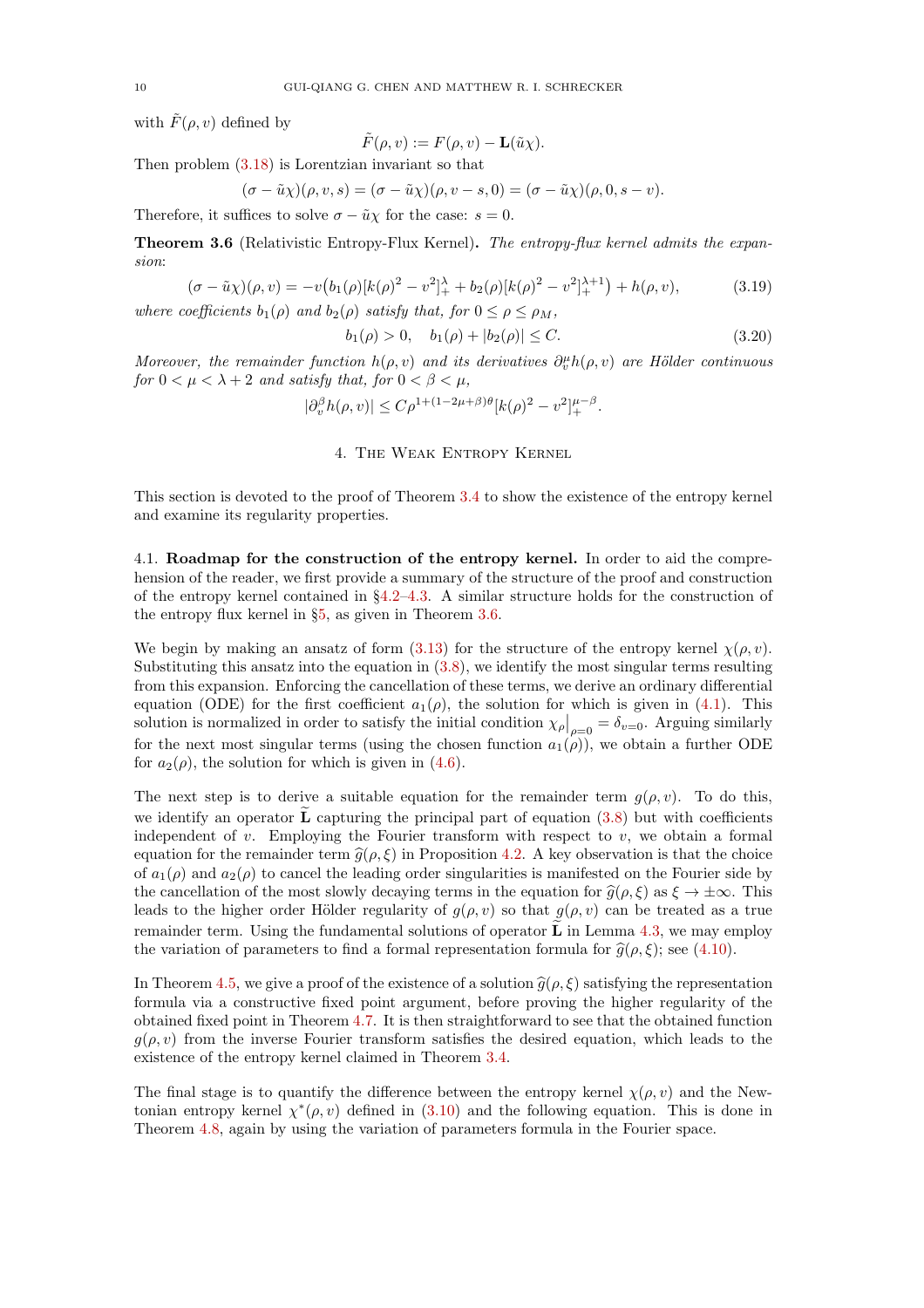with $\tilde{F}(\rho, v)$ defined by

$$\tilde{F}(\rho, v) := F(\rho, v) - \mathbf{L}(\tilde{u}\chi).$$

Then problem (3.18) is Lorentzian invariant so that

$$(\sigma - \tilde{u}\chi)(\rho, v, s) = (\sigma - \tilde{u}\chi)(\rho, v - s, 0) = (\sigma - \tilde{u}\chi)(\rho, 0, s - v).$$

Therefore, it suffices to solve $\sigma - \tilde{u}\chi$ for the case: $s = 0$.

**Theorem 3.6** (Relativistic Entropy-Flux Kernel)**.** *The entropy-flux kernel admits the expansion*:

$$(\sigma - \tilde{u}\chi)(\rho, v) = -v\big(b_1(\rho)[k(\rho)^2 - v^2]_+^{\lambda} + b_2(\rho)[k(\rho)^2 - v^2]_+^{\lambda+1}\big) + h(\rho, v), \tag{3.19}$$

*where coefficients $b_1(\rho)$ and $b_2(\rho)$ satisfy that, for $0 \le \rho \le \rho_M$,*

$$b_1(\rho) > 0, \quad b_1(\rho) + |b_2(\rho)| \le C. \tag{3.20}$$

*Moreover, the remainder function $h(\rho, v)$ and its derivatives $\partial_v^{\mu} h(\rho, v)$ are Hölder continuous for $0 < \mu < \lambda + 2$ and satisfy that, for $0 < \beta < \mu$,*

$$|\partial_v^{\beta} h(\rho, v)| \le C\rho^{1 + (1 - 2\mu + \beta)\theta}[k(\rho)^2 - v^2]_+^{\mu - \beta}.$$

## 4. The Weak Entropy Kernel

This section is devoted to the proof of Theorem 3.4 to show the existence of the entropy kernel and examine its regularity properties.

### 4.1. Roadmap for the construction of the entropy kernel.

In order to aid the comprehension of the reader, we first provide a summary of the structure of the proof and construction of the entropy kernel contained in §4.2–4.3. A similar structure holds for the construction of the entropy flux kernel in §5, as given in Theorem 3.6.

We begin by making an ansatz of form (3.13) for the structure of the entropy kernel $\chi(\rho, v)$. Substituting this ansatz into the equation in (3.8), we identify the most singular terms resulting from this expansion. Enforcing the cancellation of these terms, we derive an ordinary differential equation (ODE) for the first coefficient $a_1(\rho)$, the solution for which is given in (4.1). This solution is normalized in order to satisfy the initial condition $\chi_\rho\big|_{\rho=0} = \delta_{v=0}$. Arguing similarly for the next most singular terms (using the chosen function $a_1(\rho)$), we obtain a further ODE for $a_2(\rho)$, the solution for which is given in (4.6).

The next step is to derive a suitable equation for the remainder term $g(\rho, v)$. To do this, we identify an operator $\widetilde{\mathbf{L}}$ capturing the principal part of equation (3.8) but with coefficients independent of $v$. Employing the Fourier transform with respect to $v$, we obtain a formal equation for the remainder term $\widehat{g}(\rho, \xi)$ in Proposition 4.2. A key observation is that the choice of $a_1(\rho)$ and $a_2(\rho)$ to cancel the leading order singularities is manifested on the Fourier side by the cancellation of the most slowly decaying terms in the equation for $\widehat{g}(\rho, \xi)$ as $\xi \to \pm\infty$. This leads to the higher order Hölder regularity of $g(\rho, v)$ so that $g(\rho, v)$ can be treated as a true remainder term. Using the fundamental solutions of operator $\widetilde{\mathbf{L}}$ in Lemma 4.3, we may employ the variation of parameters to find a formal representation formula for $\widehat{g}(\rho, \xi)$; see (4.10).

In Theorem 4.5, we give a proof of the existence of a solution $\widehat{g}(\rho, \xi)$ satisfying the representation formula via a constructive fixed point argument, before proving the higher regularity of the obtained fixed point in Theorem 4.7. It is then straightforward to see that the obtained function $g(\rho, v)$ from the inverse Fourier transform satisfies the desired equation, which leads to the existence of the entropy kernel claimed in Theorem 3.4.

The final stage is to quantify the difference between the entropy kernel $\chi(\rho, v)$ and the Newtonian entropy kernel $\chi^*(\rho, v)$ defined in (3.10) and the following equation. This is done in Theorem 4.8, again by using the variation of parameters formula in the Fourier space.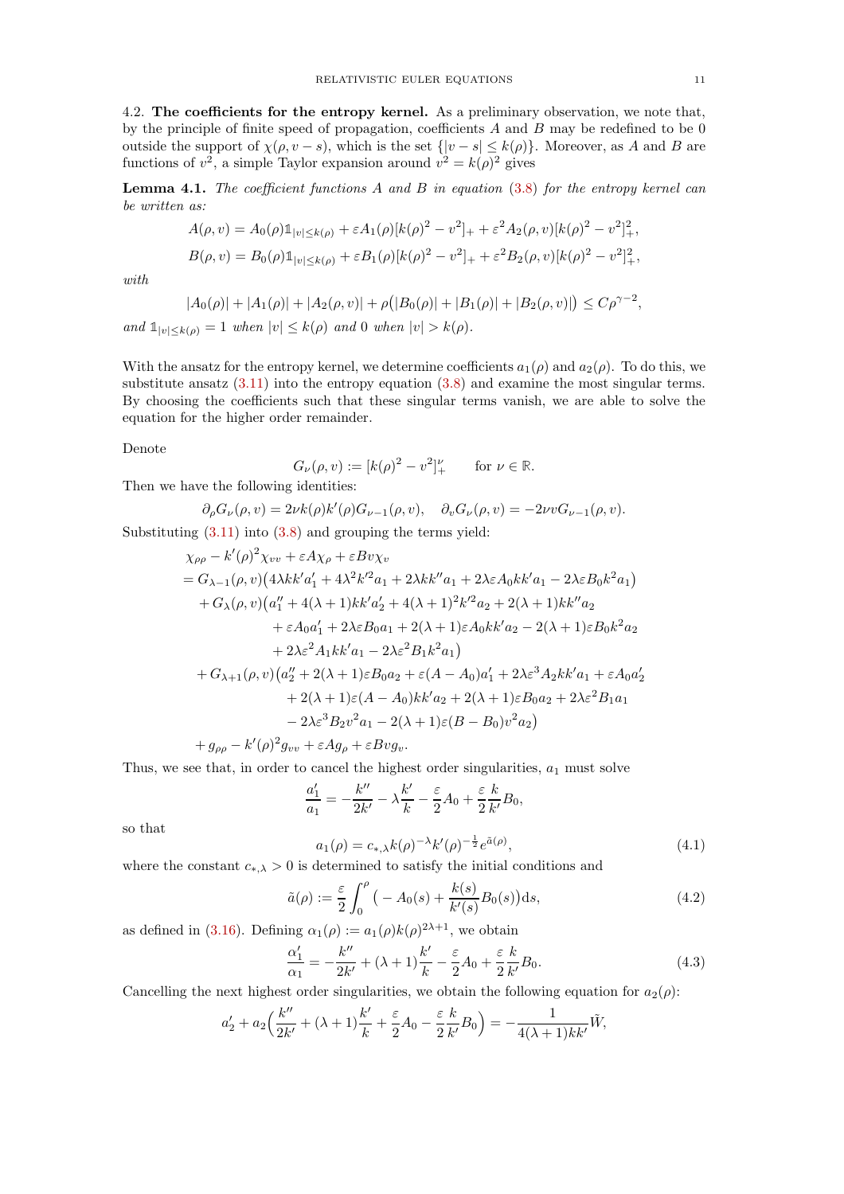4.2. **The coefficients for the entropy kernel.** As a preliminary observation, we note that, by the principle of finite speed of propagation, coefficients $A$ and $B$ may be redefined to be 0 outside the support of $\chi(\rho, v-s)$, which is the set $\{|v-s| \le k(\rho)\}$. Moreover, as $A$ and $B$ are functions of $v^2$, a simple Taylor expansion around $v^2 = k(\rho)^2$ gives

**Lemma 4.1.** *The coefficient functions $A$ and $B$ in equation (3.8) for the entropy kernel can be written as:*

$$A(\rho, v) = A_0(\rho)\mathbb{1}_{|v|\le k(\rho)} + \varepsilon A_1(\rho)[k(\rho)^2 - v^2]_+ + \varepsilon^2 A_2(\rho, v)[k(\rho)^2 - v^2]_+^2,$$

$$B(\rho, v) = B_0(\rho)\mathbb{1}_{|v|\le k(\rho)} + \varepsilon B_1(\rho)[k(\rho)^2 - v^2]_+ + \varepsilon^2 B_2(\rho, v)[k(\rho)^2 - v^2]_+^2,$$

*with*

$$|A_0(\rho)| + |A_1(\rho)| + |A_2(\rho, v)| + \rho\big(|B_0(\rho)| + |B_1(\rho)| + |B_2(\rho, v)|\big) \le C\rho^{\gamma-2},$$

*and $\mathbb{1}_{|v|\le k(\rho)} = 1$ when $|v| \le k(\rho)$ and 0 when $|v| > k(\rho)$.*

With the ansatz for the entropy kernel, we determine coefficients $a_1(\rho)$ and $a_2(\rho)$. To do this, we substitute ansatz (3.11) into the entropy equation (3.8) and examine the most singular terms. By choosing the coefficients such that these singular terms vanish, we are able to solve the equation for the higher order remainder.

Denote

$$G_\nu(\rho, v) := [k(\rho)^2 - v^2]_+^\nu \qquad \text{for } \nu \in \mathbb{R}.$$

Then we have the following identities:

$$\partial_\rho G_\nu(\rho, v) = 2\nu k(\rho)k'(\rho)G_{\nu-1}(\rho, v), \quad \partial_v G_\nu(\rho, v) = -2\nu v G_{\nu-1}(\rho, v).$$

Substituting (3.11) into (3.8) and grouping the terms yield:

$$\begin{aligned}
&\chi_{\rho\rho} - k'(\rho)^2\chi_{vv} + \varepsilon A\chi_\rho + \varepsilon Bv\chi_v \\
&= G_{\lambda-1}(\rho, v)\big(4\lambda kk'a_1' + 4\lambda^2 k'^2 a_1 + 2\lambda kk'' a_1 + 2\lambda\varepsilon A_0 kk' a_1 - 2\lambda\varepsilon B_0 k^2 a_1\big) \\
&\quad + G_\lambda(\rho, v)\big(a_1'' + 4(\lambda+1)kk'a_2' + 4(\lambda+1)^2 k'^2 a_2 + 2(\lambda+1)kk''a_2 \\
&\qquad + \varepsilon A_0 a_1' + 2\lambda\varepsilon B_0 a_1 + 2(\lambda+1)\varepsilon A_0 kk' a_2 - 2(\lambda+1)\varepsilon B_0 k^2 a_2 \\
&\qquad + 2\lambda\varepsilon^2 A_1 kk' a_1 - 2\lambda\varepsilon^2 B_1 k^2 a_1\big) \\
&\quad + G_{\lambda+1}(\rho, v)\big(a_2'' + 2(\lambda+1)\varepsilon B_0 a_2 + \varepsilon(A - A_0)a_1' + 2\lambda\varepsilon^3 A_2 kk' a_1 + \varepsilon A_0 a_2' \\
&\qquad + 2(\lambda+1)\varepsilon(A - A_0)kk'a_2 + 2(\lambda+1)\varepsilon B_0 a_2 + 2\lambda\varepsilon^2 B_1 a_1 \\
&\qquad - 2\lambda\varepsilon^3 B_2 v^2 a_1 - 2(\lambda+1)\varepsilon(B - B_0)v^2 a_2\big) \\
&\quad + g_{\rho\rho} - k'(\rho)^2 g_{vv} + \varepsilon A g_\rho + \varepsilon Bv g_v.
\end{aligned}$$

Thus, we see that, in order to cancel the highest order singularities, $a_1$ must solve

$$\frac{a_1'}{a_1} = -\frac{k''}{2k'} - \lambda\frac{k'}{k} - \frac{\varepsilon}{2}A_0 + \frac{\varepsilon}{2}\frac{k}{k'}B_0,$$

so that

$$a_1(\rho) = c_{*,\lambda}k(\rho)^{-\lambda}k'(\rho)^{-\frac{1}{2}}e^{\tilde{a}(\rho)}, \tag{4.1}$$

where the constant $c_{*,\lambda} > 0$ is determined to satisfy the initial conditions and

$$\tilde{a}(\rho) := \frac{\varepsilon}{2}\int_0^\rho \big(-A_0(s) + \frac{k(s)}{k'(s)}B_0(s)\big)\mathrm{d}s, \tag{4.2}$$

as defined in (3.16). Defining $\alpha_1(\rho) := a_1(\rho)k(\rho)^{2\lambda+1}$, we obtain

$$\frac{\alpha_1'}{\alpha_1} = -\frac{k''}{2k'} + (\lambda+1)\frac{k'}{k} - \frac{\varepsilon}{2}A_0 + \frac{\varepsilon}{2}\frac{k}{k'}B_0. \tag{4.3}$$

Cancelling the next highest order singularities, we obtain the following equation for $a_2(\rho)$:

$$a_2' + a_2\Big(\frac{k''}{2k'} + (\lambda+1)\frac{k'}{k} + \frac{\varepsilon}{2}A_0 - \frac{\varepsilon}{2}\frac{k}{k'}B_0\Big) = -\frac{1}{4(\lambda+1)kk'}\tilde{W},$$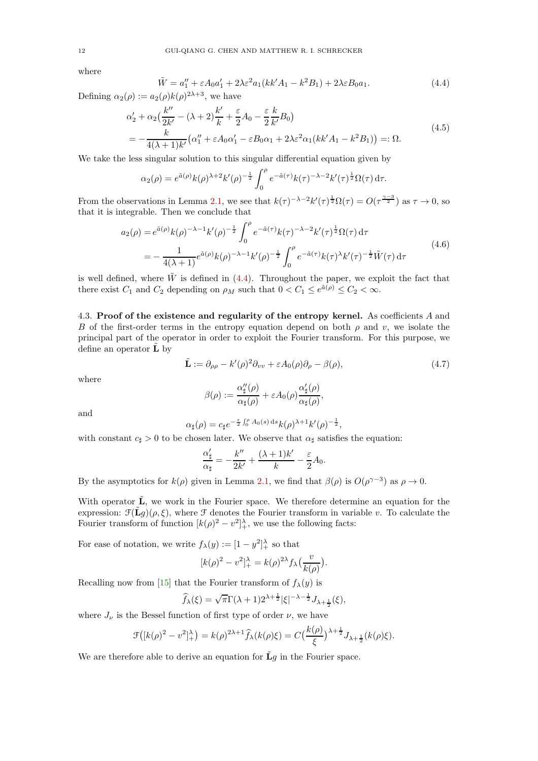where

$$\tilde{W} = a_1'' + \varepsilon A_0 a_1' + 2\lambda\varepsilon^2 a_1(kk'A_1 - k^2 B_1) + 2\lambda\varepsilon B_0 a_1. \tag{4.4}$$

Defining $\alpha_2(\rho) := a_2(\rho)k(\rho)^{2\lambda+3}$, we have

$$\begin{aligned}
&\alpha_2' + \alpha_2\big(\frac{k''}{2k'} - (\lambda+2)\frac{k'}{k} + \frac{\varepsilon}{2}A_0 - \frac{\varepsilon}{2}\frac{k}{k'}B_0\big) \\
&= -\frac{k}{4(\lambda+1)k'}\big(\alpha_1'' + \varepsilon A_0\alpha_1' - \varepsilon B_0\alpha_1 + 2\lambda\varepsilon^2\alpha_1(kk'A_1 - k^2B_1)\big) =: \Omega.
\end{aligned} \tag{4.5}$$

We take the less singular solution to this singular differential equation given by

$$\alpha_2(\rho) = e^{\tilde{a}(\rho)}k(\rho)^{\lambda+2}k'(\rho)^{-\frac{1}{2}}\int_0^\rho e^{-\tilde{a}(\tau)}k(\tau)^{-\lambda-2}k'(\tau)^{\frac{1}{2}}\Omega(\tau)\,\mathrm{d}\tau.$$

From the observations in Lemma 2.1, we see that $k(\tau)^{-\lambda-2}k'(\tau)^{\frac{1}{2}}\Omega(\tau) = O(\tau^{\frac{\gamma-3}{2}})$ as $\tau \to 0$, so that it is integrable. Then we conclude that

$$\begin{aligned}
a_2(\rho) &= e^{\tilde{a}(\rho)}k(\rho)^{-\lambda-1}k'(\rho)^{-\frac{1}{2}}\int_0^\rho e^{-\tilde{a}(\tau)}k(\tau)^{-\lambda-2}k'(\tau)^{\frac{1}{2}}\Omega(\tau)\,\mathrm{d}\tau \\
&= -\frac{1}{4(\lambda+1)}e^{\tilde{a}(\rho)}k(\rho)^{-\lambda-1}k'(\rho)^{-\frac{1}{2}}\int_0^\rho e^{-\tilde{a}(\tau)}k(\tau)^{\lambda}k'(\tau)^{-\frac{1}{2}}\tilde{W}(\tau)\,\mathrm{d}\tau
\end{aligned} \tag{4.6}$$

is well defined, where $\tilde{W}$ is defined in (4.4). Throughout the paper, we exploit the fact that there exist $C_1$ and $C_2$ depending on $\rho_M$ such that $0 < C_1 \le e^{\tilde{a}(\rho)} \le C_2 < \infty$.

### 4.3. Proof of the existence and regularity of the entropy kernel.

As coefficients $A$ and $B$ of the first-order terms in the entropy equation depend on both $\rho$ and $v$, we isolate the principal part of the operator in order to exploit the Fourier transform. For this purpose, we define an operator $\tilde{\mathbf{L}}$ by

$$\tilde{\mathbf{L}} := \partial_{\rho\rho} - k'(\rho)^2\partial_{vv} + \varepsilon A_0(\rho)\partial_\rho - \beta(\rho), \tag{4.7}$$

where

$$\beta(\rho) := \frac{\alpha_\sharp''(\rho)}{\alpha_\sharp(\rho)} + \varepsilon A_0(\rho)\frac{\alpha_\sharp'(\rho)}{\alpha_\sharp(\rho)},$$

and

$$\alpha_\sharp(\rho) = c_\sharp e^{-\frac{\varepsilon}{2}\int_0^\rho A_0(s)\,\mathrm{d}s}k(\rho)^{\lambda+1}k'(\rho)^{-\frac{1}{2}},$$

with constant $c_\sharp > 0$ to be chosen later. We observe that $\alpha_\sharp$ satisfies the equation:

$$\frac{\alpha_\sharp'}{\alpha_\sharp} = -\frac{k''}{2k'} + \frac{(\lambda+1)k'}{k} - \frac{\varepsilon}{2}A_0.$$

By the asymptotics for $k(\rho)$ given in Lemma 2.1, we find that $\beta(\rho)$ is $O(\rho^{\gamma-3})$ as $\rho \to 0$.

With operator $\tilde{\mathbf{L}}$, we work in the Fourier space. We therefore determine an equation for the expression: $\mathcal{F}(\tilde{\mathbf{L}}g)(\rho,\xi)$, where $\mathcal{F}$ denotes the Fourier transform in variable $v$. To calculate the Fourier transform of function $[k(\rho)^2 - v^2]_+^\lambda$, we use the following facts:

For ease of notation, we write $f_\lambda(y) := [1-y^2]_+^\lambda$ so that

$$[k(\rho)^2 - v^2]_+^\lambda = k(\rho)^{2\lambda}f_\lambda\big(\frac{v}{k(\rho)}\big).$$

Recalling now from [15] that the Fourier transform of $f_\lambda(y)$ is

$$\widehat{f}_\lambda(\xi) = \sqrt{\pi}\Gamma(\lambda+1)2^{\lambda+\frac{1}{2}}|\xi|^{-\lambda-\frac{1}{2}}J_{\lambda+\frac{1}{2}}(\xi),$$

where $J_\nu$ is the Bessel function of first type of order $\nu$, we have

$$\mathcal{F}\big([k(\rho)^2 - v^2]_+^\lambda\big) = k(\rho)^{2\lambda+1}\widehat{f}_\lambda(k(\rho)\xi) = C\big(\frac{k(\rho)}{\xi}\big)^{\lambda+\frac{1}{2}}J_{\lambda+\frac{1}{2}}(k(\rho)\xi).$$

We are therefore able to derive an equation for $\tilde{\mathbf{L}}g$ in the Fourier space.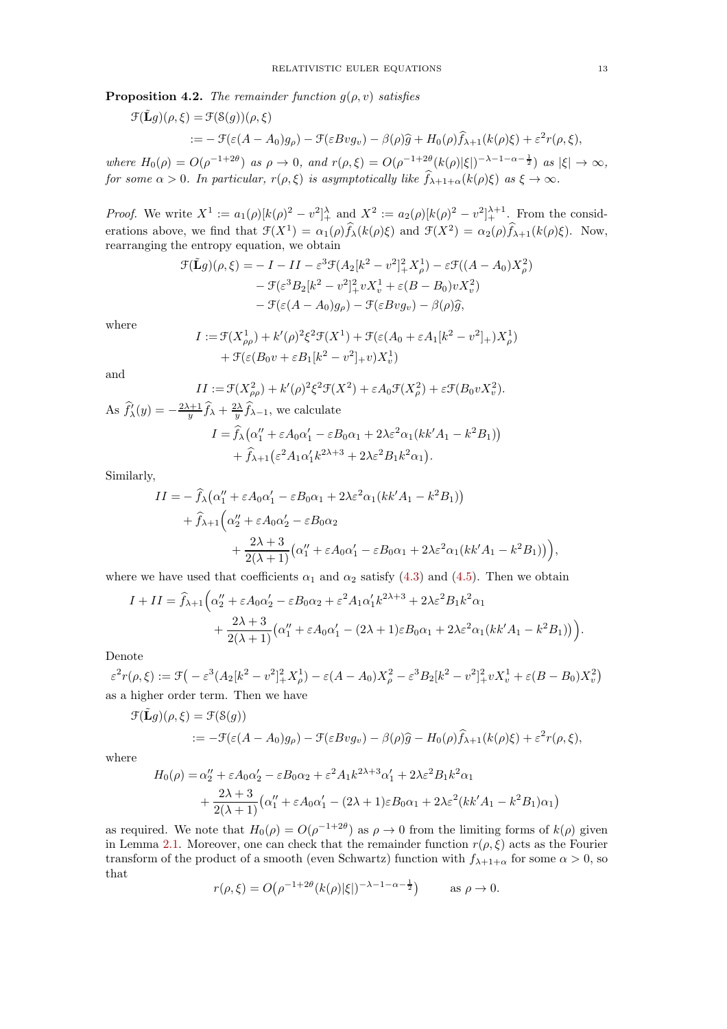**Proposition 4.2.** *The remainder function $g(\rho, v)$ satisfies*

$$
\begin{aligned}
\mathcal{F}(\tilde{\mathbf{L}}g)(\rho,\xi) &= \mathcal{F}(\mathcal{S}(g))(\rho,\xi) \\
&:= -\mathcal{F}(\varepsilon(A-A_0)g_\rho) - \mathcal{F}(\varepsilon B v g_v) - \beta(\rho)\widehat{g} + H_0(\rho)\widehat{f}_{\lambda+1}(k(\rho)\xi) + \varepsilon^2 r(\rho,\xi),
\end{aligned}
$$

*where $H_0(\rho) = O(\rho^{-1+2\theta})$ as $\rho \to 0$, and $r(\rho,\xi) = O(\rho^{-1+2\theta}(k(\rho)|\xi|)^{-\lambda-1-\alpha-\frac{1}{2}})$ as $|\xi| \to \infty$, for some $\alpha > 0$. In particular, $r(\rho,\xi)$ is asymptotically like $\widehat{f}_{\lambda+1+\alpha}(k(\rho)\xi)$ as $\xi \to \infty$.*

*Proof.* We write $X^1 := a_1(\rho)[k(\rho)^2 - v^2]_+^\lambda$ and $X^2 := a_2(\rho)[k(\rho)^2 - v^2]_+^{\lambda+1}$. From the considerations above, we find that $\mathcal{F}(X^1) = \alpha_1(\rho)\widehat{f}_\lambda(k(\rho)\xi)$ and $\mathcal{F}(X^2) = \alpha_2(\rho)\widehat{f}_{\lambda+1}(k(\rho)\xi)$. Now, rearranging the entropy equation, we obtain

$$
\begin{aligned}
\mathcal{F}(\tilde{\mathbf{L}}g)(\rho,\xi) = &- I - II - \varepsilon^3\mathcal{F}(A_2[k^2-v^2]_+^2 X_\rho^1) - \varepsilon\mathcal{F}((A-A_0)X_\rho^2) \\
&- \mathcal{F}(\varepsilon^3 B_2[k^2-v^2]_+^2 v X_v^1 + \varepsilon(B-B_0)vX_v^2) \\
&- \mathcal{F}(\varepsilon(A-A_0)g_\rho) - \mathcal{F}(\varepsilon B v g_v) - \beta(\rho)\widehat{g},
\end{aligned}
$$

where

$$
\begin{aligned}
I := &\mathcal{F}(X_{\rho\rho}^1) + k'(\rho)^2\xi^2\mathcal{F}(X^1) + \mathcal{F}(\varepsilon(A_0 + \varepsilon A_1[k^2-v^2]_+)X_\rho^1) \\
&+ \mathcal{F}(\varepsilon(B_0 v + \varepsilon B_1[k^2-v^2]_+ v)X_v^1)
\end{aligned}
$$

and

$$
II := \mathcal{F}(X_{\rho\rho}^2) + k'(\rho)^2\xi^2\mathcal{F}(X^2) + \varepsilon A_0\mathcal{F}(X_\rho^2) + \varepsilon\mathcal{F}(B_0 v X_v^2).
$$

As $\widehat{f}_\lambda'(y) = -\frac{2\lambda+1}{y}\widehat{f}_\lambda + \frac{2\lambda}{y}\widehat{f}_{\lambda-1}$, we calculate

$$
\begin{aligned}
I = &\widehat{f}_\lambda\big(\alpha_1'' + \varepsilon A_0\alpha_1' - \varepsilon B_0\alpha_1 + 2\lambda\varepsilon^2\alpha_1(kk'A_1 - k^2B_1)\big) \\
&+ \widehat{f}_{\lambda+1}\big(\varepsilon^2 A_1\alpha_1' k^{2\lambda+3} + 2\lambda\varepsilon^2 B_1 k^2\alpha_1\big).
\end{aligned}
$$

Similarly,

$$
\begin{aligned}
II = &-\widehat{f}_\lambda\big(\alpha_1'' + \varepsilon A_0\alpha_1' - \varepsilon B_0\alpha_1 + 2\lambda\varepsilon^2\alpha_1(kk'A_1 - k^2B_1)\big) \\
&+ \widehat{f}_{\lambda+1}\Big(\alpha_2'' + \varepsilon A_0\alpha_2' - \varepsilon B_0\alpha_2 \\
&\qquad + \frac{2\lambda+3}{2(\lambda+1)}\big(\alpha_1'' + \varepsilon A_0\alpha_1' - \varepsilon B_0\alpha_1 + 2\lambda\varepsilon^2\alpha_1(kk'A_1 - k^2B_1)\big)\Big),
\end{aligned}
$$

where we have used that coefficients $\alpha_1$ and $\alpha_2$ satisfy (4.3) and (4.5). Then we obtain

$$
\begin{aligned}
I + II = \widehat{f}_{\lambda+1}\Big(&\alpha_2'' + \varepsilon A_0\alpha_2' - \varepsilon B_0\alpha_2 + \varepsilon^2 A_1\alpha_1' k^{2\lambda+3} + 2\lambda\varepsilon^2 B_1 k^2\alpha_1 \\
&+ \frac{2\lambda+3}{2(\lambda+1)}\big(\alpha_1'' + \varepsilon A_0\alpha_1' - (2\lambda+1)\varepsilon B_0\alpha_1 + 2\lambda\varepsilon^2\alpha_1(kk'A_1 - k^2B_1)\big)\Big).
\end{aligned}
$$

Denote

$$
\varepsilon^2 r(\rho,\xi) := \mathcal{F}\big(-\varepsilon^3(A_2[k^2-v^2]_+^2 X_\rho^1) - \varepsilon(A-A_0)X_\rho^2 - \varepsilon^3 B_2[k^2-v^2]_+^2 v X_v^1 + \varepsilon(B-B_0)X_v^2\big)
$$

as a higher order term. Then we have

$$
\begin{aligned}
\mathcal{F}(\tilde{\mathbf{L}}g)(\rho,\xi) &= \mathcal{F}(\mathcal{S}(g)) \\
&:= -\mathcal{F}(\varepsilon(A-A_0)g_\rho) - \mathcal{F}(\varepsilon B v g_v) - \beta(\rho)\widehat{g} - H_0(\rho)\widehat{f}_{\lambda+1}(k(\rho)\xi) + \varepsilon^2 r(\rho,\xi),
\end{aligned}
$$

where

$$
\begin{aligned}
H_0(\rho) = &\alpha_2'' + \varepsilon A_0\alpha_2' - \varepsilon B_0\alpha_2 + \varepsilon^2 A_1 k^{2\lambda+3}\alpha_1' + 2\lambda\varepsilon^2 B_1 k^2\alpha_1 \\
&+ \frac{2\lambda+3}{2(\lambda+1)}\big(\alpha_1'' + \varepsilon A_0\alpha_1' - (2\lambda+1)\varepsilon B_0\alpha_1 + 2\lambda\varepsilon^2(kk'A_1 - k^2B_1)\alpha_1\big)
\end{aligned}
$$

as required. We note that $H_0(\rho) = O(\rho^{-1+2\theta})$ as $\rho \to 0$ from the limiting forms of $k(\rho)$ given in Lemma 2.1. Moreover, one can check that the remainder function $r(\rho,\xi)$ acts as the Fourier transform of the product of a smooth (even Schwartz) function with $f_{\lambda+1+\alpha}$ for some $\alpha > 0$, so that

$$
r(\rho,\xi) = O\big(\rho^{-1+2\theta}(k(\rho)|\xi|)^{-\lambda-1-\alpha-\frac{1}{2}}\big) \qquad \text{as } \rho \to 0.
$$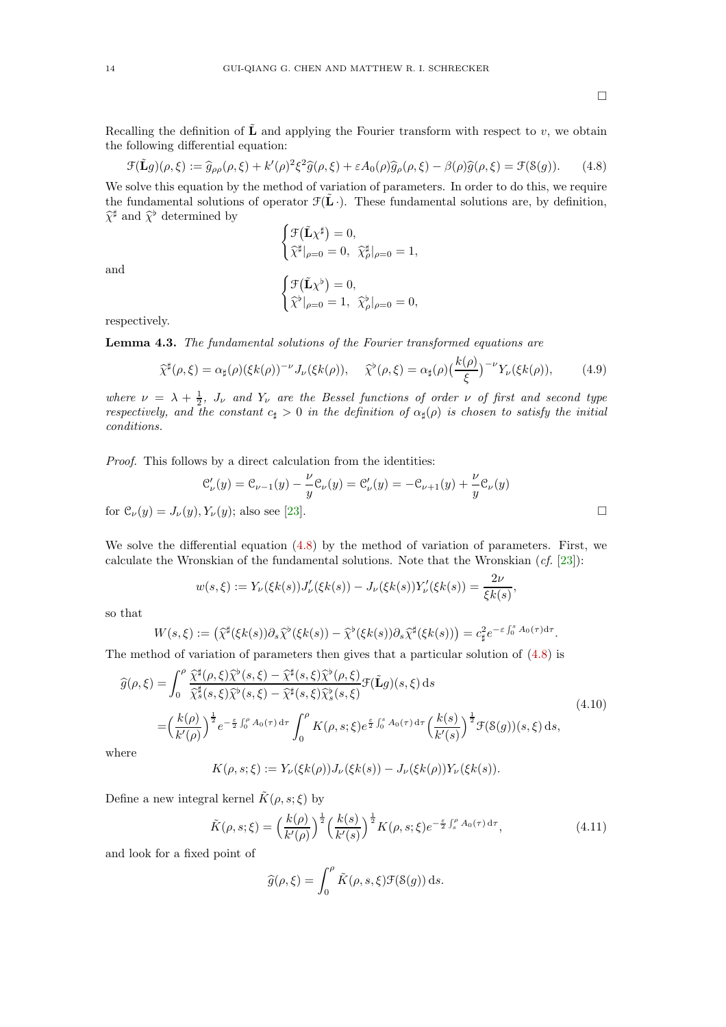□

Recalling the definition of $\tilde{\mathbf{L}}$ and applying the Fourier transform with respect to $v$, we obtain the following differential equation:

$$\mathcal{F}(\tilde{\mathbf{L}}g)(\rho,\xi) := \widehat{g}_{\rho\rho}(\rho,\xi) + k'(\rho)^2\xi^2\widehat{g}(\rho,\xi) + \varepsilon A_0(\rho)\widehat{g}_\rho(\rho,\xi) - \beta(\rho)\widehat{g}(\rho,\xi) = \mathcal{F}(\mathcal{S}(g)). \tag{4.8}$$

We solve this equation by the method of variation of parameters. In order to do this, we require the fundamental solutions of operator $\mathcal{F}(\tilde{\mathbf{L}}\,\cdot)$. These fundamental solutions are, by definition, $\widehat{\chi}^\sharp$ and $\widehat{\chi}^\flat$ determined by

$$\begin{cases} \mathcal{F}\big(\tilde{\mathbf{L}}\chi^\sharp\big) = 0, \\ \widehat{\chi}^\sharp|_{\rho=0} = 0, \;\; \widehat{\chi}^\sharp_\rho|_{\rho=0} = 1, \end{cases}$$

and

$$\begin{cases} \mathcal{F}\big(\tilde{\mathbf{L}}\chi^\flat\big) = 0, \\ \widehat{\chi}^\flat|_{\rho=0} = 1, \;\; \widehat{\chi}^\flat_\rho|_{\rho=0} = 0, \end{cases}$$

respectively.

**Lemma 4.3.** *The fundamental solutions of the Fourier transformed equations are*

$$\widehat{\chi}^\sharp(\rho,\xi) = \alpha_\sharp(\rho)(\xi k(\rho))^{-\nu}J_\nu(\xi k(\rho)), \quad \widehat{\chi}^\flat(\rho,\xi) = \alpha_\sharp(\rho)\big(\frac{k(\rho)}{\xi}\big)^{-\nu}Y_\nu(\xi k(\rho)), \tag{4.9}$$

*where $\nu = \lambda + \frac{1}{2}$, $J_\nu$ and $Y_\nu$ are the Bessel functions of order $\nu$ of first and second type respectively, and the constant $c_\sharp > 0$ in the definition of $\alpha_\sharp(\rho)$ is chosen to satisfy the initial conditions.*

*Proof.* This follows by a direct calculation from the identities:

$$\mathcal{C}'_\nu(y) = \mathcal{C}_{\nu-1}(y) - \frac{\nu}{y}\mathcal{C}_\nu(y) = \mathcal{C}'_\nu(y) = -\mathcal{C}_{\nu+1}(y) + \frac{\nu}{y}\mathcal{C}_\nu(y)$$

for $\mathcal{C}_\nu(y) = J_\nu(y), Y_\nu(y)$; also see [23]. □

We solve the differential equation (4.8) by the method of variation of parameters. First, we calculate the Wronskian of the fundamental solutions. Note that the Wronskian (*cf.* [23]):

$$w(s,\xi) := Y_\nu(\xi k(s))J'_\nu(\xi k(s)) - J_\nu(\xi k(s))Y'_\nu(\xi k(s)) = \frac{2\nu}{\xi k(s)},$$

so that

$$W(s,\xi) := \big(\widehat{\chi}^\sharp(\xi k(s))\partial_s\widehat{\chi}^\flat(\xi k(s)) - \widehat{\chi}^\flat(\xi k(s))\partial_s\widehat{\chi}^\sharp(\xi k(s))\big) = c_\sharp^2 e^{-\varepsilon\int_0^s A_0(\tau)\mathrm{d}\tau}.$$

The method of variation of parameters then gives that a particular solution of (4.8) is

$$\begin{aligned}
\widehat{g}(\rho,\xi) &= \int_0^\rho \frac{\widehat{\chi}^\sharp(\rho,\xi)\widehat{\chi}^\flat(s,\xi) - \widehat{\chi}^\sharp(s,\xi)\widehat{\chi}^\flat(\rho,\xi)}{\widehat{\chi}^\sharp_s(s,\xi)\widehat{\chi}^\flat(s,\xi) - \widehat{\chi}^\sharp(s,\xi)\widehat{\chi}^\flat_s(s,\xi)}\mathcal{F}(\tilde{\mathbf{L}}g)(s,\xi)\,\mathrm{d}s \\
&= \Big(\frac{k(\rho)}{k'(\rho)}\Big)^{\frac{1}{2}} e^{-\frac{\varepsilon}{2}\int_0^\rho A_0(\tau)\,\mathrm{d}\tau}\int_0^\rho K(\rho,s;\xi)e^{\frac{\varepsilon}{2}\int_0^s A_0(\tau)\,\mathrm{d}\tau}\Big(\frac{k(s)}{k'(s)}\Big)^{\frac{1}{2}}\mathcal{F}(\mathcal{S}(g))(s,\xi)\,\mathrm{d}s,
\end{aligned} \tag{4.10}$$

where

$$K(\rho,s;\xi) := Y_\nu(\xi k(\rho))J_\nu(\xi k(s)) - J_\nu(\xi k(\rho))Y_\nu(\xi k(s)).$$

Define a new integral kernel $\tilde{K}(\rho,s;\xi)$ by

$$\tilde{K}(\rho,s;\xi) = \Big(\frac{k(\rho)}{k'(\rho)}\Big)^{\frac{1}{2}}\Big(\frac{k(s)}{k'(s)}\Big)^{\frac{1}{2}}K(\rho,s;\xi)e^{-\frac{\varepsilon}{2}\int_s^\rho A_0(\tau)\,\mathrm{d}\tau}, \tag{4.11}$$

and look for a fixed point of

$$\widehat{g}(\rho,\xi) = \int_0^\rho \tilde{K}(\rho,s,\xi)\mathcal{F}(\mathcal{S}(g))\,\mathrm{d}s.$$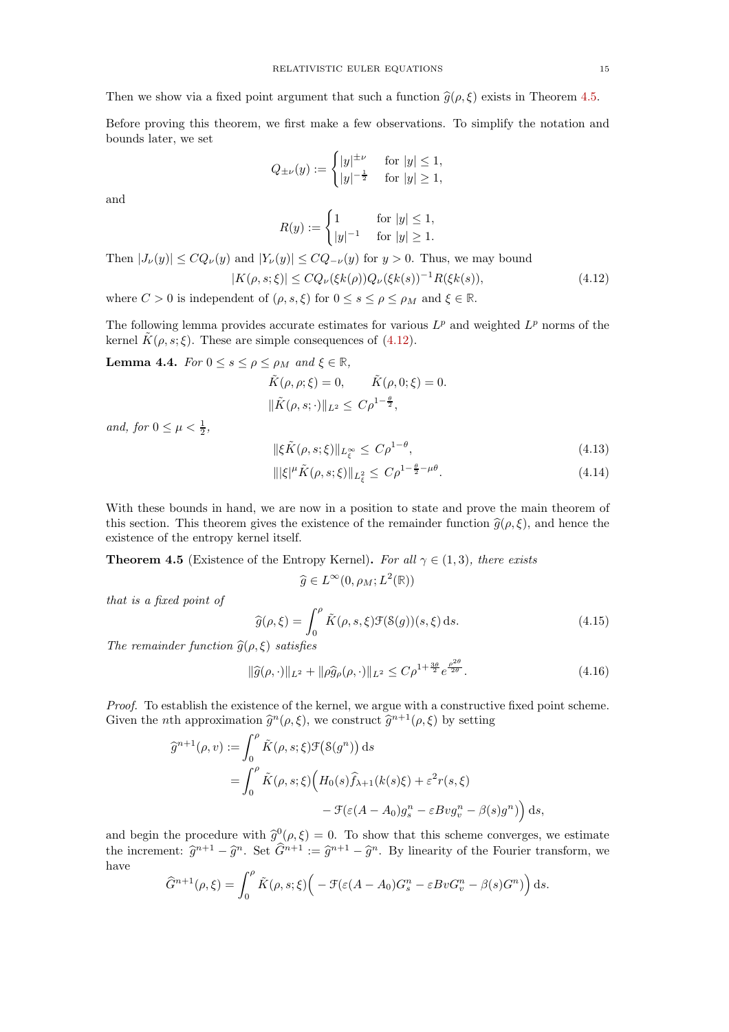Then we show via a fixed point argument that such a function $\widehat{g}(\rho,\xi)$ exists in Theorem 4.5.

Before proving this theorem, we first make a few observations. To simplify the notation and bounds later, we set

$$
Q_{\pm\nu}(y) := \begin{cases} |y|^{\pm\nu} & \text{for } |y| \leq 1, \\ |y|^{-\frac{1}{2}} & \text{for } |y| \geq 1, \end{cases}
$$

and

$$
R(y) := \begin{cases} 1 & \text{for } |y| \leq 1, \\ |y|^{-1} & \text{for } |y| \geq 1. \end{cases}
$$

Then $|J_\nu(y)| \leq C Q_\nu(y)$ and $|Y_\nu(y)| \leq C Q_{-\nu}(y)$ for $y > 0$. Thus, we may bound

$$
|K(\rho, s; \xi)| \leq C Q_\nu(\xi k(\rho)) Q_\nu(\xi k(s))^{-1} R(\xi k(s)), \tag{4.12}
$$

where $C > 0$ is independent of $(\rho, s, \xi)$ for $0 \leq s \leq \rho \leq \rho_M$ and $\xi \in \mathbb{R}$.

The following lemma provides accurate estimates for various $L^p$ and weighted $L^p$ norms of the kernel $\tilde{K}(\rho, s; \xi)$. These are simple consequences of (4.12).

**Lemma 4.4.** *For $0 \leq s \leq \rho \leq \rho_M$ and $\xi \in \mathbb{R}$,*

$$
\tilde{K}(\rho, \rho; \xi) = 0, \qquad \tilde{K}(\rho, 0; \xi) = 0.
$$

$$
\|\tilde{K}(\rho, s; \cdot)\|_{L^2} \leq C \rho^{1-\frac{\theta}{2}},
$$

*and, for $0 \leq \mu < \frac{1}{2}$,*

$$
\|\xi \tilde{K}(\rho, s; \xi)\|_{L^\infty_\xi} \leq C \rho^{1-\theta}, \tag{4.13}
$$

$$
\||\xi|^\mu \tilde{K}(\rho, s; \xi)\|_{L^2_\xi} \leq C \rho^{1-\frac{\theta}{2}-\mu\theta}. \tag{4.14}
$$

With these bounds in hand, we are now in a position to state and prove the main theorem of this section. This theorem gives the existence of the remainder function $\widehat{g}(\rho,\xi)$, and hence the existence of the entropy kernel itself.

**Theorem 4.5** (Existence of the Entropy Kernel)**.** *For all $\gamma \in (1, 3)$, there exists*

$$
\widehat{g} \in L^\infty(0, \rho_M; L^2(\mathbb{R}))
$$

*that is a fixed point of*

$$
\widehat{g}(\rho, \xi) = \int_0^\rho \tilde{K}(\rho, s, \xi) \mathcal{F}(\mathcal{S}(g))(s, \xi) \, \mathrm{d}s. \tag{4.15}
$$

*The remainder function $\widehat{g}(\rho,\xi)$ satisfies*

$$
\|\widehat{g}(\rho, \cdot)\|_{L^2} + \|\rho \widehat{g}_\rho(\rho, \cdot)\|_{L^2} \leq C \rho^{1+\frac{3\theta}{2}} e^{\frac{\rho^{2\theta}}{2\theta}}. \tag{4.16}
$$

*Proof.* To establish the existence of the kernel, we argue with a constructive fixed point scheme. Given the $n$th approximation $\widehat{g}^n(\rho,\xi)$, we construct $\widehat{g}^{n+1}(\rho,\xi)$ by setting

$$
\begin{aligned}
\widehat{g}^{n+1}(\rho, v) &:= \int_0^\rho \tilde{K}(\rho, s; \xi) \mathcal{F}\big(\mathcal{S}(g^n)\big) \, \mathrm{d}s \\
&= \int_0^\rho \tilde{K}(\rho, s; \xi) \Big( H_0(s) \widehat{f}_{\lambda+1}(k(s)\xi) + \varepsilon^2 r(s, \xi) \\
&\qquad - \mathcal{F}(\varepsilon(A - A_0) g^n_s - \varepsilon B v g^n_v - \beta(s) g^n) \Big) \, \mathrm{d}s,
\end{aligned}
$$

and begin the procedure with $\widehat{g}^0(\rho,\xi) = 0$. To show that this scheme converges, we estimate the increment: $\widehat{g}^{n+1} - \widehat{g}^n$. Set $\widehat{G}^{n+1} := \widehat{g}^{n+1} - \widehat{g}^n$. By linearity of the Fourier transform, we have

$$
\widehat{G}^{n+1}(\rho, \xi) = \int_0^\rho \tilde{K}(\rho, s; \xi) \Big( -\mathcal{F}(\varepsilon(A - A_0) G^n_s - \varepsilon B v G^n_v - \beta(s) G^n) \Big) \, \mathrm{d}s.
$$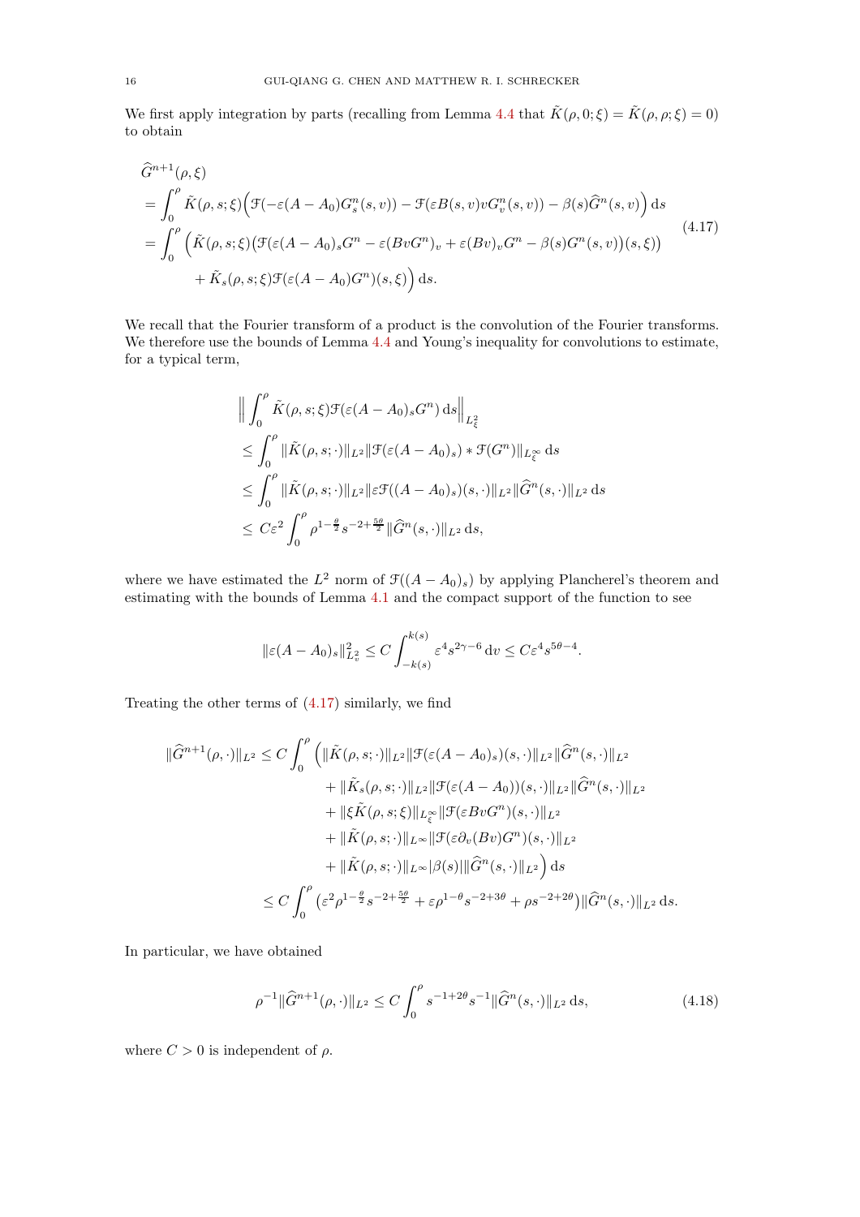We first apply integration by parts (recalling from Lemma 4.4 that $\tilde{K}(\rho, 0; \xi) = \tilde{K}(\rho, \rho; \xi) = 0$) to obtain

$$
\begin{aligned}
&\widehat{G}^{n+1}(\rho, \xi) \\
&= \int_0^\rho \tilde{K}(\rho, s; \xi)\Big(\mathcal{F}(-\varepsilon(A - A_0)G_s^n(s, v)) - \mathcal{F}(\varepsilon B(s, v)vG_v^n(s, v)) - \beta(s)\widehat{G}^n(s, v)\Big)\,\mathrm{d}s \\
&= \int_0^\rho \Big(\tilde{K}(\rho, s; \xi)\big(\mathcal{F}(\varepsilon(A - A_0)_s G^n - \varepsilon(BvG^n)_v + \varepsilon(Bv)_v G^n - \beta(s)G^n(s, v))(s, \xi)\big) \\
&\qquad\quad + \tilde{K}_s(\rho, s; \xi)\mathcal{F}(\varepsilon(A - A_0)G^n)(s, \xi)\Big)\,\mathrm{d}s.
\end{aligned}
\tag{4.17}
$$

We recall that the Fourier transform of a product is the convolution of the Fourier transforms. We therefore use the bounds of Lemma 4.4 and Young's inequality for convolutions to estimate, for a typical term,

$$
\begin{aligned}
&\Big\| \int_0^\rho \tilde{K}(\rho, s; \xi)\mathcal{F}(\varepsilon(A - A_0)_s G^n)\,\mathrm{d}s \Big\|_{L^2_\xi} \\
&\le \int_0^\rho \|\tilde{K}(\rho, s; \cdot)\|_{L^2} \|\mathcal{F}(\varepsilon(A - A_0)_s) * \mathcal{F}(G^n)\|_{L^\infty_\xi}\,\mathrm{d}s \\
&\le \int_0^\rho \|\tilde{K}(\rho, s; \cdot)\|_{L^2} \|\varepsilon\mathcal{F}((A - A_0)_s)(s, \cdot)\|_{L^2} \|\widehat{G}^n(s, \cdot)\|_{L^2}\,\mathrm{d}s \\
&\le C\varepsilon^2 \int_0^\rho \rho^{1-\frac{\theta}{2}} s^{-2+\frac{5\theta}{2}} \|\widehat{G}^n(s, \cdot)\|_{L^2}\,\mathrm{d}s,
\end{aligned}
$$

where we have estimated the $L^2$ norm of $\mathcal{F}((A - A_0)_s)$ by applying Plancherel's theorem and estimating with the bounds of Lemma 4.1 and the compact support of the function to see

$$
\|\varepsilon(A - A_0)_s\|_{L^2_v}^2 \le C \int_{-k(s)}^{k(s)} \varepsilon^4 s^{2\gamma-6}\,\mathrm{d}v \le C\varepsilon^4 s^{5\theta-4}.
$$

Treating the other terms of (4.17) similarly, we find

$$
\begin{aligned}
\|\widehat{G}^{n+1}(\rho, \cdot)\|_{L^2} &\le C \int_0^\rho \Big(\|\tilde{K}(\rho, s; \cdot)\|_{L^2} \|\mathcal{F}(\varepsilon(A - A_0)_s)(s, \cdot)\|_{L^2} \|\widehat{G}^n(s, \cdot)\|_{L^2} \\
&\qquad + \|\tilde{K}_s(\rho, s; \cdot)\|_{L^2} \|\mathcal{F}(\varepsilon(A - A_0))(s, \cdot)\|_{L^2} \|\widehat{G}^n(s, \cdot)\|_{L^2} \\
&\qquad + \|\xi\tilde{K}(\rho, s; \xi)\|_{L^\infty_\xi} \|\mathcal{F}(\varepsilon BvG^n)(s, \cdot)\|_{L^2} \\
&\qquad + \|\tilde{K}(\rho, s; \cdot)\|_{L^\infty} \|\mathcal{F}(\varepsilon\partial_v(Bv)G^n)(s, \cdot)\|_{L^2} \\
&\qquad + \|\tilde{K}(\rho, s; \cdot)\|_{L^\infty} |\beta(s)| \|\widehat{G}^n(s, \cdot)\|_{L^2}\Big)\,\mathrm{d}s \\
&\le C \int_0^\rho \big(\varepsilon^2 \rho^{1-\frac{\theta}{2}} s^{-2+\frac{5\theta}{2}} + \varepsilon\rho^{1-\theta} s^{-2+3\theta} + \rho s^{-2+2\theta}\big) \|\widehat{G}^n(s, \cdot)\|_{L^2}\,\mathrm{d}s.
\end{aligned}
$$

In particular, we have obtained

$$
\rho^{-1}\|\widehat{G}^{n+1}(\rho, \cdot)\|_{L^2} \le C \int_0^\rho s^{-1+2\theta} s^{-1} \|\widehat{G}^n(s, \cdot)\|_{L^2}\,\mathrm{d}s, \tag{4.18}
$$

where $C > 0$ is independent of $\rho$.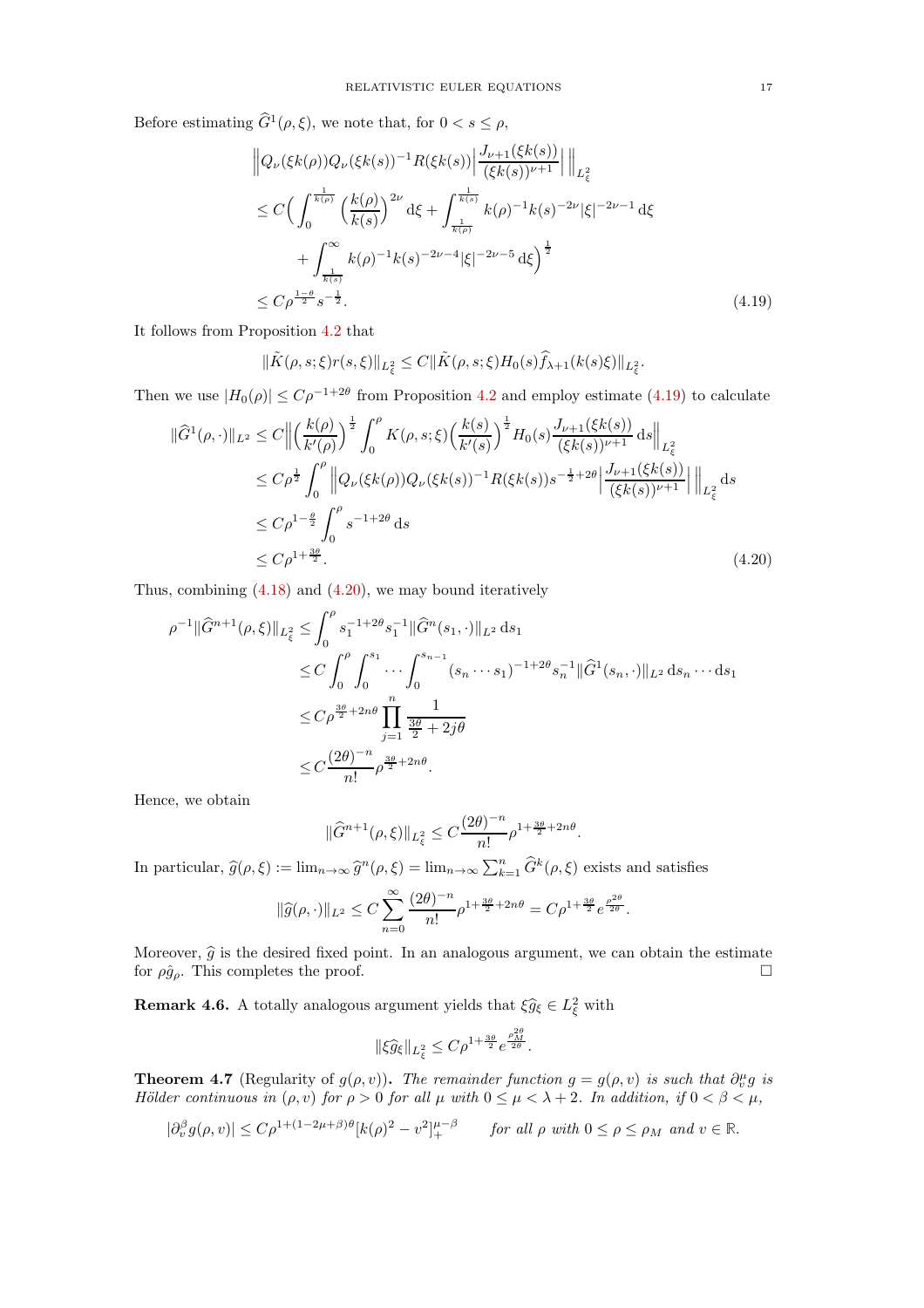Before estimating $\widehat{G}^1(\rho,\xi)$, we note that, for $0 < s \le \rho$,

$$
\begin{aligned}
&\Big\| Q_\nu(\xi k(\rho)) Q_\nu(\xi k(s))^{-1} R(\xi k(s)) \Big| \frac{J_{\nu+1}(\xi k(s))}{(\xi k(s))^{\nu+1}} \Big| \Big\|_{L^2_\xi} \\
&\le C\Big( \int_0^{\frac{1}{k(\rho)}} \Big(\frac{k(\rho)}{k(s)}\Big)^{2\nu} \mathrm{d}\xi + \int_{\frac{1}{k(\rho)}}^{\frac{1}{k(s)}} k(\rho)^{-1} k(s)^{-2\nu} |\xi|^{-2\nu-1} \mathrm{d}\xi \\
&\qquad + \int_{\frac{1}{k(s)}}^{\infty} k(\rho)^{-1} k(s)^{-2\nu-4} |\xi|^{-2\nu-5} \mathrm{d}\xi \Big)^{\frac{1}{2}} \\
&\le C\rho^{\frac{1-\theta}{2}} s^{-\frac{1}{2}}.
\end{aligned}
\tag{4.19}
$$

It follows from Proposition 4.2 that

$$
\|\tilde{K}(\rho,s;\xi) r(s,\xi)\|_{L^2_\xi} \le C \|\tilde{K}(\rho,s;\xi) H_0(s) \widehat{f}_{\lambda+1}(k(s)\xi)\|_{L^2_\xi}.
$$

Then we use $|H_0(\rho)| \le C\rho^{-1+2\theta}$ from Proposition 4.2 and employ estimate (4.19) to calculate

$$
\begin{aligned}
\|\widehat{G}^1(\rho,\cdot)\|_{L^2} &\le C\Big\| \Big(\frac{k(\rho)}{k'(\rho)}\Big)^{\frac{1}{2}} \int_0^\rho K(\rho,s;\xi) \Big(\frac{k(s)}{k'(s)}\Big)^{\frac{1}{2}} H_0(s) \frac{J_{\nu+1}(\xi k(s))}{(\xi k(s))^{\nu+1}} \,\mathrm{d}s \Big\|_{L^2_\xi} \\
&\le C\rho^{\frac{1}{2}} \int_0^\rho \Big\| Q_\nu(\xi k(\rho)) Q_\nu(\xi k(s))^{-1} R(\xi k(s)) s^{-\frac{1}{2}+2\theta} \Big| \frac{J_{\nu+1}(\xi k(s))}{(\xi k(s))^{\nu+1}} \Big| \Big\|_{L^2_\xi} \mathrm{d}s \\
&\le C\rho^{1-\frac{\theta}{2}} \int_0^\rho s^{-1+2\theta} \,\mathrm{d}s \\
&\le C\rho^{1+\frac{3\theta}{2}}.
\end{aligned}
\tag{4.20}
$$

Thus, combining (4.18) and (4.20), we may bound iteratively

$$
\begin{aligned}
\rho^{-1}\|\widehat{G}^{n+1}(\rho,\xi)\|_{L^2_\xi} &\le \int_0^\rho s_1^{-1+2\theta} s_1^{-1} \|\widehat{G}^n(s_1,\cdot)\|_{L^2} \,\mathrm{d}s_1 \\
&\le C \int_0^\rho \int_0^{s_1} \cdots \int_0^{s_{n-1}} (s_n \cdots s_1)^{-1+2\theta} s_n^{-1} \|\widehat{G}^1(s_n,\cdot)\|_{L^2} \,\mathrm{d}s_n \cdots \mathrm{d}s_1 \\
&\le C\rho^{\frac{3\theta}{2}+2n\theta} \prod_{j=1}^n \frac{1}{\frac{3\theta}{2}+2j\theta} \\
&\le C\frac{(2\theta)^{-n}}{n!} \rho^{\frac{3\theta}{2}+2n\theta}.
\end{aligned}
$$

Hence, we obtain

$$
\|\widehat{G}^{n+1}(\rho,\xi)\|_{L^2_\xi} \le C\frac{(2\theta)^{-n}}{n!} \rho^{1+\frac{3\theta}{2}+2n\theta}.
$$

In particular, $\widehat{g}(\rho,\xi) := \lim_{n\to\infty} \widehat{g}^n(\rho,\xi) = \lim_{n\to\infty} \sum_{k=1}^n \widehat{G}^k(\rho,\xi)$ exists and satisfies

$$
\|\widehat{g}(\rho,\cdot)\|_{L^2} \le C \sum_{n=0}^\infty \frac{(2\theta)^{-n}}{n!} \rho^{1+\frac{3\theta}{2}+2n\theta} = C\rho^{1+\frac{3\theta}{2}} e^{\frac{\rho^{2\theta}}{2\theta}}.
$$

Moreover, $\widehat{g}$ is the desired fixed point. In an analogous argument, we can obtain the estimate for $\rho\hat{g}_\rho$. This completes the proof. $\square$

**Remark 4.6.** A totally analogous argument yields that $\xi\widehat{g}_\xi \in L^2_\xi$ with

$$
\|\xi\widehat{g}_\xi\|_{L^2_\xi} \le C\rho^{1+\frac{3\theta}{2}} e^{\frac{\rho_M^{2\theta}}{2\theta}}.
$$

**Theorem 4.7** (Regularity of $g(\rho,v)$). *The remainder function $g = g(\rho,v)$ is such that $\partial_v^\mu g$ is Hölder continuous in $(\rho,v)$ for $\rho > 0$ for all $\mu$ with $0 \le \mu < \lambda + 2$. In addition, if $0 < \beta < \mu$,*

$$
|\partial_v^\beta g(\rho,v)| \le C\rho^{1+(1-2\mu+\beta)\theta} [k(\rho)^2 - v^2]_+^{\mu-\beta} \qquad \textit{for all } \rho \textit{ with } 0 \le \rho \le \rho_M \textit{ and } v \in \mathbb{R}.
$$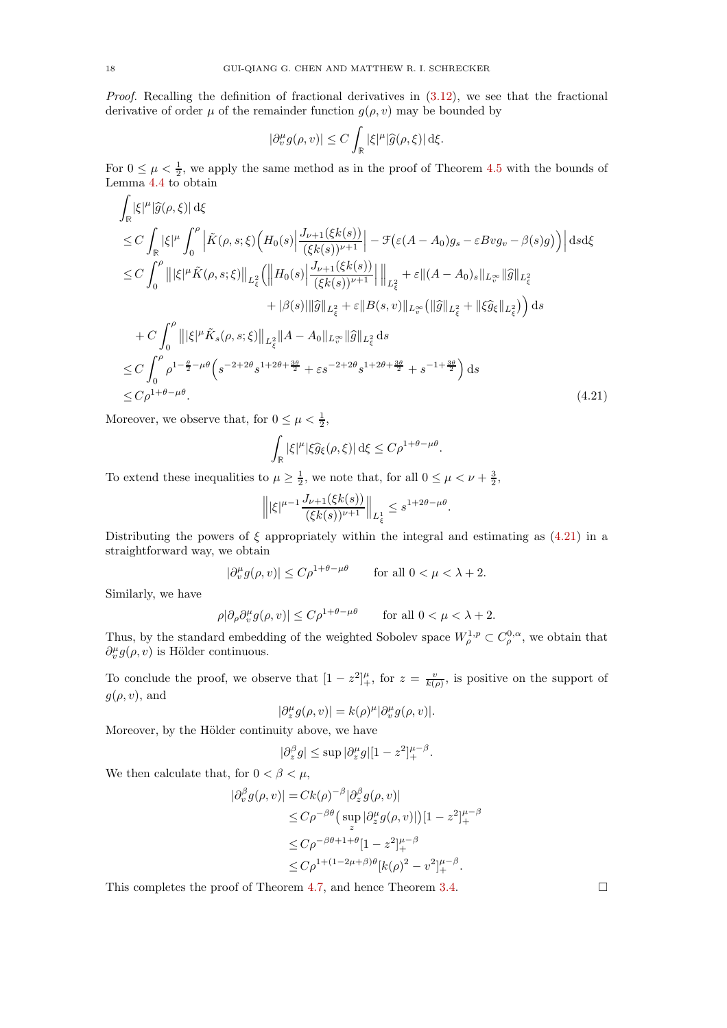*Proof.* Recalling the definition of fractional derivatives in (3.12), we see that the fractional derivative of order $\mu$ of the remainder function $g(\rho, v)$ may be bounded by

$$|\partial_v^\mu g(\rho,v)| \le C\int_{\mathbb{R}} |\xi|^\mu |\widehat{g}(\rho,\xi)|\,\mathrm{d}\xi.$$

For $0 \le \mu < \frac{1}{2}$, we apply the same method as in the proof of Theorem 4.5 with the bounds of Lemma 4.4 to obtain

$$\begin{aligned}
&\int_{\mathbb{R}} |\xi|^\mu |\widehat{g}(\rho,\xi)|\,\mathrm{d}\xi \\
&\le C\int_{\mathbb{R}} |\xi|^\mu \int_0^\rho \Big|\tilde{K}(\rho,s;\xi)\Big(H_0(s)\Big|\frac{J_{\nu+1}(\xi k(s))}{(\xi k(s))^{\nu+1}}\Big| - \mathcal{F}\big(\varepsilon(A-A_0)g_s - \varepsilon B v g_v - \beta(s) g\big)\Big)\Big|\,\mathrm{d}s\mathrm{d}\xi \\
&\le C\int_0^\rho \big\||\xi|^\mu \tilde{K}(\rho,s;\xi)\big\|_{L^2_\xi}\Big(\Big\|H_0(s)\Big|\frac{J_{\nu+1}(\xi k(s))}{(\xi k(s))^{\nu+1}}\Big|\Big\|_{L^2_\xi} + \varepsilon\|(A-A_0)_s\|_{L^\infty_v}\|\widehat{g}\|_{L^2_\xi} \\
&\qquad\qquad + |\beta(s)|\|\widehat{g}\|_{L^2_\xi} + \varepsilon\|B(s,v)\|_{L^\infty_v}\big(\|\widehat{g}\|_{L^2_\xi} + \|\xi\widehat{g}_\xi\|_{L^2_\xi}\big)\Big)\,\mathrm{d}s \\
&\quad + C\int_0^\rho \big\||\xi|^\mu \tilde{K}_s(\rho,s;\xi)\big\|_{L^2_\xi}\|A-A_0\|_{L^\infty_v}\|\widehat{g}\|_{L^2_\xi}\,\mathrm{d}s \\
&\le C\int_0^\rho \rho^{1-\frac{\theta}{2}-\mu\theta}\Big(s^{-2+2\theta}s^{1+2\theta+\frac{3\theta}{2}} + \varepsilon s^{-2+2\theta}s^{1+2\theta+\frac{3\theta}{2}} + s^{-1+\frac{3\theta}{2}}\Big)\,\mathrm{d}s \\
&\le C\rho^{1+\theta-\mu\theta}.
\end{aligned}\tag{4.21}$$

Moreover, we observe that, for $0 \le \mu < \frac{1}{2}$,

$$\int_{\mathbb{R}} |\xi|^\mu |\xi\widehat{g}_\xi(\rho,\xi)|\,\mathrm{d}\xi \le C\rho^{1+\theta-\mu\theta}.$$

To extend these inequalities to $\mu \ge \frac{1}{2}$, we note that, for all $0 \le \mu < \nu + \frac{3}{2}$,

$$\Big\||\xi|^{\mu-1}\frac{J_{\nu+1}(\xi k(s))}{(\xi k(s))^{\nu+1}}\Big\|_{L^1_\xi} \le s^{1+2\theta-\mu\theta}.$$

Distributing the powers of $\xi$ appropriately within the integral and estimating as (4.21) in a straightforward way, we obtain

$$|\partial_v^\mu g(\rho,v)| \le C\rho^{1+\theta-\mu\theta} \qquad \text{for all } 0 < \mu < \lambda + 2.$$

Similarly, we have

$$\rho|\partial_\rho\partial_v^\mu g(\rho,v)| \le C\rho^{1+\theta-\mu\theta} \qquad \text{for all } 0 < \mu < \lambda + 2.$$

Thus, by the standard embedding of the weighted Sobolev space $W^{1,p}_\rho \subset C^{0,\alpha}_\rho$, we obtain that $\partial_v^\mu g(\rho,v)$ is Hölder continuous.

To conclude the proof, we observe that $[1-z^2]_+^\mu$, for $z = \frac{v}{k(\rho)}$, is positive on the support of $g(\rho,v)$, and

$$|\partial_z^\mu g(\rho,v)| = k(\rho)^\mu |\partial_v^\mu g(\rho,v)|.$$

Moreover, by the Hölder continuity above, we have

$$|\partial_z^\beta g| \le \sup|\partial_z^\mu g|[1-z^2]_+^{\mu-\beta}.$$

We then calculate that, for $0 < \beta < \mu$,

$$\begin{aligned}
|\partial_v^\beta g(\rho,v)| &= Ck(\rho)^{-\beta}|\partial_z^\beta g(\rho,v)| \\
&\le C\rho^{-\beta\theta}\big(\sup_z|\partial_z^\mu g(\rho,v)|\big)[1-z^2]_+^{\mu-\beta} \\
&\le C\rho^{-\beta\theta+1+\theta}[1-z^2]_+^{\mu-\beta} \\
&\le C\rho^{1+(1-2\mu+\beta)\theta}[k(\rho)^2 - v^2]_+^{\mu-\beta}.
\end{aligned}$$

This completes the proof of Theorem 4.7, and hence Theorem 3.4. $\square$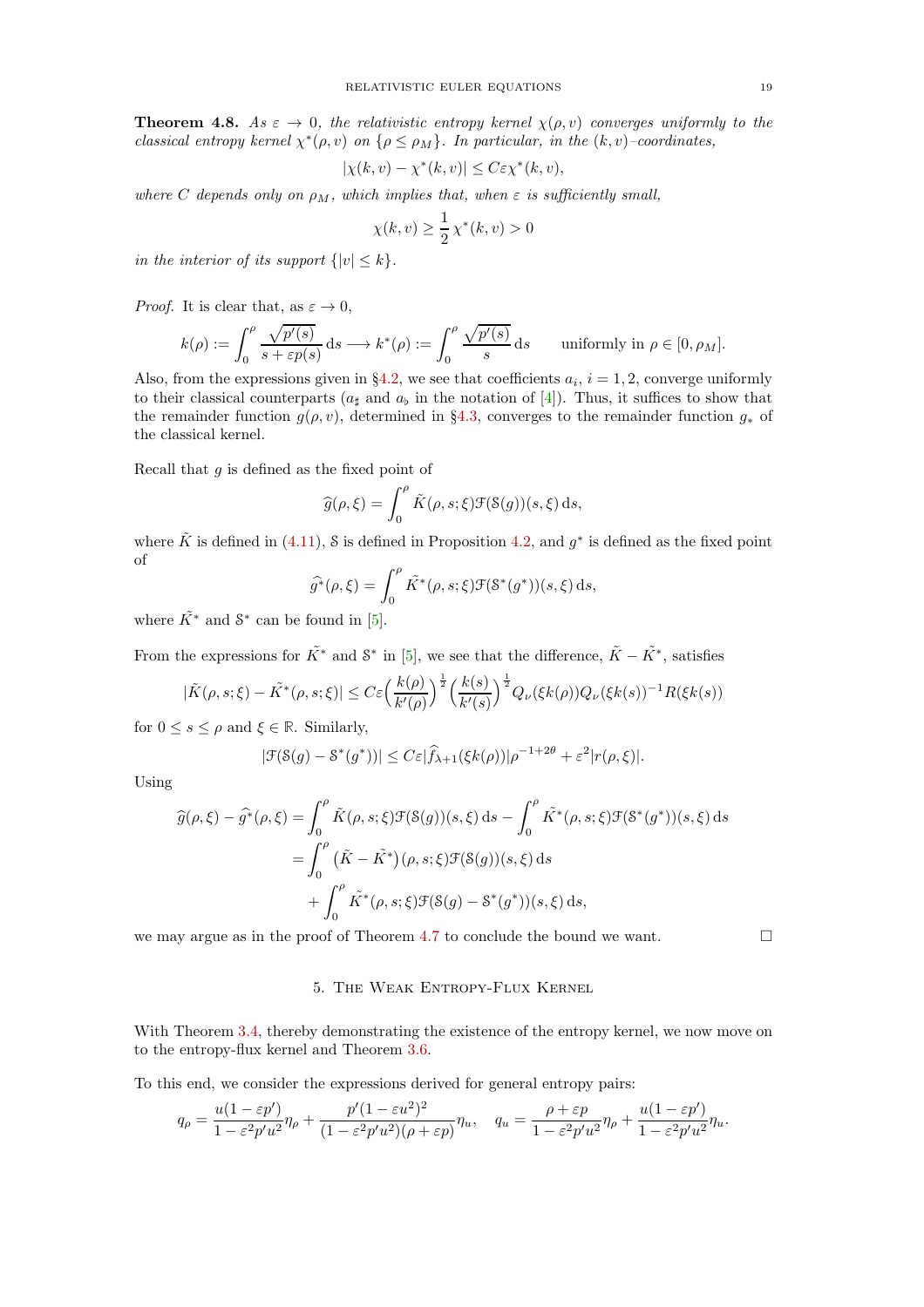**Theorem 4.8.** *As $\varepsilon \to 0$, the relativistic entropy kernel $\chi(\rho, v)$ converges uniformly to the classical entropy kernel $\chi^*(\rho, v)$ on $\{\rho \le \rho_M\}$. In particular, in the $(k, v)$–coordinates,*

$$|\chi(k, v) - \chi^*(k, v)| \le C\varepsilon \chi^*(k, v),$$

*where $C$ depends only on $\rho_M$, which implies that, when $\varepsilon$ is sufficiently small,*

$$\chi(k, v) \ge \frac{1}{2}\chi^*(k, v) > 0$$

*in the interior of its support $\{|v| \le k\}$.*

*Proof.* It is clear that, as $\varepsilon \to 0$,

$$k(\rho) := \int_0^\rho \frac{\sqrt{p'(s)}}{s + \varepsilon p(s)}\, \mathrm{d}s \longrightarrow k^*(\rho) := \int_0^\rho \frac{\sqrt{p'(s)}}{s}\, \mathrm{d}s \qquad \text{uniformly in } \rho \in [0, \rho_M].$$

Also, from the expressions given in §4.2, we see that coefficients $a_i$, $i = 1, 2$, converge uniformly to their classical counterparts ($a_\sharp$ and $a_\flat$ in the notation of [4]). Thus, it suffices to show that the remainder function $g(\rho, v)$, determined in §4.3, converges to the remainder function $g_*$ of the classical kernel.

Recall that $g$ is defined as the fixed point of

$$\widehat{g}(\rho, \xi) = \int_0^\rho \tilde{K}(\rho, s; \xi)\mathcal{F}(\mathcal{S}(g))(s, \xi)\, \mathrm{d}s,$$

where $\tilde{K}$ is defined in (4.11), $\mathcal{S}$ is defined in Proposition 4.2, and $g^*$ is defined as the fixed point of

$$\widehat{g^*}(\rho, \xi) = \int_0^\rho \tilde{K^*}(\rho, s; \xi)\mathcal{F}(\mathcal{S}^*(g^*))(s, \xi)\, \mathrm{d}s,$$

where $\tilde{K^*}$ and $\mathcal{S}^*$ can be found in [5].

From the expressions for $\tilde{K^*}$ and $\mathcal{S}^*$ in [5], we see that the difference, $\tilde{K} - \tilde{K^*}$, satisfies

$$|\tilde{K}(\rho, s; \xi) - \tilde{K^*}(\rho, s; \xi)| \le C\varepsilon \Big(\frac{k(\rho)}{k'(\rho)}\Big)^{\frac{1}{2}} \Big(\frac{k(s)}{k'(s)}\Big)^{\frac{1}{2}} Q_\nu(\xi k(\rho)) Q_\nu(\xi k(s))^{-1} R(\xi k(s))$$

for $0 \le s \le \rho$ and $\xi \in \mathbb{R}$. Similarly,

$$|\mathcal{F}(\mathcal{S}(g) - \mathcal{S}^*(g^*))| \le C\varepsilon |\widehat{f}_{\lambda+1}(\xi k(\rho))| \rho^{-1+2\theta} + \varepsilon^2 |r(\rho, \xi)|.$$

Using

$$\begin{aligned}
\widehat{g}(\rho, \xi) - \widehat{g^*}(\rho, \xi) &= \int_0^\rho \tilde{K}(\rho, s; \xi)\mathcal{F}(\mathcal{S}(g))(s, \xi)\, \mathrm{d}s - \int_0^\rho \tilde{K^*}(\rho, s; \xi)\mathcal{F}(\mathcal{S}^*(g^*))(s, \xi)\, \mathrm{d}s \\
&= \int_0^\rho \big(\tilde{K} - \tilde{K^*}\big)(\rho, s; \xi)\mathcal{F}(\mathcal{S}(g))(s, \xi)\, \mathrm{d}s \\
&\quad + \int_0^\rho \tilde{K^*}(\rho, s; \xi)\mathcal{F}(\mathcal{S}(g) - \mathcal{S}^*(g^*))(s, \xi)\, \mathrm{d}s,
\end{aligned}$$

we may argue as in the proof of Theorem 4.7 to conclude the bound we want. $\square$

## 5. The Weak Entropy-Flux Kernel

With Theorem 3.4, thereby demonstrating the existence of the entropy kernel, we now move on to the entropy-flux kernel and Theorem 3.6.

To this end, we consider the expressions derived for general entropy pairs:

$$q_\rho = \frac{u(1 - \varepsilon p')}{1 - \varepsilon^2 p' u^2}\eta_\rho + \frac{p'(1 - \varepsilon u^2)^2}{(1 - \varepsilon^2 p' u^2)(\rho + \varepsilon p)}\eta_u, \quad q_u = \frac{\rho + \varepsilon p}{1 - \varepsilon^2 p' u^2}\eta_\rho + \frac{u(1 - \varepsilon p')}{1 - \varepsilon^2 p' u^2}\eta_u.$$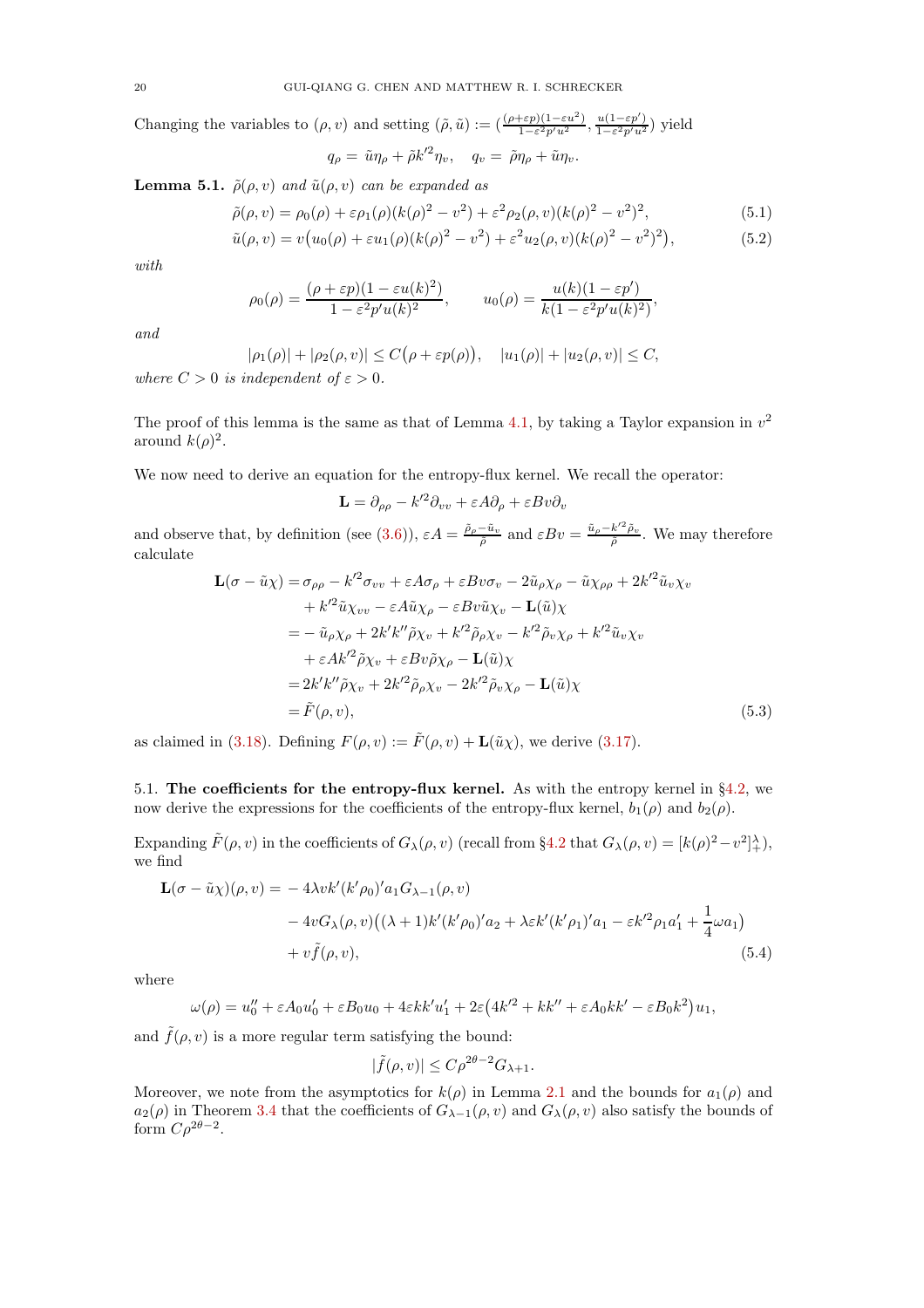Changing the variables to $(\rho, v)$ and setting $(\tilde{\rho}, \tilde{u}) := (\frac{(\rho+\varepsilon p)(1-\varepsilon u^2)}{1-\varepsilon^2 p' u^2}, \frac{u(1-\varepsilon p')}{1-\varepsilon^2 p' u^2})$ yield

$$q_\rho = \tilde{u}\eta_\rho + \tilde{\rho} k'^2 \eta_v, \quad q_v = \tilde{\rho}\eta_\rho + \tilde{u}\eta_v.$$

**Lemma 5.1.** *$\tilde{\rho}(\rho, v)$ and $\tilde{u}(\rho, v)$ can be expanded as*

$$\tilde{\rho}(\rho, v) = \rho_0(\rho) + \varepsilon\rho_1(\rho)(k(\rho)^2 - v^2) + \varepsilon^2 \rho_2(\rho, v)(k(\rho)^2 - v^2)^2, \tag{5.1}$$

$$\tilde{u}(\rho, v) = v\big(u_0(\rho) + \varepsilon u_1(\rho)(k(\rho)^2 - v^2) + \varepsilon^2 u_2(\rho, v)(k(\rho)^2 - v^2)^2\big), \tag{5.2}$$

*with*

$$\rho_0(\rho) = \frac{(\rho + \varepsilon p)(1 - \varepsilon u(k)^2)}{1 - \varepsilon^2 p' u(k)^2}, \qquad u_0(\rho) = \frac{u(k)(1 - \varepsilon p')}{k(1 - \varepsilon^2 p' u(k)^2)},$$

*and*

$$|\rho_1(\rho)| + |\rho_2(\rho, v)| \le C\big(\rho + \varepsilon p(\rho)\big), \quad |u_1(\rho)| + |u_2(\rho, v)| \le C,$$

*where $C > 0$ is independent of $\varepsilon > 0$.*

The proof of this lemma is the same as that of Lemma 4.1, by taking a Taylor expansion in $v^2$ around $k(\rho)^2$.

We now need to derive an equation for the entropy-flux kernel. We recall the operator:

$$\mathbf{L} = \partial_{\rho\rho} - k'^2 \partial_{vv} + \varepsilon A \partial_\rho + \varepsilon B v \partial_v$$

and observe that, by definition (see (3.6)), $\varepsilon A = \frac{\tilde{\rho}_\rho - \tilde{u}_v}{\tilde{\rho}}$ and $\varepsilon B v = \frac{\tilde{u}_\rho - k'^2 \tilde{\rho}_v}{\tilde{\rho}}$. We may therefore calculate

$$\begin{aligned}
\mathbf{L}(\sigma - \tilde{u}\chi) &= \sigma_{\rho\rho} - k'^2 \sigma_{vv} + \varepsilon A \sigma_\rho + \varepsilon B v \sigma_v - 2\tilde{u}_\rho \chi_\rho - \tilde{u}\chi_{\rho\rho} + 2k'^2 \tilde{u}_v \chi_v \\
&\quad + k'^2 \tilde{u}\chi_{vv} - \varepsilon A \tilde{u}\chi_\rho - \varepsilon B v \tilde{u}\chi_v - \mathbf{L}(\tilde{u})\chi \\
&= -\tilde{u}_\rho \chi_\rho + 2k'k''\tilde{\rho}\chi_v + k'^2 \tilde{\rho}_\rho \chi_v - k'^2 \tilde{\rho}_v \chi_\rho + k'^2 \tilde{u}_v \chi_v \\
&\quad + \varepsilon A k'^2 \tilde{\rho}\chi_v + \varepsilon B v \tilde{\rho}\chi_\rho - \mathbf{L}(\tilde{u})\chi \\
&= 2k'k''\tilde{\rho}\chi_v + 2k'^2 \tilde{\rho}_\rho \chi_v - 2k'^2 \tilde{\rho}_v \chi_\rho - \mathbf{L}(\tilde{u})\chi \\
&= \tilde{F}(\rho, v),
\end{aligned} \tag{5.3}$$

as claimed in (3.18). Defining $F(\rho, v) := \tilde{F}(\rho, v) + \mathbf{L}(\tilde{u}\chi)$, we derive (3.17).

### 5.1. The coefficients for the entropy-flux kernel.

As with the entropy kernel in §4.2, we now derive the expressions for the coefficients of the entropy-flux kernel, $b_1(\rho)$ and $b_2(\rho)$.

Expanding $\tilde{F}(\rho, v)$ in the coefficients of $G_\lambda(\rho, v)$ (recall from §4.2 that $G_\lambda(\rho, v) = [k(\rho)^2 - v^2]_+^\lambda$), we find

$$\begin{aligned}
\mathbf{L}(\sigma - \tilde{u}\chi)(\rho, v) &= -4\lambda v k'(k'\rho_0)' a_1 G_{\lambda-1}(\rho, v) \\
&\quad - 4v G_\lambda(\rho, v)\big((\lambda+1)k'(k'\rho_0)' a_2 + \lambda\varepsilon k'(k'\rho_1)' a_1 - \varepsilon k'^2 \rho_1 a_1' + \frac{1}{4}\omega a_1\big) \\
&\quad + v\tilde{f}(\rho, v),
\end{aligned} \tag{5.4}$$

where

$$\omega(\rho) = u_0'' + \varepsilon A_0 u_0' + \varepsilon B_0 u_0 + 4\varepsilon k k' u_1' + 2\varepsilon\big(4k'^2 + kk'' + \varepsilon A_0 k k' - \varepsilon B_0 k^2\big) u_1,$$

and $\tilde{f}(\rho, v)$ is a more regular term satisfying the bound:

$$|\tilde{f}(\rho, v)| \le C\rho^{2\theta - 2} G_{\lambda+1}.$$

Moreover, we note from the asymptotics for $k(\rho)$ in Lemma 2.1 and the bounds for $a_1(\rho)$ and $a_2(\rho)$ in Theorem 3.4 that the coefficients of $G_{\lambda-1}(\rho, v)$ and $G_\lambda(\rho, v)$ also satisfy the bounds of form $C\rho^{2\theta-2}$.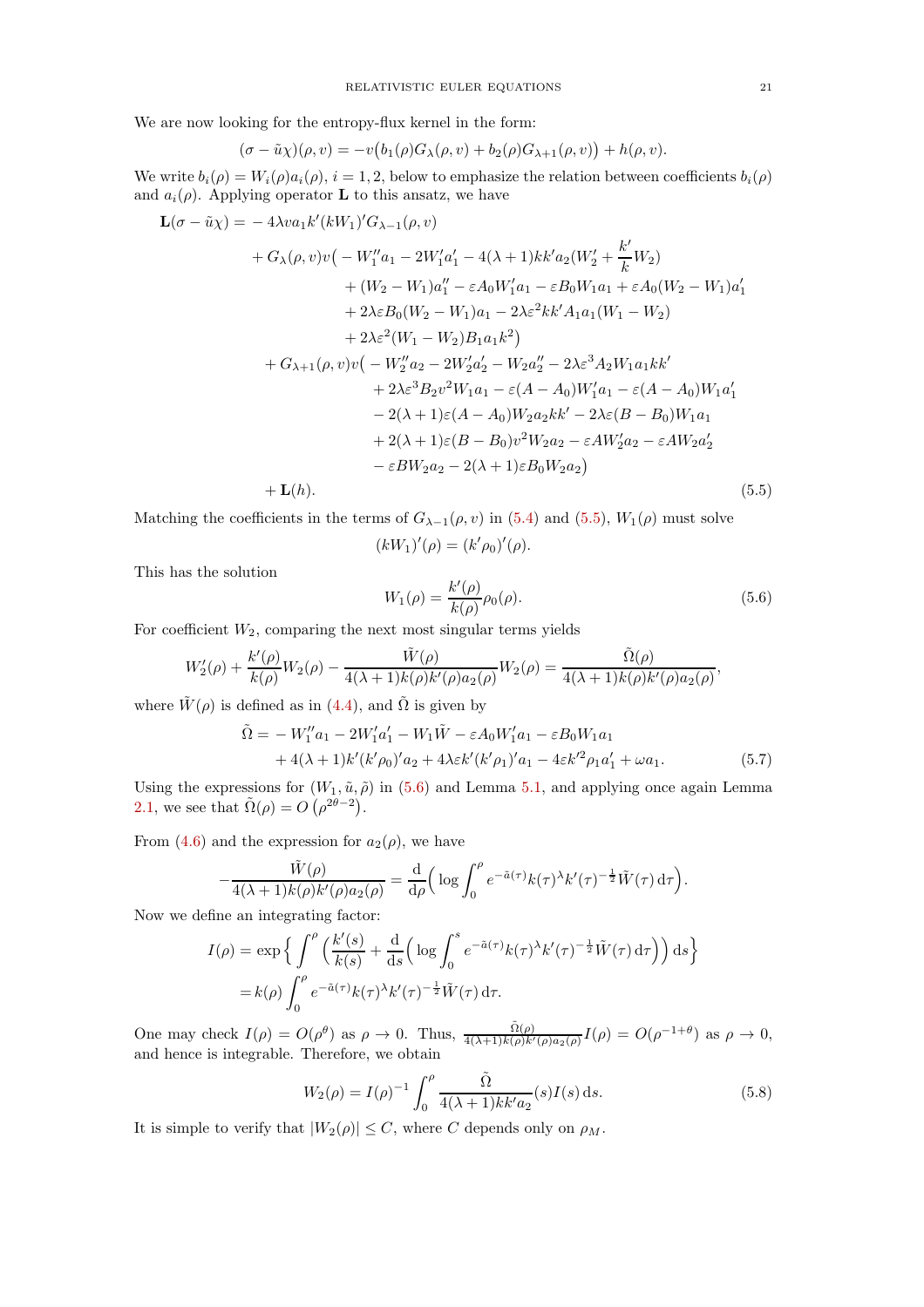We are now looking for the entropy-flux kernel in the form:

$$(\sigma - \tilde{u}\chi)(\rho, v) = -v\big(b_1(\rho)G_\lambda(\rho, v) + b_2(\rho)G_{\lambda+1}(\rho, v)\big) + h(\rho, v).$$

We write $b_i(\rho) = W_i(\rho)a_i(\rho)$, $i = 1, 2$, below to emphasize the relation between coefficients $b_i(\rho)$ and $a_i(\rho)$. Applying operator $\mathbf{L}$ to this ansatz, we have

$$
\begin{aligned}
\mathbf{L}(\sigma - \tilde{u}\chi) = & -4\lambda v a_1 k'(kW_1)' G_{\lambda-1}(\rho, v) \\
& + G_\lambda(\rho, v) v\big( -W_1'' a_1 - 2W_1' a_1' - 4(\lambda+1)kk' a_2 (W_2' + \frac{k'}{k} W_2) \\
& \qquad + (W_2 - W_1) a_1'' - \varepsilon A_0 W_1' a_1 - \varepsilon B_0 W_1 a_1 + \varepsilon A_0 (W_2 - W_1) a_1' \\
& \qquad + 2\lambda \varepsilon B_0 (W_2 - W_1) a_1 - 2\lambda \varepsilon^2 kk' A_1 a_1 (W_1 - W_2) \\
& \qquad + 2\lambda \varepsilon^2 (W_1 - W_2) B_1 a_1 k^2 \big) \\
& + G_{\lambda+1}(\rho, v) v\big( -W_2'' a_2 - 2W_2' a_2' - W_2 a_2'' - 2\lambda \varepsilon^3 A_2 W_1 a_1 kk' \\
& \qquad + 2\lambda \varepsilon^3 B_2 v^2 W_1 a_1 - \varepsilon (A - A_0) W_1' a_1 - \varepsilon (A - A_0) W_1 a_1' \\
& \qquad - 2(\lambda+1)\varepsilon (A - A_0) W_2 a_2 kk' - 2\lambda \varepsilon (B - B_0) W_1 a_1 \\
& \qquad + 2(\lambda+1)\varepsilon (B - B_0) v^2 W_2 a_2 - \varepsilon A W_2' a_2 - \varepsilon A W_2 a_2' \\
& \qquad - \varepsilon B W_2 a_2 - 2(\lambda+1)\varepsilon B_0 W_2 a_2 \big) \\
& + \mathbf{L}(h).
\end{aligned}
\tag{5.5}
$$

Matching the coefficients in the terms of $G_{\lambda-1}(\rho, v)$ in (5.4) and (5.5), $W_1(\rho)$ must solve

$$(kW_1)'(\rho) = (k'\rho_0)'(\rho).$$

This has the solution

$$W_1(\rho) = \frac{k'(\rho)}{k(\rho)}\rho_0(\rho). \tag{5.6}$$

For coefficient $W_2$, comparing the next most singular terms yields

$$W_2'(\rho) + \frac{k'(\rho)}{k(\rho)}W_2(\rho) - \frac{\tilde{W}(\rho)}{4(\lambda+1)k(\rho)k'(\rho)a_2(\rho)}W_2(\rho) = \frac{\tilde{\Omega}(\rho)}{4(\lambda+1)k(\rho)k'(\rho)a_2(\rho)},$$

where $\tilde{W}(\rho)$ is defined as in (4.4), and $\tilde{\Omega}$ is given by

$$
\begin{aligned}
\tilde{\Omega} = & -W_1'' a_1 - 2W_1' a_1' - W_1 \tilde{W} - \varepsilon A_0 W_1' a_1 - \varepsilon B_0 W_1 a_1 \\
& + 4(\lambda+1)k'(k'\rho_0)' a_2 + 4\lambda \varepsilon k'(k'\rho_1)' a_1 - 4\varepsilon k'^2 \rho_1 a_1' + \omega a_1.
\end{aligned}
\tag{5.7}
$$

Using the expressions for $(W_1, \tilde{u}, \tilde{\rho})$ in (5.6) and Lemma 5.1, and applying once again Lemma 2.1, we see that $\tilde{\Omega}(\rho) = O\left(\rho^{2\theta-2}\right)$.

From (4.6) and the expression for $a_2(\rho)$, we have

$$-\frac{\tilde{W}(\rho)}{4(\lambda+1)k(\rho)k'(\rho)a_2(\rho)} = \frac{\mathrm{d}}{\mathrm{d}\rho}\Big(\log \int_0^\rho e^{-\tilde{a}(\tau)}k(\tau)^\lambda k'(\tau)^{-\frac{1}{2}}\tilde{W}(\tau)\,\mathrm{d}\tau\Big).$$

Now we define an integrating factor:

$$
\begin{aligned}
I(\rho) &= \exp\Big\{\int^\rho \Big(\frac{k'(s)}{k(s)} + \frac{\mathrm{d}}{\mathrm{d}s}\Big(\log \int_0^s e^{-\tilde{a}(\tau)}k(\tau)^\lambda k'(\tau)^{-\frac{1}{2}}\tilde{W}(\tau)\,\mathrm{d}\tau\Big)\Big)\,\mathrm{d}s\Big\} \\
&= k(\rho)\int_0^\rho e^{-\tilde{a}(\tau)}k(\tau)^\lambda k'(\tau)^{-\frac{1}{2}}\tilde{W}(\tau)\,\mathrm{d}\tau.
\end{aligned}
$$

One may check $I(\rho) = O(\rho^\theta)$ as $\rho \to 0$. Thus, $\frac{\tilde{\Omega}(\rho)}{4(\lambda+1)k(\rho)k'(\rho)a_2(\rho)}I(\rho) = O(\rho^{-1+\theta})$ as $\rho \to 0$, and hence is integrable. Therefore, we obtain

$$W_2(\rho) = I(\rho)^{-1}\int_0^\rho \frac{\tilde{\Omega}}{4(\lambda+1)kk'a_2}(s)I(s)\,\mathrm{d}s. \tag{5.8}$$

It is simple to verify that $|W_2(\rho)| \le C$, where $C$ depends only on $\rho_M$.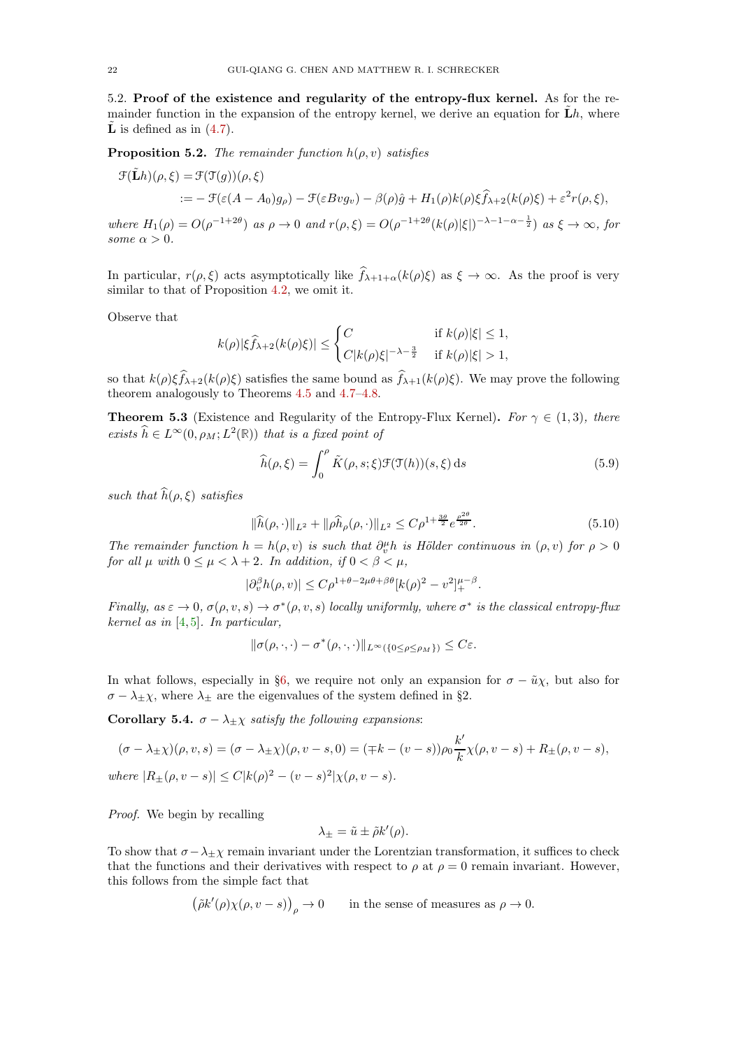5.2. **Proof of the existence and regularity of the entropy-flux kernel.** As for the remainder function in the expansion of the entropy kernel, we derive an equation for $\tilde{\mathbf{L}}h$, where $\tilde{\mathbf{L}}$ is defined as in (4.7).

**Proposition 5.2.** *The remainder function $h(\rho, v)$ satisfies*

$$
\begin{aligned}
\mathcal{F}(\tilde{\mathbf{L}}h)(\rho,\xi) &= \mathcal{F}(\mathfrak{T}(g))(\rho,\xi) \\
&:= -\mathcal{F}(\varepsilon(A-A_0)g_\rho) - \mathcal{F}(\varepsilon Bvg_v) - \beta(\rho)\hat{g} + H_1(\rho)k(\rho)\xi\widehat{f}_{\lambda+2}(k(\rho)\xi) + \varepsilon^2 r(\rho,\xi),
\end{aligned}
$$

*where $H_1(\rho) = O(\rho^{-1+2\theta})$ as $\rho \to 0$ and $r(\rho,\xi) = O(\rho^{-1+2\theta}(k(\rho)|\xi|)^{-\lambda-1-\alpha-\frac{1}{2}})$ as $\xi \to \infty$, for some $\alpha > 0$.*

In particular, $r(\rho,\xi)$ acts asymptotically like $\widehat{f}_{\lambda+1+\alpha}(k(\rho)\xi)$ as $\xi \to \infty$. As the proof is very similar to that of Proposition 4.2, we omit it.

Observe that

$$
k(\rho)|\xi\widehat{f}_{\lambda+2}(k(\rho)\xi)| \le \begin{cases} C & \text{if } k(\rho)|\xi| \le 1, \\ C|k(\rho)\xi|^{-\lambda-\frac{3}{2}} & \text{if } k(\rho)|\xi| > 1, \end{cases}
$$

so that $k(\rho)\xi\widehat{f}_{\lambda+2}(k(\rho)\xi)$ satisfies the same bound as $\widehat{f}_{\lambda+1}(k(\rho)\xi)$. We may prove the following theorem analogously to Theorems 4.5 and 4.7–4.8.

**Theorem 5.3** (Existence and Regularity of the Entropy-Flux Kernel)**.** *For $\gamma \in (1,3)$, there exists $\widehat{h} \in L^\infty(0,\rho_M; L^2(\mathbb{R}))$ that is a fixed point of*

$$
\widehat{h}(\rho,\xi) = \int_0^\rho \tilde{K}(\rho,s;\xi)\mathcal{F}(\mathfrak{T}(h))(s,\xi)\,\mathrm{d}s \tag{5.9}
$$

*such that $\widehat{h}(\rho,\xi)$ satisfies*

$$
\|\widehat{h}(\rho,\cdot)\|_{L^2} + \|\rho\widehat{h}_\rho(\rho,\cdot)\|_{L^2} \le C\rho^{1+\frac{3\theta}{2}}e^{\frac{\rho^{2\theta}}{2\theta}}. \tag{5.10}
$$

*The remainder function $h = h(\rho,v)$ is such that $\partial_v^\mu h$ is Hölder continuous in $(\rho,v)$ for $\rho > 0$ for all $\mu$ with $0 \le \mu < \lambda+2$. In addition, if $0 < \beta < \mu$,*

$$
|\partial_v^\beta h(\rho,v)| \le C\rho^{1+\theta-2\mu\theta+\beta\theta}[k(\rho)^2 - v^2]_+^{\mu-\beta}.
$$

*Finally, as $\varepsilon \to 0$, $\sigma(\rho,v,s) \to \sigma^*(\rho,v,s)$ locally uniformly, where $\sigma^*$ is the classical entropy-flux kernel as in [4,5]. In particular,*

$$
\|\sigma(\rho,\cdot,\cdot) - \sigma^*(\rho,\cdot,\cdot)\|_{L^\infty(\{0\le\rho\le\rho_M\})} \le C\varepsilon.
$$

In what follows, especially in §6, we require not only an expansion for $\sigma - \tilde{u}\chi$, but also for $\sigma - \lambda_\pm\chi$, where $\lambda_\pm$ are the eigenvalues of the system defined in §2.

**Corollary 5.4.** *$\sigma - \lambda_\pm\chi$ satisfy the following expansions*:

$$
(\sigma-\lambda_\pm\chi)(\rho,v,s) = (\sigma-\lambda_\pm\chi)(\rho,v-s,0) = (\mp k - (v-s))\rho_0\frac{k'}{k}\chi(\rho,v-s) + R_\pm(\rho,v-s),
$$

*where $|R_\pm(\rho,v-s)| \le C|k(\rho)^2 - (v-s)^2|\chi(\rho,v-s)$.*

*Proof.* We begin by recalling

$$
\lambda_\pm = \tilde{u} \pm \tilde{\rho}k'(\rho).
$$

To show that $\sigma - \lambda_\pm\chi$ remain invariant under the Lorentzian transformation, it suffices to check that the functions and their derivatives with respect to $\rho$ at $\rho = 0$ remain invariant. However, this follows from the simple fact that

$$
\big(\tilde{\rho}k'(\rho)\chi(\rho,v-s)\big)_\rho \to 0 \qquad \text{in the sense of measures as } \rho \to 0.
$$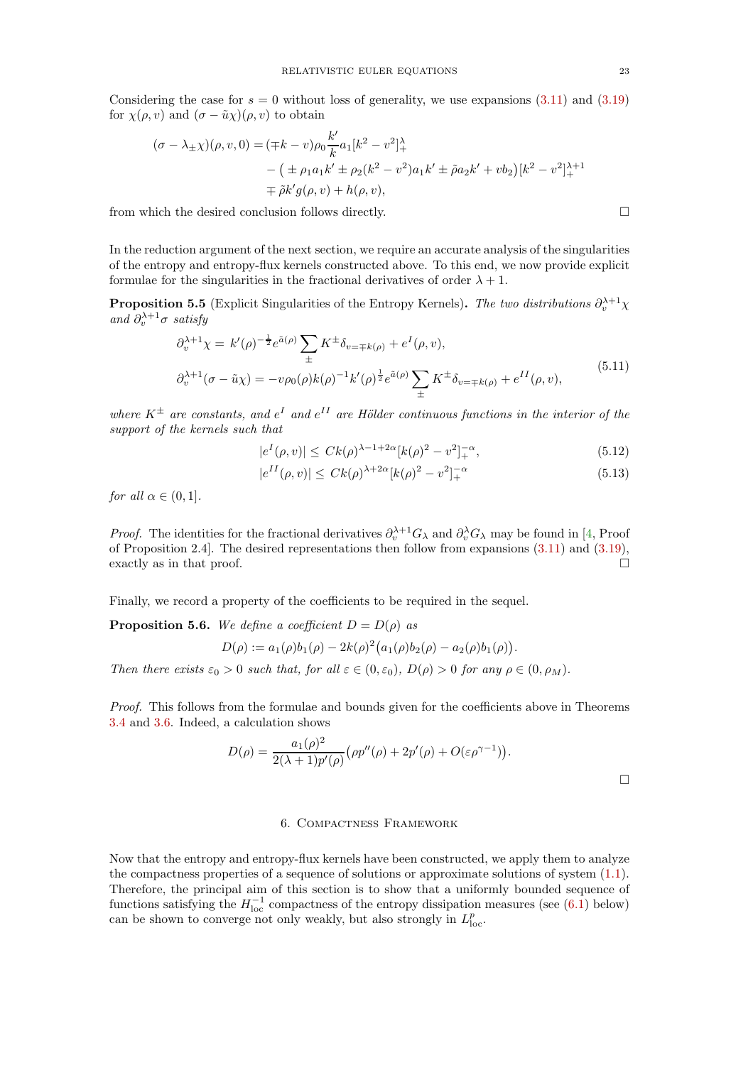Considering the case for $s = 0$ without loss of generality, we use expansions (3.11) and (3.19) for $\chi(\rho, v)$ and $(\sigma - \tilde{u}\chi)(\rho, v)$ to obtain

$$
\begin{aligned}
(\sigma - \lambda_{\pm}\chi)(\rho, v, 0) = & (\mp k - v)\rho_0 \frac{k'}{k} a_1 [k^2 - v^2]_+^{\lambda} \\
& - \big( \pm \rho_1 a_1 k' \pm \rho_2 (k^2 - v^2) a_1 k' \pm \tilde{\rho} a_2 k' + v b_2 \big) [k^2 - v^2]_+^{\lambda+1} \\
& \mp \tilde{\rho} k' g(\rho, v) + h(\rho, v),
\end{aligned}
$$

from which the desired conclusion follows directly. □

In the reduction argument of the next section, we require an accurate analysis of the singularities of the entropy and entropy-flux kernels constructed above. To this end, we now provide explicit formulae for the singularities in the fractional derivatives of order $\lambda + 1$.

**Proposition 5.5** (Explicit Singularities of the Entropy Kernels)**.** *The two distributions $\partial_v^{\lambda+1}\chi$ and $\partial_v^{\lambda+1}\sigma$ satisfy*

$$
\begin{aligned}
\partial_v^{\lambda+1}\chi = & \; k'(\rho)^{-\frac{1}{2}} e^{\tilde{a}(\rho)} \sum_{\pm} K^{\pm} \delta_{v = \mp k(\rho)} + e^{I}(\rho, v), \\
\partial_v^{\lambda+1}(\sigma - \tilde{u}\chi) = & -v \rho_0(\rho) k(\rho)^{-1} k'(\rho)^{\frac{1}{2}} e^{\tilde{a}(\rho)} \sum_{\pm} K^{\pm} \delta_{v = \mp k(\rho)} + e^{II}(\rho, v),
\end{aligned}
\tag{5.11}
$$

*where $K^{\pm}$ are constants, and $e^{I}$ and $e^{II}$ are Hölder continuous functions in the interior of the support of the kernels such that*

$$
|e^{I}(\rho, v)| \le C k(\rho)^{\lambda - 1 + 2\alpha} [k(\rho)^2 - v^2]_+^{-\alpha}, \tag{5.12}
$$

$$
|e^{II}(\rho, v)| \le C k(\rho)^{\lambda + 2\alpha} [k(\rho)^2 - v^2]_+^{-\alpha} \tag{5.13}
$$

*for all $\alpha \in (0, 1]$.*

*Proof.* The identities for the fractional derivatives $\partial_v^{\lambda+1} G_\lambda$ and $\partial_v^{\lambda} G_\lambda$ may be found in [4, Proof of Proposition 2.4]. The desired representations then follow from expansions (3.11) and (3.19), exactly as in that proof. □

Finally, we record a property of the coefficients to be required in the sequel.

**Proposition 5.6.** *We define a coefficient $D = D(\rho)$ as*

$$
D(\rho) := a_1(\rho) b_1(\rho) - 2k(\rho)^2 \big( a_1(\rho) b_2(\rho) - a_2(\rho) b_1(\rho) \big).
$$

*Then there exists $\varepsilon_0 > 0$ such that, for all $\varepsilon \in (0, \varepsilon_0)$, $D(\rho) > 0$ for any $\rho \in (0, \rho_M)$.*

*Proof.* This follows from the formulae and bounds given for the coefficients above in Theorems 3.4 and 3.6. Indeed, a calculation shows

$$
D(\rho) = \frac{a_1(\rho)^2}{2(\lambda + 1) p'(\rho)} \big( \rho p''(\rho) + 2p'(\rho) + O(\varepsilon \rho^{\gamma - 1}) \big).
$$

□

## 6. Compactness Framework

Now that the entropy and entropy-flux kernels have been constructed, we apply them to analyze the compactness properties of a sequence of solutions or approximate solutions of system (1.1). Therefore, the principal aim of this section is to show that a uniformly bounded sequence of functions satisfying the $H^{-1}_{\mathrm{loc}}$ compactness of the entropy dissipation measures (see (6.1) below) can be shown to converge not only weakly, but also strongly in $L^p_{\mathrm{loc}}$.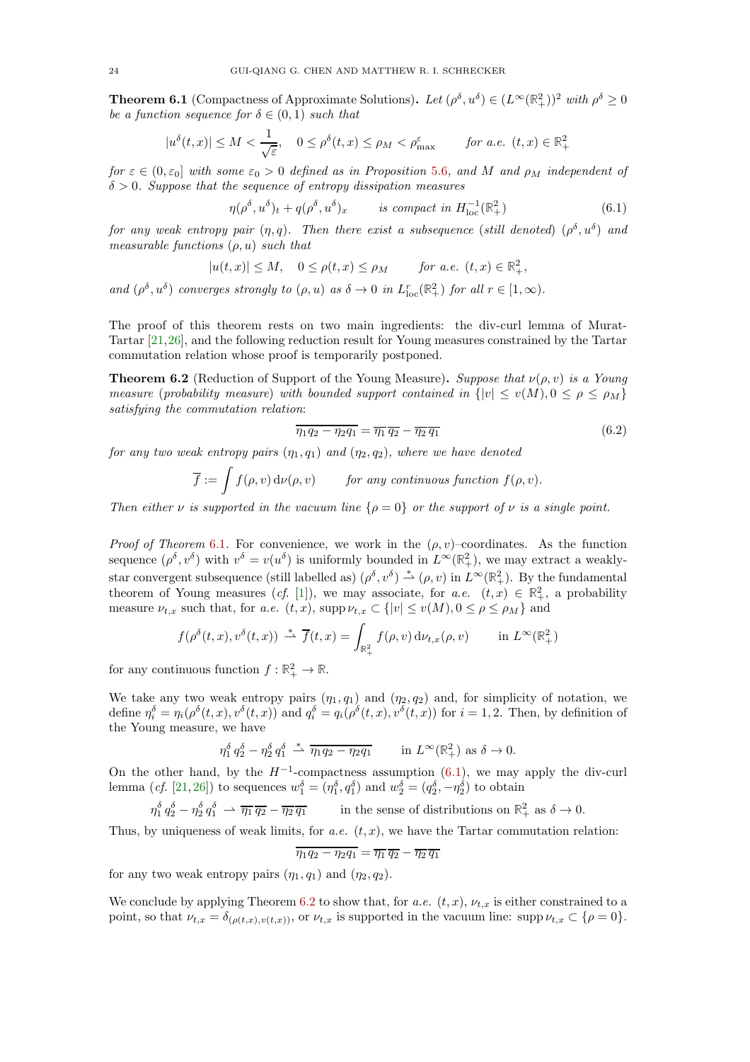**Theorem 6.1** (Compactness of Approximate Solutions)**.** *Let $(\rho^\delta, u^\delta) \in (L^\infty(\mathbb{R}^2_+))^2$ with $\rho^\delta \geq 0$ be a function sequence for $\delta \in (0,1)$ such that*

$$|u^\delta(t,x)| \leq M < \frac{1}{\sqrt{\varepsilon}}, \quad 0 \leq \rho^\delta(t,x) \leq \rho_M < \rho^\varepsilon_{\max} \qquad \text{for a.e. } (t,x) \in \mathbb{R}^2_+$$

*for $\varepsilon \in (0, \varepsilon_0]$ with some $\varepsilon_0 > 0$ defined as in Proposition 5.6, and $M$ and $\rho_M$ independent of $\delta > 0$. Suppose that the sequence of entropy dissipation measures*

$$\eta(\rho^\delta, u^\delta)_t + q(\rho^\delta, u^\delta)_x \qquad \text{is compact in } H^{-1}_{\mathrm{loc}}(\mathbb{R}^2_+) \tag{6.1}$$

*for any weak entropy pair $(\eta, q)$. Then there exist a subsequence (still denoted) $(\rho^\delta, u^\delta)$ and measurable functions $(\rho, u)$ such that*

$$|u(t,x)| \leq M, \quad 0 \leq \rho(t,x) \leq \rho_M \qquad \text{for a.e. } (t,x) \in \mathbb{R}^2_+,$$

*and $(\rho^\delta, u^\delta)$ converges strongly to $(\rho, u)$ as $\delta \to 0$ in $L^r_{\mathrm{loc}}(\mathbb{R}^2_+)$ for all $r \in [1, \infty)$.*

The proof of this theorem rests on two main ingredients: the div-curl lemma of Murat-Tartar [21,26], and the following reduction result for Young measures constrained by the Tartar commutation relation whose proof is temporarily postponed.

**Theorem 6.2** (Reduction of Support of the Young Measure)**.** *Suppose that $\nu(\rho, v)$ is a Young measure (probability measure) with bounded support contained in $\{|v| \leq v(M), 0 \leq \rho \leq \rho_M\}$ satisfying the commutation relation:*

$$\overline{\eta_1 q_2 - \eta_2 q_1} = \overline{\eta_1}\,\overline{q_2} - \overline{\eta_2}\,\overline{q_1} \tag{6.2}$$

*for any two weak entropy pairs $(\eta_1, q_1)$ and $(\eta_2, q_2)$, where we have denoted*

$$\overline{f} := \int f(\rho, v)\,\mathrm{d}\nu(\rho, v) \qquad \text{for any continuous function } f(\rho, v).$$

*Then either $\nu$ is supported in the vacuum line $\{\rho = 0\}$ or the support of $\nu$ is a single point.*

*Proof of Theorem 6.1.* For convenience, we work in the $(\rho, v)$–coordinates. As the function sequence $(\rho^\delta, v^\delta)$ with $v^\delta = v(u^\delta)$ is uniformly bounded in $L^\infty(\mathbb{R}^2_+)$, we may extract a weakly-star convergent subsequence (still labelled as) $(\rho^\delta, v^\delta) \overset{*}{\rightharpoonup} (\rho, v)$ in $L^\infty(\mathbb{R}^2_+)$. By the fundamental theorem of Young measures (*cf.* [1]), we may associate, for *a.e.* $(t,x) \in \mathbb{R}^2_+$, a probability measure $\nu_{t,x}$ such that, for *a.e.* $(t,x)$, $\mathrm{supp}\,\nu_{t,x} \subset \{|v| \leq v(M), 0 \leq \rho \leq \rho_M\}$ and

$$f(\rho^\delta(t,x), v^\delta(t,x)) \overset{*}{\rightharpoonup} \overline{f}(t,x) = \int_{\mathbb{R}^2_+} f(\rho, v)\,\mathrm{d}\nu_{t,x}(\rho, v) \qquad \text{in } L^\infty(\mathbb{R}^2_+)$$

for any continuous function $f : \mathbb{R}^2_+ \to \mathbb{R}$.

We take any two weak entropy pairs $(\eta_1, q_1)$ and $(\eta_2, q_2)$ and, for simplicity of notation, we define $\eta_i^\delta = \eta_i(\rho^\delta(t,x), v^\delta(t,x))$ and $q_i^\delta = q_i(\rho^\delta(t,x), v^\delta(t,x))$ for $i = 1, 2$. Then, by definition of the Young measure, we have

$$\eta_1^\delta\, q_2^\delta - \eta_2^\delta\, q_1^\delta \overset{*}{\rightharpoonup} \overline{\eta_1 q_2 - \eta_2 q_1} \qquad \text{in } L^\infty(\mathbb{R}^2_+) \text{ as } \delta \to 0.$$

On the other hand, by the $H^{-1}$-compactness assumption (6.1), we may apply the div-curl lemma (*cf.* [21,26]) to sequences $w_1^\delta = (\eta_1^\delta, q_1^\delta)$ and $w_2^\delta = (q_2^\delta, -\eta_2^\delta)$ to obtain

$$\eta_1^\delta\, q_2^\delta - \eta_2^\delta\, q_1^\delta \rightharpoonup \overline{\eta_1}\,\overline{q_2} - \overline{\eta_2}\,\overline{q_1} \qquad \text{in the sense of distributions on } \mathbb{R}^2_+ \text{ as } \delta \to 0.$$

Thus, by uniqueness of weak limits, for *a.e.* $(t,x)$, we have the Tartar commutation relation:

$$\overline{\eta_1 q_2 - \eta_2 q_1} = \overline{\eta_1}\,\overline{q_2} - \overline{\eta_2}\,\overline{q_1}$$

for any two weak entropy pairs $(\eta_1, q_1)$ and $(\eta_2, q_2)$.

We conclude by applying Theorem 6.2 to show that, for *a.e.* $(t,x)$, $\nu_{t,x}$ is either constrained to a point, so that $\nu_{t,x} = \delta_{(\rho(t,x), v(t,x))}$, or $\nu_{t,x}$ is supported in the vacuum line: $\mathrm{supp}\,\nu_{t,x} \subset \{\rho = 0\}$.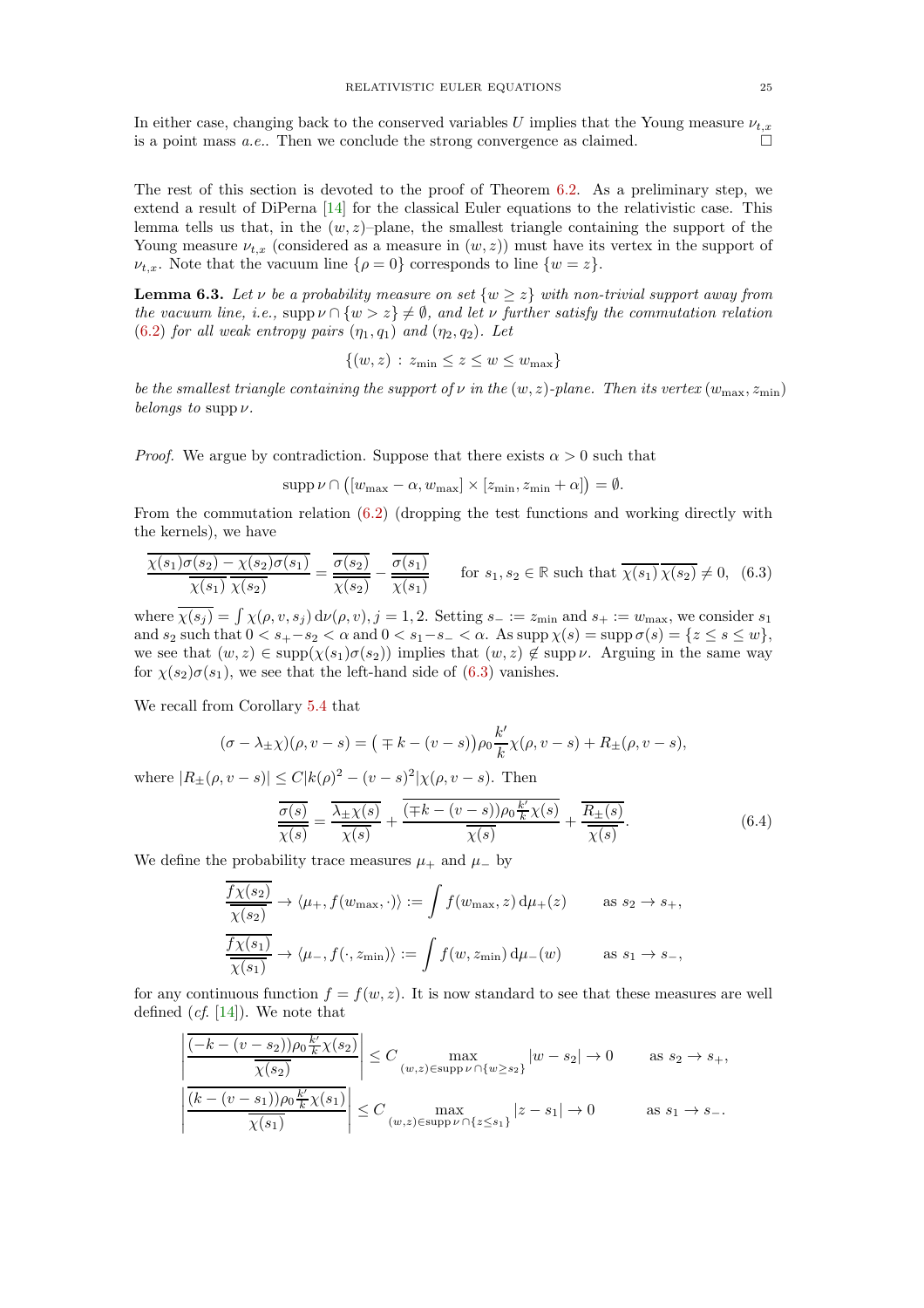In either case, changing back to the conserved variables $U$ implies that the Young measure $\nu_{t,x}$ is a point mass *a.e.*. Then we conclude the strong convergence as claimed. $\square$

The rest of this section is devoted to the proof of Theorem 6.2. As a preliminary step, we extend a result of DiPerna [14] for the classical Euler equations to the relativistic case. This lemma tells us that, in the $(w,z)$–plane, the smallest triangle containing the support of the Young measure $\nu_{t,x}$ (considered as a measure in $(w,z)$) must have its vertex in the support of $\nu_{t,x}$. Note that the vacuum line $\{\rho = 0\}$ corresponds to line $\{w = z\}$.

**Lemma 6.3.** *Let $\nu$ be a probability measure on set $\{w \geq z\}$ with non-trivial support away from the vacuum line, i.e.,* $\operatorname{supp}\nu \cap \{w > z\} \neq \emptyset$*, and let $\nu$ further satisfy the commutation relation (6.2) for all weak entropy pairs $(\eta_1, q_1)$ and $(\eta_2, q_2)$. Let*

$$\{(w,z) : z_{\min} \leq z \leq w \leq w_{\max}\}$$

*be the smallest triangle containing the support of $\nu$ in the $(w,z)$-plane. Then its vertex $(w_{\max}, z_{\min})$ belongs to* $\operatorname{supp}\nu$.

*Proof.* We argue by contradiction. Suppose that there exists $\alpha > 0$ such that

$$\operatorname{supp}\nu \cap \big([w_{\max} - \alpha, w_{\max}] \times [z_{\min}, z_{\min} + \alpha]\big) = \emptyset.$$

From the commutation relation (6.2) (dropping the test functions and working directly with the kernels), we have

$$\frac{\overline{\chi(s_1)\sigma(s_2) - \chi(s_2)\sigma(s_1)}}{\overline{\chi(s_1)}\,\overline{\chi(s_2)}} = \frac{\overline{\sigma(s_2)}}{\overline{\chi(s_2)}} - \frac{\overline{\sigma(s_1)}}{\overline{\chi(s_1)}} \qquad \text{for } s_1, s_2 \in \mathbb{R} \text{ such that } \overline{\chi(s_1)}\,\overline{\chi(s_2)} \neq 0, \tag{6.3}$$

where $\overline{\chi(s_j)} = \int \chi(\rho, v, s_j)\, \mathrm{d}\nu(\rho, v)$, $j = 1, 2$. Setting $s_- := z_{\min}$ and $s_+ := w_{\max}$, we consider $s_1$ and $s_2$ such that $0 < s_+ - s_2 < \alpha$ and $0 < s_1 - s_- < \alpha$. As $\operatorname{supp}\chi(s) = \operatorname{supp}\sigma(s) = \{z \leq s \leq w\}$, we see that $(w,z) \in \operatorname{supp}(\chi(s_1)\sigma(s_2))$ implies that $(w,z) \notin \operatorname{supp}\nu$. Arguing in the same way for $\chi(s_2)\sigma(s_1)$, we see that the left-hand side of (6.3) vanishes.

We recall from Corollary 5.4 that

$$(\sigma - \lambda_\pm \chi)(\rho, v - s) = \big(\mp k - (v - s)\big)\rho_0 \frac{k'}{k}\chi(\rho, v - s) + R_\pm(\rho, v - s),$$

where $|R_\pm(\rho, v - s)| \leq C|k(\rho)^2 - (v - s)^2|\chi(\rho, v - s)$. Then

$$\frac{\overline{\sigma(s)}}{\overline{\chi(s)}} = \frac{\overline{\lambda_\pm \chi(s)}}{\overline{\chi(s)}} + \frac{\overline{(\mp k - (v - s))\rho_0 \frac{k'}{k}\chi(s)}}{\overline{\chi(s)}} + \frac{\overline{R_\pm(s)}}{\overline{\chi(s)}}. \tag{6.4}$$

We define the probability trace measures $\mu_+$ and $\mu_-$ by

$$\frac{\overline{f\chi(s_2)}}{\overline{\chi(s_2)}} \to \langle \mu_+, f(w_{\max}, \cdot)\rangle := \int f(w_{\max}, z)\, \mathrm{d}\mu_+(z) \qquad \text{as } s_2 \to s_+,$$

$$\frac{\overline{f\chi(s_1)}}{\overline{\chi(s_1)}} \to \langle \mu_-, f(\cdot, z_{\min})\rangle := \int f(w, z_{\min})\, \mathrm{d}\mu_-(w) \qquad \text{as } s_1 \to s_-,$$

for any continuous function $f = f(w,z)$. It is now standard to see that these measures are well defined (*cf.* [14]). We note that

$$\left|\frac{\overline{(-k - (v - s_2))\rho_0 \frac{k'}{k}\chi(s_2)}}{\overline{\chi(s_2)}}\right| \leq C \max_{(w,z) \in \operatorname{supp}\nu \cap \{w \geq s_2\}} |w - s_2| \to 0 \qquad \text{as } s_2 \to s_+,$$

$$\left|\frac{\overline{(k - (v - s_1))\rho_0 \frac{k'}{k}\chi(s_1)}}{\overline{\chi(s_1)}}\right| \leq C \max_{(w,z) \in \operatorname{supp}\nu \cap \{z \leq s_1\}} |z - s_1| \to 0 \qquad \text{as } s_1 \to s_-.$$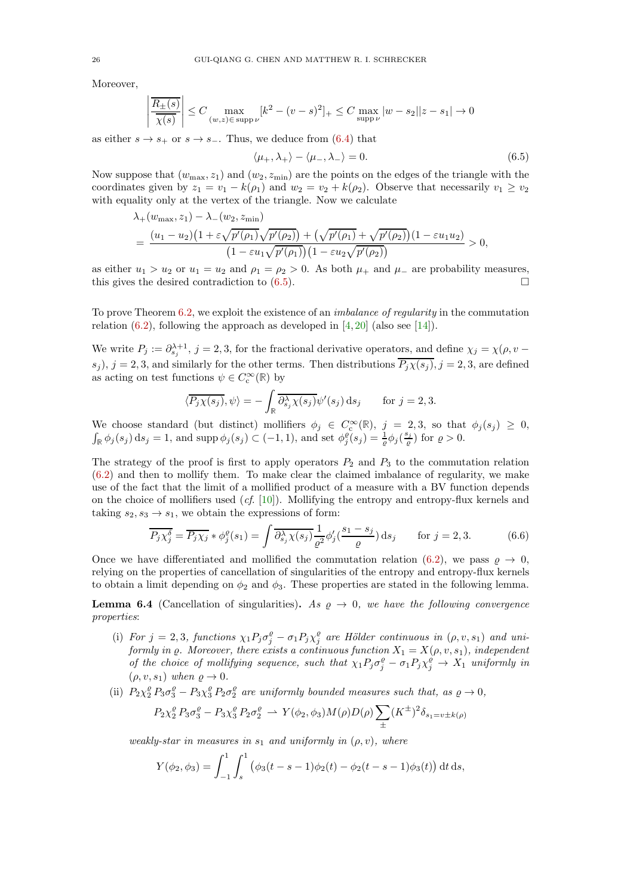Moreover,

$$\left|\frac{\overline{R_{\pm}(s)}}{\overline{\chi(s)}}\right| \le C \max_{(w,z)\in\operatorname{supp}\nu}[k^2-(v-s)^2]_+ \le C\max_{\operatorname{supp}\nu}|w-s_2||z-s_1| \to 0$$

as either $s\to s_+$ or $s\to s_-$. Thus, we deduce from (6.4) that

$$\langle \mu_+,\lambda_+\rangle - \langle \mu_-,\lambda_-\rangle = 0. \tag{6.5}$$

Now suppose that $(w_{\max}, z_1)$ and $(w_2, z_{\min})$ are the points on the edges of the triangle with the coordinates given by $z_1 = v_1 - k(\rho_1)$ and $w_2 = v_2 + k(\rho_2)$. Observe that necessarily $v_1 \ge v_2$ with equality only at the vertex of the triangle. Now we calculate

$$\begin{aligned}
&\lambda_+(w_{\max}, z_1) - \lambda_-(w_2, z_{\min})\\
&= \frac{(u_1-u_2)\big(1+\varepsilon\sqrt{p'(\rho_1)}\sqrt{p'(\rho_2)}\big) + \big(\sqrt{p'(\rho_1)}+\sqrt{p'(\rho_2)}\big)(1-\varepsilon u_1 u_2)}{\big(1-\varepsilon u_1\sqrt{p'(\rho_1)}\big)\big(1-\varepsilon u_2\sqrt{p'(\rho_2)}\big)} > 0,
\end{aligned}$$

as either $u_1 > u_2$ or $u_1 = u_2$ and $\rho_1 = \rho_2 > 0$. As both $\mu_+$ and $\mu_-$ are probability measures, this gives the desired contradiction to (6.5). □

To prove Theorem 6.2, we exploit the existence of an *imbalance of regularity* in the commutation relation (6.2), following the approach as developed in [4, 20] (also see [14]).

We write $P_j := \partial_{s_j}^{\lambda+1}$, $j=2,3$, for the fractional derivative operators, and define $\chi_j = \chi(\rho, v-s_j)$, $j=2,3$, and similarly for the other terms. Then distributions $\overline{P_j\chi(s_j)}$, $j=2,3$, are defined as acting on test functions $\psi\in C_c^\infty(\mathbb{R})$ by

$$\langle \overline{P_j\chi(s_j)}, \psi\rangle = -\int_{\mathbb{R}} \overline{\partial_{s_j}^{\lambda}\chi(s_j)}\,\psi'(s_j)\,\mathrm{d}s_j \qquad \text{for } j=2,3.$$

We choose standard (but distinct) mollifiers $\phi_j\in C_c^\infty(\mathbb{R})$, $j=2,3$, so that $\phi_j(s_j)\ge 0$, $\int_{\mathbb{R}}\phi_j(s_j)\,\mathrm{d}s_j = 1$, and $\operatorname{supp}\phi_j(s_j)\subset(-1,1)$, and set $\phi_j^\varrho(s_j) = \frac{1}{\varrho}\phi_j(\frac{s_j}{\varrho})$ for $\varrho>0$.

The strategy of the proof is first to apply operators $P_2$ and $P_3$ to the commutation relation (6.2) and then to mollify them. To make clear the claimed imbalance of regularity, we make use of the fact that the limit of a mollified product of a measure with a BV function depends on the choice of mollifiers used (*cf.* [10]). Mollifying the entropy and entropy-flux kernels and taking $s_2, s_3\to s_1$, we obtain the expressions of form:

$$\overline{P_j\chi_j^\delta} = \overline{P_j\chi_j} * \phi_j^\varrho(s_1) = \int \overline{\partial_{s_j}^{\lambda}\chi(s_j)}\frac{1}{\varrho^2}\phi_j'\big(\frac{s_1-s_j}{\varrho}\big)\,\mathrm{d}s_j \qquad \text{for } j=2,3. \tag{6.6}$$

Once we have differentiated and mollified the commutation relation (6.2), we pass $\varrho\to 0$, relying on the properties of cancellation of singularities of the entropy and entropy-flux kernels to obtain a limit depending on $\phi_2$ and $\phi_3$. These properties are stated in the following lemma.

**Lemma 6.4** (Cancellation of singularities)**.** *As $\varrho\to 0$, we have the following convergence properties*:

(i) *For $j=2,3$, functions $\chi_1 P_j\sigma_j^\varrho - \sigma_1 P_j\chi_j^\varrho$ are Hölder continuous in $(\rho,v,s_1)$ and uniformly in $\varrho$. Moreover, there exists a continuous function $X_1 = X(\rho,v,s_1)$, independent of the choice of mollifying sequence, such that $\chi_1 P_j\sigma_j^\varrho - \sigma_1 P_j\chi_j^\varrho \to X_1$ uniformly in $(\rho,v,s_1)$ when $\varrho\to 0$.*

(ii) *$P_2\chi_2^\varrho P_3\sigma_3^\varrho - P_3\chi_3^\varrho P_2\sigma_2^\varrho$ are uniformly bounded measures such that, as $\varrho\to 0$,*

$$P_2\chi_2^\varrho P_3\sigma_3^\varrho - P_3\chi_3^\varrho P_2\sigma_2^\varrho \rightharpoonup Y(\phi_2,\phi_3)M(\rho)D(\rho)\sum_{\pm}(K^{\pm})^2\delta_{s_1=v\pm k(\rho)}$$

*weakly-star in measures in $s_1$ and uniformly in $(\rho,v)$, where*

$$Y(\phi_2,\phi_3) = \int_{-1}^{1}\int_{s}^{1}\big(\phi_3(t-s-1)\phi_2(t) - \phi_2(t-s-1)\phi_3(t)\big)\,\mathrm{d}t\,\mathrm{d}s,$$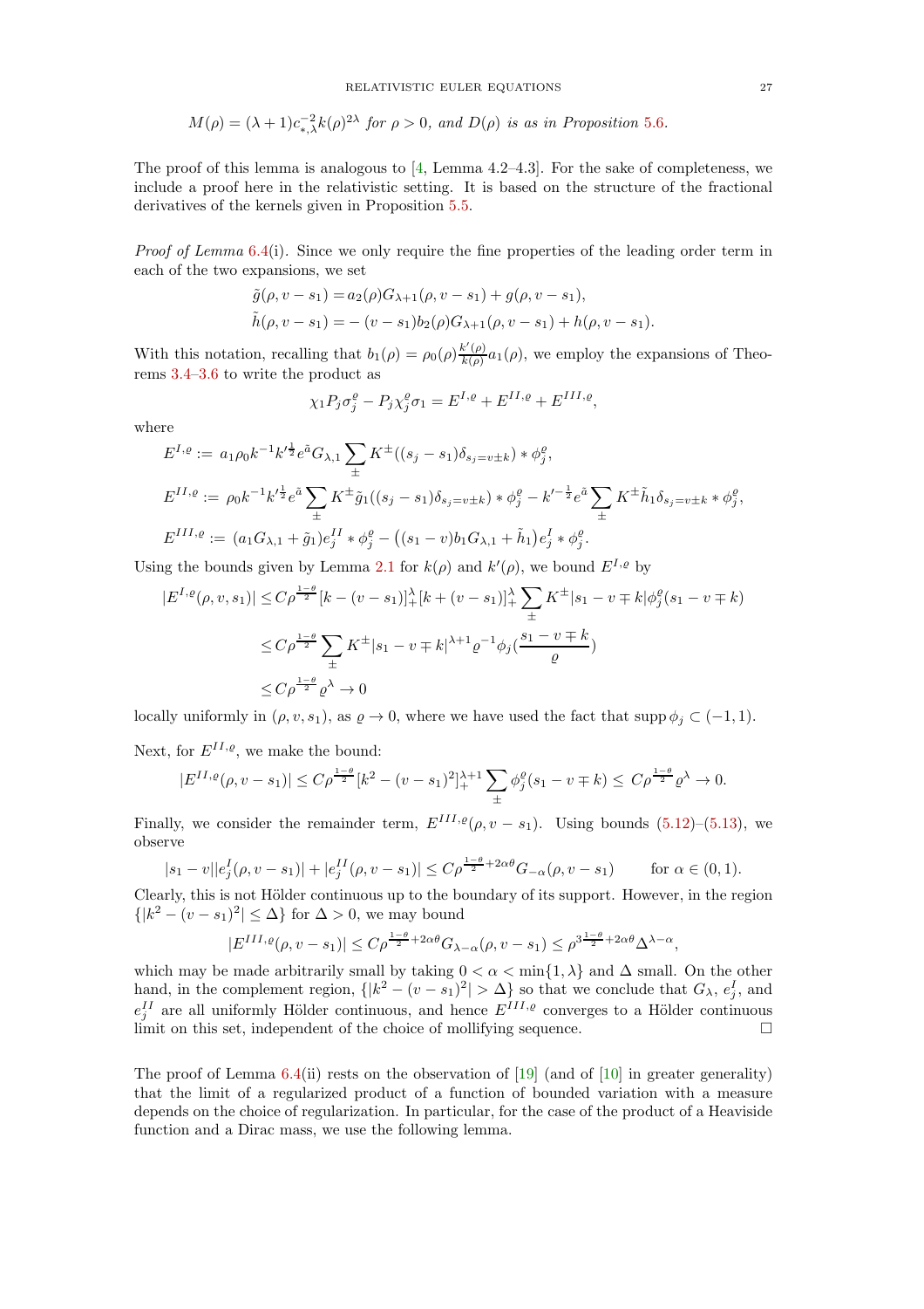$$M(\rho) = (\lambda+1)c_{*,\lambda}^{-2}k(\rho)^{2\lambda} \text{ for } \rho > 0, \text{ and } D(\rho) \text{ is as in Proposition 5.6.}$$

The proof of this lemma is analogous to [4, Lemma 4.2–4.3]. For the sake of completeness, we include a proof here in the relativistic setting. It is based on the structure of the fractional derivatives of the kernels given in Proposition 5.5.

*Proof of Lemma 6.4*(i). Since we only require the fine properties of the leading order term in each of the two expansions, we set

$$\tilde{g}(\rho, v-s_1) = a_2(\rho)G_{\lambda+1}(\rho, v-s_1) + g(\rho, v-s_1),$$
$$\tilde{h}(\rho, v-s_1) = -(v-s_1)b_2(\rho)G_{\lambda+1}(\rho, v-s_1) + h(\rho, v-s_1).$$

With this notation, recalling that $b_1(\rho) = \rho_0(\rho)\frac{k'(\rho)}{k(\rho)}a_1(\rho)$, we employ the expansions of Theorems 3.4–3.6 to write the product as

$$\chi_1 P_j \sigma_j^\varrho - P_j \chi_j^\varrho \sigma_1 = E^{I,\varrho} + E^{II,\varrho} + E^{III,\varrho},$$

where

$$E^{I,\varrho} := a_1\rho_0 k^{-1}k'^{\frac{1}{2}}e^{\tilde{a}}G_{\lambda,1}\sum_{\pm} K^{\pm}((s_j-s_1)\delta_{s_j=v\pm k}) * \phi_j^\varrho,$$

$$E^{II,\varrho} := \rho_0 k^{-1}k'^{\frac{1}{2}}e^{\tilde{a}}\sum_{\pm} K^{\pm}\tilde{g}_1((s_j-s_1)\delta_{s_j=v\pm k}) * \phi_j^\varrho - k'^{-\frac{1}{2}}e^{\tilde{a}}\sum_{\pm} K^{\pm}\tilde{h}_1\delta_{s_j=v\pm k} * \phi_j^\varrho,$$

$$E^{III,\varrho} := (a_1 G_{\lambda,1} + \tilde{g}_1)e_j^{II} * \phi_j^\varrho - \big((s_1-v)b_1 G_{\lambda,1} + \tilde{h}_1\big)e_j^I * \phi_j^\varrho.$$

Using the bounds given by Lemma 2.1 for $k(\rho)$ and $k'(\rho)$, we bound $E^{I,\varrho}$ by

$$\begin{aligned}
|E^{I,\varrho}(\rho, v, s_1)| &\leq C\rho^{\frac{1-\theta}{2}}[k-(v-s_1)]_+^\lambda[k+(v-s_1)]_+^\lambda \sum_{\pm} K^{\pm}|s_1-v\mp k|\phi_j^\varrho(s_1-v\mp k) \\
&\leq C\rho^{\frac{1-\theta}{2}}\sum_{\pm} K^{\pm}|s_1-v\mp k|^{\lambda+1}\varrho^{-1}\phi_j\big(\frac{s_1-v\mp k}{\varrho}\big) \\
&\leq C\rho^{\frac{1-\theta}{2}}\varrho^\lambda \to 0
\end{aligned}$$

locally uniformly in $(\rho, v, s_1)$, as $\varrho \to 0$, where we have used the fact that $\operatorname{supp}\phi_j \subset (-1,1)$.

Next, for $E^{II,\varrho}$, we make the bound:

$$|E^{II,\varrho}(\rho, v-s_1)| \leq C\rho^{\frac{1-\theta}{2}}[k^2-(v-s_1)^2]_+^{\lambda+1}\sum_{\pm}\phi_j^\varrho(s_1-v\mp k) \leq C\rho^{\frac{1-\theta}{2}}\varrho^\lambda \to 0.$$

Finally, we consider the remainder term, $E^{III,\varrho}(\rho, v-s_1)$. Using bounds (5.12)–(5.13), we observe

$$|s_1-v||e_j^I(\rho, v-s_1)| + |e_j^{II}(\rho, v-s_1)| \leq C\rho^{\frac{1-\theta}{2}+2\alpha\theta}G_{-\alpha}(\rho, v-s_1) \qquad \text{for } \alpha \in (0,1).$$

Clearly, this is not Hölder continuous up to the boundary of its support. However, in the region $\{|k^2-(v-s_1)^2| \leq \Delta\}$ for $\Delta > 0$, we may bound

$$|E^{III,\varrho}(\rho, v-s_1)| \leq C\rho^{\frac{1-\theta}{2}+2\alpha\theta}G_{\lambda-\alpha}(\rho, v-s_1) \leq \rho^{3\frac{1-\theta}{2}+2\alpha\theta}\Delta^{\lambda-\alpha},$$

which may be made arbitrarily small by taking $0 < \alpha < \min\{1, \lambda\}$ and $\Delta$ small. On the other hand, in the complement region, $\{|k^2-(v-s_1)^2| > \Delta\}$ so that we conclude that $G_\lambda$, $e_j^I$, and $e_j^{II}$ are all uniformly Hölder continuous, and hence $E^{III,\varrho}$ converges to a Hölder continuous limit on this set, independent of the choice of mollifying sequence. $\square$

The proof of Lemma 6.4(ii) rests on the observation of [19] (and of [10] in greater generality) that the limit of a regularized product of a function of bounded variation with a measure depends on the choice of regularization. In particular, for the case of the product of a Heaviside function and a Dirac mass, we use the following lemma.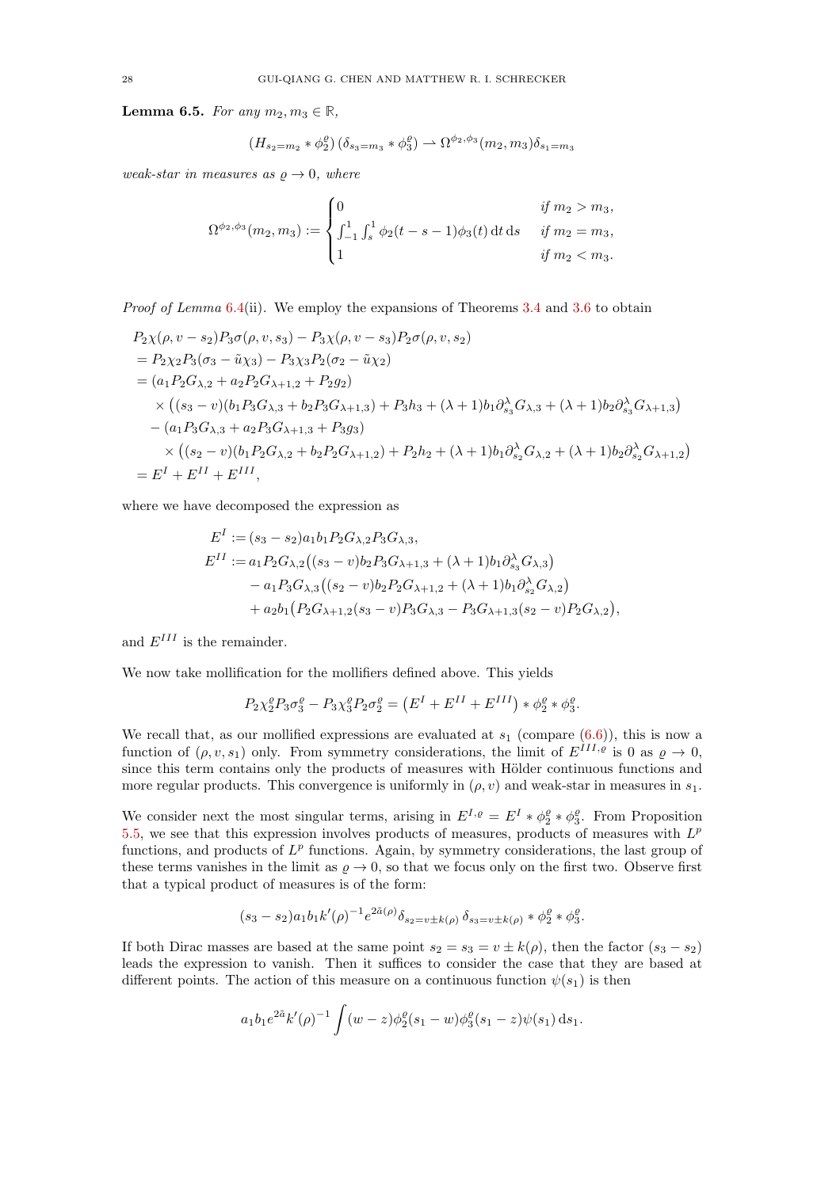**Lemma 6.5.** *For any $m_2, m_3 \in \mathbb{R}$,*

$$
(H_{s_2=m_2} * \phi_2^\varrho)\,(\delta_{s_3=m_3} * \phi_3^\varrho) \rightharpoonup \Omega^{\phi_2,\phi_3}(m_2,m_3)\delta_{s_1=m_3}
$$

*weak-star in measures as $\varrho \to 0$, where*

$$
\Omega^{\phi_2,\phi_3}(m_2,m_3) := \begin{cases} 0 & \text{if } m_2 > m_3, \\ \int_{-1}^{1}\int_{s}^{1} \phi_2(t-s-1)\phi_3(t)\,\mathrm{d}t\,\mathrm{d}s & \text{if } m_2 = m_3, \\ 1 & \text{if } m_2 < m_3. \end{cases}
$$

*Proof of Lemma 6.4*(ii). We employ the expansions of Theorems 3.4 and 3.6 to obtain

$$
\begin{aligned}
&P_2\chi(\rho, v-s_2)P_3\sigma(\rho,v,s_3) - P_3\chi(\rho,v-s_3)P_2\sigma(\rho,v,s_2)\\
&= P_2\chi_2 P_3(\sigma_3 - \tilde{u}\chi_3) - P_3\chi_3 P_2(\sigma_2 - \tilde{u}\chi_2)\\
&= (a_1 P_2 G_{\lambda,2} + a_2 P_2 G_{\lambda+1,2} + P_2 g_2)\\
&\quad\times \big((s_3 - v)(b_1 P_3 G_{\lambda,3} + b_2 P_3 G_{\lambda+1,3}) + P_3 h_3 + (\lambda+1)b_1\partial_{s_3}^{\lambda} G_{\lambda,3} + (\lambda+1)b_2 \partial_{s_3}^{\lambda} G_{\lambda+1,3}\big)\\
&\quad - (a_1 P_3 G_{\lambda,3} + a_2 P_3 G_{\lambda+1,3} + P_3 g_3)\\
&\qquad\times \big((s_2 - v)(b_1 P_2 G_{\lambda,2} + b_2 P_2 G_{\lambda+1,2}) + P_2 h_2 + (\lambda+1)b_1\partial_{s_2}^{\lambda} G_{\lambda,2} + (\lambda+1)b_2 \partial_{s_2}^{\lambda} G_{\lambda+1,2}\big)\\
&= E^{I} + E^{II} + E^{III},
\end{aligned}
$$

where we have decomposed the expression as

$$
\begin{aligned}
E^{I} &:= (s_3 - s_2)a_1 b_1 P_2 G_{\lambda,2} P_3 G_{\lambda,3},\\
E^{II} &:= a_1 P_2 G_{\lambda,2}\big((s_3-v)b_2 P_3 G_{\lambda+1,3} + (\lambda+1)b_1 \partial_{s_3}^{\lambda} G_{\lambda,3}\big)\\
&\quad - a_1 P_3 G_{\lambda,3}\big((s_2-v)b_2 P_2 G_{\lambda+1,2} + (\lambda+1)b_1\partial_{s_2}^{\lambda} G_{\lambda,2}\big)\\
&\quad + a_2 b_1\big(P_2 G_{\lambda+1,2}(s_3-v)P_3 G_{\lambda,3} - P_3 G_{\lambda+1,3}(s_2-v)P_2 G_{\lambda,2}\big),
\end{aligned}
$$

and $E^{III}$ is the remainder.

We now take mollification for the mollifiers defined above. This yields

$$
P_2\chi_2^\varrho P_3\sigma_3^\varrho - P_3\chi_3^\varrho P_2\sigma_2^\varrho = \big(E^{I} + E^{II} + E^{III}\big) * \phi_2^\varrho * \phi_3^\varrho.
$$

We recall that, as our mollified expressions are evaluated at $s_1$ (compare (6.6)), this is now a function of $(\rho, v, s_1)$ only. From symmetry considerations, the limit of $E^{III,\varrho}$ is 0 as $\varrho \to 0$, since this term contains only the products of measures with Hölder continuous functions and more regular products. This convergence is uniformly in $(\rho, v)$ and weak-star in measures in $s_1$.

We consider next the most singular terms, arising in $E^{I,\varrho} = E^{I} * \phi_2^\varrho * \phi_3^\varrho$. From Proposition 5.5, we see that this expression involves products of measures, products of measures with $L^p$ functions, and products of $L^p$ functions. Again, by symmetry considerations, the last group of these terms vanishes in the limit as $\varrho \to 0$, so that we focus only on the first two. Observe first that a typical product of measures is of the form:

$$
(s_3 - s_2)a_1 b_1 k'(\rho)^{-1} e^{2\tilde{a}(\rho)} \delta_{s_2 = v \pm k(\rho)}\,\delta_{s_3 = v\pm k(\rho)} * \phi_2^\varrho * \phi_3^\varrho.
$$

If both Dirac masses are based at the same point $s_2 = s_3 = v \pm k(\rho)$, then the factor $(s_3 - s_2)$ leads the expression to vanish. Then it suffices to consider the case that they are based at different points. The action of this measure on a continuous function $\psi(s_1)$ is then

$$
a_1 b_1 e^{2\tilde{a}} k'(\rho)^{-1} \int (w - z)\phi_2^\varrho(s_1 - w)\phi_3^\varrho(s_1 - z)\psi(s_1)\,\mathrm{d}s_1.
$$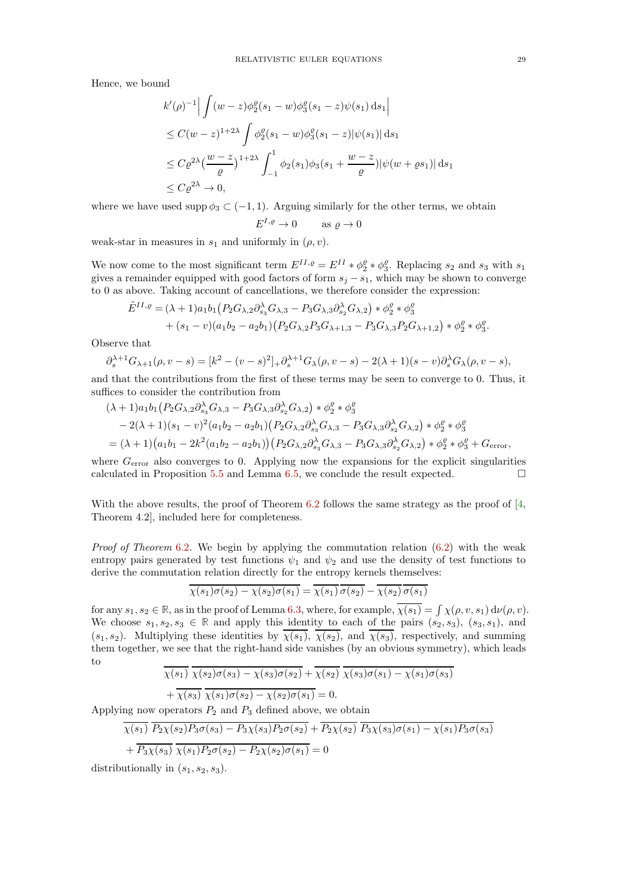Hence, we bound

$$
\begin{aligned}
&k'(\rho)^{-1}\Big|\int (w-z)\phi_2^\varrho(s_1-w)\phi_3^\varrho(s_1-z)\psi(s_1)\,\mathrm{d}s_1\Big|\\
&\leq C(w-z)^{1+2\lambda}\int \phi_2^\varrho(s_1-w)\phi_3^\varrho(s_1-z)|\psi(s_1)|\,\mathrm{d}s_1\\
&\leq C\varrho^{2\lambda}\big(\frac{w-z}{\varrho}\big)^{1+2\lambda}\int_{-1}^1 \phi_2(s_1)\phi_3(s_1+\frac{w-z}{\varrho})|\psi(w+\varrho s_1)|\,\mathrm{d}s_1\\
&\leq C\varrho^{2\lambda}\to 0,
\end{aligned}
$$

where we have used $\operatorname{supp}\phi_3\subset(-1,1)$. Arguing similarly for the other terms, we obtain

$$
E^{I,\varrho}\to 0 \qquad \text{as } \varrho\to 0
$$

weak-star in measures in $s_1$ and uniformly in $(\rho,v)$.

We now come to the most significant term $E^{II,\varrho}=E^{II}*\phi_2^\varrho*\phi_3^\varrho$. Replacing $s_2$ and $s_3$ with $s_1$ gives a remainder equipped with good factors of form $s_j-s_1$, which may be shown to converge to 0 as above. Taking account of cancellations, we therefore consider the expression:

$$
\begin{aligned}
\tilde{E}^{II,\varrho}=&(\lambda+1)a_1b_1\big(P_2G_{\lambda,2}\partial_{s_3}^\lambda G_{\lambda,3}-P_3G_{\lambda,3}\partial_{s_2}^\lambda G_{\lambda,2}\big)*\phi_2^\varrho*\phi_3^\varrho\\
&+(s_1-v)(a_1b_2-a_2b_1)\big(P_2G_{\lambda,2}P_3G_{\lambda+1,3}-P_3G_{\lambda,3}P_2G_{\lambda+1,2}\big)*\phi_2^\varrho*\phi_3^\varrho.
\end{aligned}
$$

Observe that

$$
\partial_s^{\lambda+1}G_{\lambda+1}(\rho,v-s)=[k^2-(v-s)^2]_+\partial_s^{\lambda+1}G_\lambda(\rho,v-s)-2(\lambda+1)(s-v)\partial_s^\lambda G_\lambda(\rho,v-s),
$$

and that the contributions from the first of these terms may be seen to converge to 0. Thus, it suffices to consider the contribution from

$$
\begin{aligned}
&(\lambda+1)a_1b_1\big(P_2G_{\lambda,2}\partial_{s_3}^\lambda G_{\lambda,3}-P_3G_{\lambda,3}\partial_{s_2}^\lambda G_{\lambda,2}\big)*\phi_2^\varrho*\phi_3^\varrho\\
&\quad-2(\lambda+1)(s_1-v)^2(a_1b_2-a_2b_1)\big(P_2G_{\lambda,2}\partial_{s_3}^\lambda G_{\lambda,3}-P_3G_{\lambda,3}\partial_{s_2}^\lambda G_{\lambda,2}\big)*\phi_2^\varrho*\phi_3^\varrho\\
&=(\lambda+1)\big(a_1b_1-2k^2(a_1b_2-a_2b_1)\big)\big(P_2G_{\lambda,2}\partial_{s_3}^\lambda G_{\lambda,3}-P_3G_{\lambda,3}\partial_{s_2}^\lambda G_{\lambda,2}\big)*\phi_2^\varrho*\phi_3^\varrho+G_{\mathrm{error}},
\end{aligned}
$$

where $G_{\mathrm{error}}$ also converges to 0. Applying now the expansions for the explicit singularities calculated in Proposition 5.5 and Lemma 6.5, we conclude the result expected. □

With the above results, the proof of Theorem 6.2 follows the same strategy as the proof of [4, Theorem 4.2], included here for completeness.

*Proof of Theorem* 6.2. We begin by applying the commutation relation (6.2) with the weak entropy pairs generated by test functions $\psi_1$ and $\psi_2$ and use the density of test functions to derive the commutation relation directly for the entropy kernels themselves:

$$
\overline{\chi(s_1)\sigma(s_2)-\chi(s_2)\sigma(s_1)}=\overline{\chi(s_1)}\,\overline{\sigma(s_2)}-\overline{\chi(s_2)}\,\overline{\sigma(s_1)}
$$

for any $s_1,s_2\in\mathbb{R}$, as in the proof of Lemma 6.3, where, for example, $\overline{\chi(s_1)}=\int\chi(\rho,v,s_1)\,\mathrm{d}\nu(\rho,v)$. We choose $s_1,s_2,s_3\in\mathbb{R}$ and apply this identity to each of the pairs $(s_2,s_3)$, $(s_3,s_1)$, and $(s_1,s_2)$. Multiplying these identities by $\overline{\chi(s_1)}$, $\overline{\chi(s_2)}$, and $\overline{\chi(s_3)}$, respectively, and summing them together, we see that the right-hand side vanishes (by an obvious symmetry), which leads to

$$
\begin{aligned}
&\overline{\chi(s_1)}\;\overline{\chi(s_2)\sigma(s_3)-\chi(s_3)\sigma(s_2)}+\overline{\chi(s_2)}\;\overline{\chi(s_3)\sigma(s_1)-\chi(s_1)\sigma(s_3)}\\
&+\overline{\chi(s_3)}\;\overline{\chi(s_1)\sigma(s_2)-\chi(s_2)\sigma(s_1)}=0.
\end{aligned}
$$

Applying now operators $P_2$ and $P_3$ defined above, we obtain

$$
\begin{aligned}
&\overline{\chi(s_1)}\;\overline{P_2\chi(s_2)P_3\sigma(s_3)-P_3\chi(s_3)P_2\sigma(s_2)}+\overline{P_2\chi(s_2)}\;\overline{P_3\chi(s_3)\sigma(s_1)-\chi(s_1)P_3\sigma(s_3)}\\
&+\overline{P_3\chi(s_3)}\;\overline{\chi(s_1)P_2\sigma(s_2)-P_2\chi(s_2)\sigma(s_1)}=0
\end{aligned}
$$

distributionally in $(s_1,s_2,s_3)$.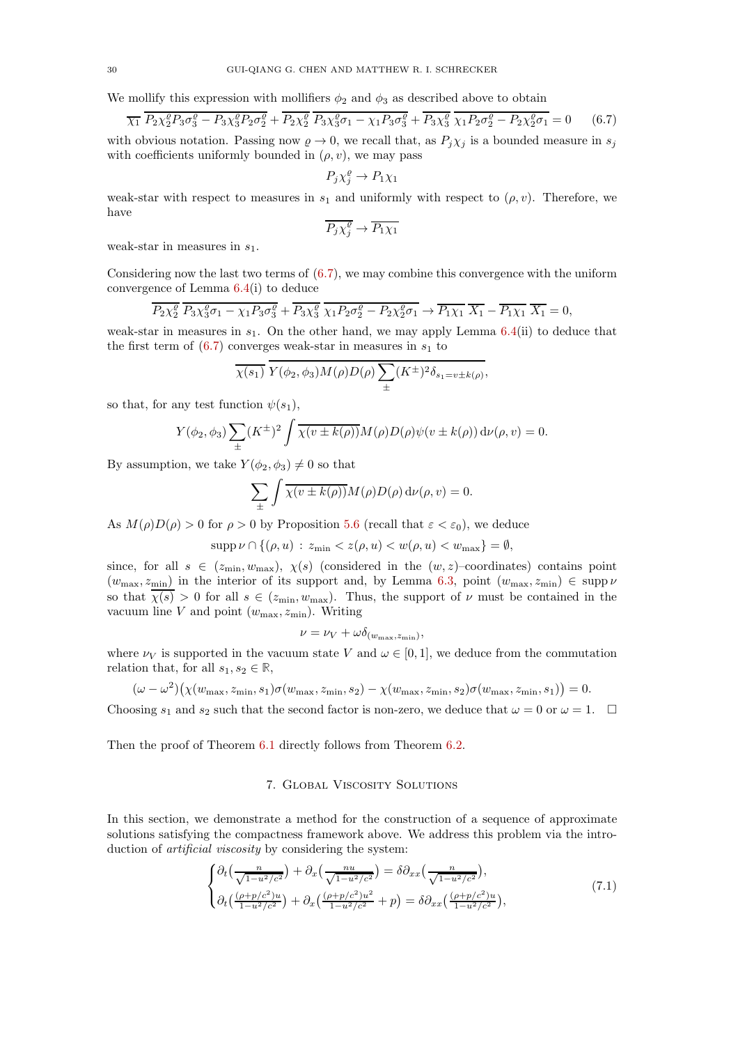We mollify this expression with mollifiers $\phi_2$ and $\phi_3$ as described above to obtain

$$\overline{\chi_1}\ \overline{P_2\chi_2^\varrho P_3\sigma_3^\varrho - P_3\chi_3^\varrho P_2\sigma_2^\varrho} + \overline{P_2\chi_2^\varrho}\ \overline{P_3\chi_3^\varrho\sigma_1 - \chi_1 P_3\sigma_3^\varrho} + \overline{P_3\chi_3^\varrho}\ \overline{\chi_1 P_2\sigma_2^\varrho - P_2\chi_2^\varrho\sigma_1} = 0 \tag{6.7}$$

with obvious notation. Passing now $\varrho \to 0$, we recall that, as $P_j\chi_j$ is a bounded measure in $s_j$ with coefficients uniformly bounded in $(\rho, v)$, we may pass

$$P_j\chi_j^\varrho \to P_1\chi_1$$

weak-star with respect to measures in $s_1$ and uniformly with respect to $(\rho, v)$. Therefore, we have

$$\overline{P_j\chi_j^\varrho} \to \overline{P_1\chi_1}$$

weak-star in measures in $s_1$.

Considering now the last two terms of (6.7), we may combine this convergence with the uniform convergence of Lemma 6.4(i) to deduce

$$\overline{P_2\chi_2^\varrho}\ \overline{P_3\chi_3^\varrho\sigma_1 - \chi_1 P_3\sigma_3^\varrho} + \overline{P_3\chi_3^\varrho}\ \overline{\chi_1 P_2\sigma_2^\varrho - P_2\chi_2^\varrho\sigma_1} \to \overline{P_1\chi_1}\ \overline{X_1} - \overline{P_1\chi_1}\ \overline{X_1} = 0,$$

weak-star in measures in $s_1$. On the other hand, we may apply Lemma 6.4(ii) to deduce that the first term of (6.7) converges weak-star in measures in $s_1$ to

$$\overline{\chi(s_1)}\ \overline{Y(\phi_2,\phi_3)M(\rho)D(\rho)\sum_\pm (K^\pm)^2\delta_{s_1 = v\pm k(\rho)}},$$

so that, for any test function $\psi(s_1)$,

$$Y(\phi_2,\phi_3)\sum_\pm (K^\pm)^2\int \overline{\chi(v\pm k(\rho))}M(\rho)D(\rho)\psi(v\pm k(\rho))\,\mathrm{d}\nu(\rho,v) = 0.$$

By assumption, we take $Y(\phi_2,\phi_3) \neq 0$ so that

$$\sum_\pm\int \overline{\chi(v\pm k(\rho))}M(\rho)D(\rho)\,\mathrm{d}\nu(\rho,v) = 0.$$

As $M(\rho)D(\rho) > 0$ for $\rho > 0$ by Proposition 5.6 (recall that $\varepsilon < \varepsilon_0$), we deduce

$$\operatorname{supp}\nu \cap \{(\rho,u) : z_{\min} < z(\rho,u) < w(\rho,u) < w_{\max}\} = \emptyset,$$

since, for all $s \in (z_{\min}, w_{\max})$, $\chi(s)$ (considered in the $(w,z)$–coordinates) contains point $(w_{\max}, z_{\min})$ in the interior of its support and, by Lemma 6.3, point $(w_{\max}, z_{\min}) \in \operatorname{supp}\nu$ so that $\overline{\chi(s)} > 0$ for all $s \in (z_{\min}, w_{\max})$. Thus, the support of $\nu$ must be contained in the vacuum line $V$ and point $(w_{\max}, z_{\min})$. Writing

$$\nu = \nu_V + \omega\delta_{(w_{\max},z_{\min})},$$

where $\nu_V$ is supported in the vacuum state $V$ and $\omega \in [0,1]$, we deduce from the commutation relation that, for all $s_1, s_2 \in \mathbb{R}$,

$$(\omega - \omega^2)\big(\chi(w_{\max}, z_{\min}, s_1)\sigma(w_{\max}, z_{\min}, s_2) - \chi(w_{\max}, z_{\min}, s_2)\sigma(w_{\max}, z_{\min}, s_1)\big) = 0.$$

Choosing $s_1$ and $s_2$ such that the second factor is non-zero, we deduce that $\omega = 0$ or $\omega = 1$. $\square$

Then the proof of Theorem 6.1 directly follows from Theorem 6.2.

## 7. Global Viscosity Solutions

In this section, we demonstrate a method for the construction of a sequence of approximate solutions satisfying the compactness framework above. We address this problem via the introduction of *artificial viscosity* by considering the system:

$$\begin{cases}\partial_t\big(\frac{n}{\sqrt{1-u^2/c^2}}\big) + \partial_x\big(\frac{nu}{\sqrt{1-u^2/c^2}}\big) = \delta\partial_{xx}\big(\frac{n}{\sqrt{1-u^2/c^2}}\big),\\ \partial_t\big(\frac{(\rho+p/c^2)u}{1-u^2/c^2}\big) + \partial_x\big(\frac{(\rho+p/c^2)u^2}{1-u^2/c^2} + p\big) = \delta\partial_{xx}\big(\frac{(\rho+p/c^2)u}{1-u^2/c^2}\big),\end{cases} \tag{7.1}$$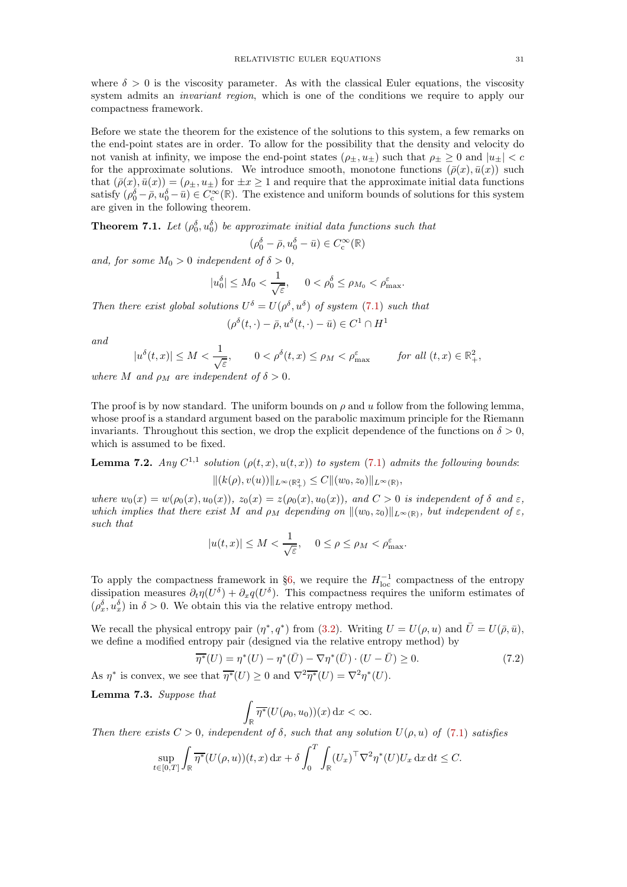where $\delta > 0$ is the viscosity parameter. As with the classical Euler equations, the viscosity system admits an *invariant region*, which is one of the conditions we require to apply our compactness framework.

Before we state the theorem for the existence of the solutions to this system, a few remarks on the end-point states are in order. To allow for the possibility that the density and velocity do not vanish at infinity, we impose the end-point states $(\rho_\pm, u_\pm)$ such that $\rho_\pm \geq 0$ and $|u_\pm| < c$ for the approximate solutions. We introduce smooth, monotone functions $(\bar\rho(x), \bar u(x))$ such that $(\bar\rho(x), \bar u(x)) = (\rho_\pm, u_\pm)$ for $\pm x \geq 1$ and require that the approximate initial data functions satisfy $(\rho_0^\delta - \bar\rho, u_0^\delta - \bar u) \in C_{\rm c}^\infty(\mathbb{R})$. The existence and uniform bounds of solutions for this system are given in the following theorem.

**Theorem 7.1.** *Let $(\rho_0^\delta, u_0^\delta)$ be approximate initial data functions such that*

$$(\rho_0^\delta - \bar\rho, u_0^\delta - \bar u) \in C_{\rm c}^\infty(\mathbb{R})$$

*and, for some $M_0 > 0$ independent of $\delta > 0$,*

$$|u_0^\delta| \leq M_0 < \frac{1}{\sqrt{\varepsilon}}, \qquad 0 < \rho_0^\delta \leq \rho_{M_0} < \rho^\varepsilon_{\max}.$$

*Then there exist global solutions $U^\delta = U(\rho^\delta, u^\delta)$ of system (7.1) such that*

$$(\rho^\delta(t,\cdot) - \bar\rho, u^\delta(t,\cdot) - \bar u) \in C^1 \cap H^1$$

*and*

$$|u^\delta(t,x)| \leq M < \frac{1}{\sqrt{\varepsilon}}, \qquad 0 < \rho^\delta(t,x) \leq \rho_M < \rho^\varepsilon_{\max} \qquad \text{for all } (t,x) \in \mathbb{R}^2_+,$$

*where $M$ and $\rho_M$ are independent of $\delta > 0$.*

The proof is by now standard. The uniform bounds on $\rho$ and $u$ follow from the following lemma, whose proof is a standard argument based on the parabolic maximum principle for the Riemann invariants. Throughout this section, we drop the explicit dependence of the functions on $\delta > 0$, which is assumed to be fixed.

**Lemma 7.2.** *Any $C^{1,1}$ solution $(\rho(t,x), u(t,x))$ to system (7.1) admits the following bounds:*

$$\|(k(\rho), v(u))\|_{L^\infty(\mathbb{R}^2_+)} \leq C\|(w_0, z_0)\|_{L^\infty(\mathbb{R})},$$

*where $w_0(x) = w(\rho_0(x), u_0(x))$, $z_0(x) = z(\rho_0(x), u_0(x))$, and $C > 0$ is independent of $\delta$ and $\varepsilon$, which implies that there exist $M$ and $\rho_M$ depending on $\|(w_0, z_0)\|_{L^\infty(\mathbb{R})}$, but independent of $\varepsilon$, such that*

$$|u(t,x)| \leq M < \frac{1}{\sqrt{\varepsilon}}, \quad 0 \leq \rho \leq \rho_M < \rho^\varepsilon_{\max}.$$

To apply the compactness framework in §6, we require the $H^{-1}_{\rm loc}$ compactness of the entropy dissipation measures $\partial_t \eta(U^\delta) + \partial_x q(U^\delta)$. This compactness requires the uniform estimates of $(\rho_x^\delta, u_x^\delta)$ in $\delta > 0$. We obtain this via the relative entropy method.

We recall the physical entropy pair $(\eta^*, q^*)$ from (3.2). Writing $U = U(\rho, u)$ and $\bar U = U(\bar\rho, \bar u)$, we define a modified entropy pair (designed via the relative entropy method) by

$$\overline{\eta^*}(U) = \eta^*(U) - \eta^*(\bar U) - \nabla\eta^*(\bar U)\cdot(U - \bar U) \geq 0. \tag{7.2}$$

As $\eta^*$ is convex, we see that $\overline{\eta^*}(U) \geq 0$ and $\nabla^2\overline{\eta^*}(U) = \nabla^2\eta^*(U)$.

**Lemma 7.3.** *Suppose that*

$$\int_{\mathbb{R}} \overline{\eta^*}(U(\rho_0, u_0))(x)\,{\rm d}x < \infty.$$

*Then there exists $C > 0$, independent of $\delta$, such that any solution $U(\rho, u)$ of (7.1) satisfies*

$$\sup_{t\in[0,T]} \int_{\mathbb{R}} \overline{\eta^*}(U(\rho,u))(t,x)\,{\rm d}x + \delta\int_0^T\int_{\mathbb{R}} (U_x)^\top \nabla^2\eta^*(U) U_x \,{\rm d}x\,{\rm d}t \leq C.$$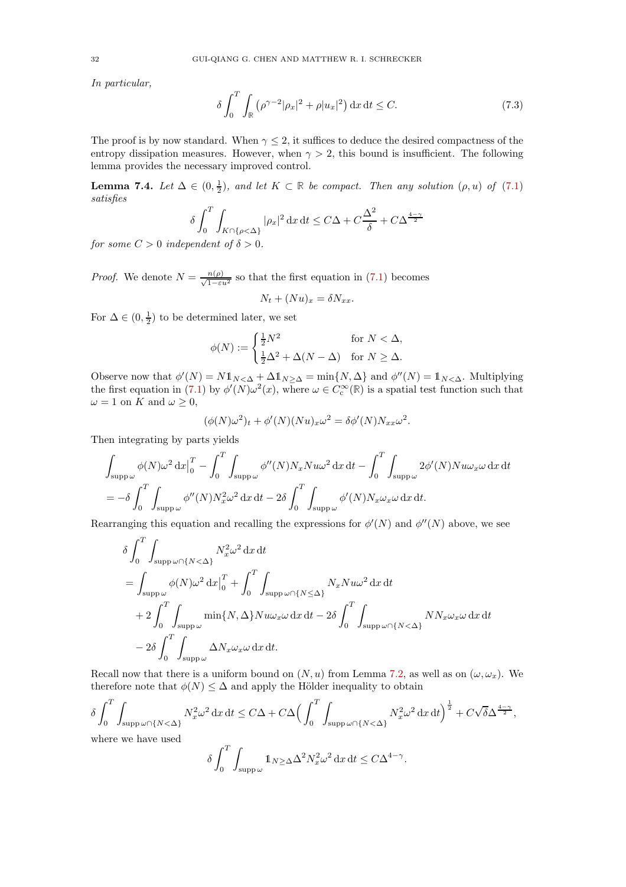*In particular,*

$$\delta \int_0^T \int_{\mathbb{R}} \left(\rho^{\gamma-2}|\rho_x|^2 + \rho |u_x|^2\right) \mathrm{d}x\, \mathrm{d}t \le C. \tag{7.3}$$

The proof is by now standard. When $\gamma \le 2$, it suffices to deduce the desired compactness of the entropy dissipation measures. However, when $\gamma > 2$, this bound is insufficient. The following lemma provides the necessary improved control.

**Lemma 7.4.** *Let $\Delta \in (0, \frac{1}{2})$, and let $K \subset \mathbb{R}$ be compact. Then any solution $(\rho, u)$ of (7.1) satisfies*

$$\delta \int_0^T \int_{K \cap \{\rho < \Delta\}} |\rho_x|^2 \,\mathrm{d}x\, \mathrm{d}t \le C\Delta + C\frac{\Delta^2}{\delta} + C\Delta^{\frac{4-\gamma}{2}}$$

*for some $C > 0$ independent of $\delta > 0$.*

*Proof.* We denote $N = \frac{n(\rho)}{\sqrt{1-\varepsilon u^2}}$ so that the first equation in (7.1) becomes

$$N_t + (Nu)_x = \delta N_{xx}.$$

For $\Delta \in (0, \frac{1}{2})$ to be determined later, we set

$$\phi(N) := \begin{cases} \frac{1}{2}N^2 & \text{for } N < \Delta, \\ \frac{1}{2}\Delta^2 + \Delta(N - \Delta) & \text{for } N \ge \Delta. \end{cases}$$

Observe now that $\phi'(N) = N\mathbb{1}_{N<\Delta} + \Delta\mathbb{1}_{N\ge\Delta} = \min\{N, \Delta\}$ and $\phi''(N) = \mathbb{1}_{N<\Delta}$. Multiplying the first equation in (7.1) by $\phi'(N)\omega^2(x)$, where $\omega \in C_c^\infty(\mathbb{R})$ is a spatial test function such that $\omega = 1$ on $K$ and $\omega \ge 0$,

$$(\phi(N)\omega^2)_t + \phi'(N)(Nu)_x\omega^2 = \delta\phi'(N)N_{xx}\omega^2.$$

Then integrating by parts yields

$$\begin{aligned}
&\int_{\operatorname{supp}\omega} \phi(N)\omega^2 \,\mathrm{d}x\Big|_0^T - \int_0^T \int_{\operatorname{supp}\omega} \phi''(N)N_x Nu\omega^2 \,\mathrm{d}x\,\mathrm{d}t - \int_0^T \int_{\operatorname{supp}\omega} 2\phi'(N)Nu\omega_x\omega \,\mathrm{d}x\,\mathrm{d}t \\
&= -\delta \int_0^T \int_{\operatorname{supp}\omega} \phi''(N)N_x^2\omega^2 \,\mathrm{d}x\,\mathrm{d}t - 2\delta \int_0^T \int_{\operatorname{supp}\omega} \phi'(N)N_x\omega_x\omega \,\mathrm{d}x\,\mathrm{d}t.
\end{aligned}$$

Rearranging this equation and recalling the expressions for $\phi'(N)$ and $\phi''(N)$ above, we see

$$\begin{aligned}
&\delta \int_0^T \int_{\operatorname{supp}\omega \cap \{N<\Delta\}} N_x^2\omega^2 \,\mathrm{d}x\,\mathrm{d}t \\
&= \int_{\operatorname{supp}\omega} \phi(N)\omega^2 \,\mathrm{d}x\Big|_0^T + \int_0^T \int_{\operatorname{supp}\omega \cap \{N\le\Delta\}} N_x Nu\omega^2 \,\mathrm{d}x\,\mathrm{d}t \\
&\quad + 2\int_0^T \int_{\operatorname{supp}\omega} \min\{N, \Delta\}Nu\omega_x\omega \,\mathrm{d}x\,\mathrm{d}t - 2\delta \int_0^T \int_{\operatorname{supp}\omega \cap \{N<\Delta\}} NN_x\omega_x\omega \,\mathrm{d}x\,\mathrm{d}t \\
&\quad - 2\delta \int_0^T \int_{\operatorname{supp}\omega} \Delta N_x\omega_x\omega \,\mathrm{d}x\,\mathrm{d}t.
\end{aligned}$$

Recall now that there is a uniform bound on $(N, u)$ from Lemma 7.2, as well as on $(\omega, \omega_x)$. We therefore note that $\phi(N) \le \Delta$ and apply the Hölder inequality to obtain

$$\delta \int_0^T \int_{\operatorname{supp}\omega \cap \{N<\Delta\}} N_x^2\omega^2 \,\mathrm{d}x\,\mathrm{d}t \le C\Delta + C\Delta\Big(\int_0^T \int_{\operatorname{supp}\omega \cap \{N<\Delta\}} N_x^2\omega^2 \,\mathrm{d}x\,\mathrm{d}t\Big)^{\frac{1}{2}} + C\sqrt{\delta}\Delta^{\frac{4-\gamma}{2}},$$

where we have used

$$\delta \int_0^T \int_{\operatorname{supp}\omega} \mathbb{1}_{N\ge\Delta}\Delta^2 N_x^2\omega^2 \,\mathrm{d}x\,\mathrm{d}t \le C\Delta^{4-\gamma}.$$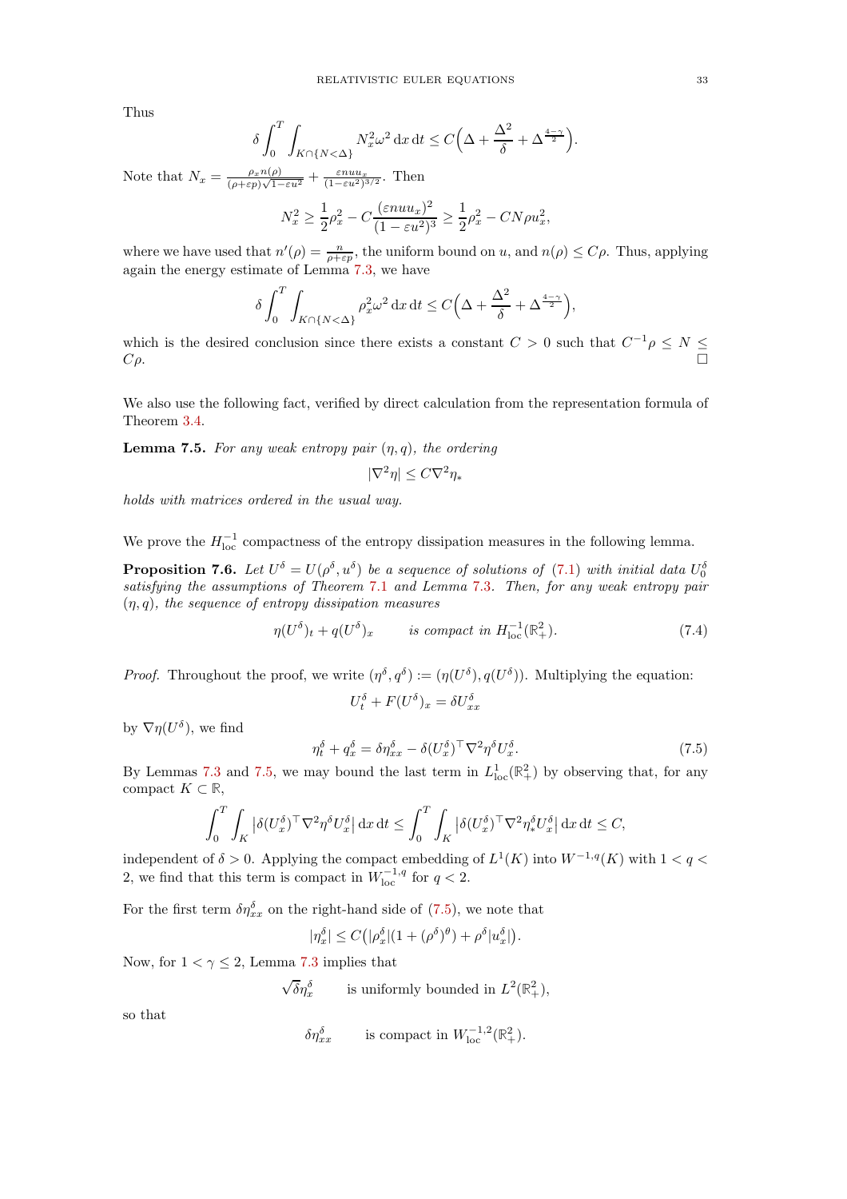Thus

$$\delta \int_0^T \int_{K\cap\{N<\Delta\}} N_x^2 \omega^2 \,\mathrm{d}x\,\mathrm{d}t \le C\Big(\Delta + \frac{\Delta^2}{\delta} + \Delta^{\frac{4-\gamma}{2}}\Big).$$

Note that $N_x = \frac{\rho_x n(\rho)}{(\rho+\varepsilon p)\sqrt{1-\varepsilon u^2}} + \frac{\varepsilon n u u_x}{(1-\varepsilon u^2)^{3/2}}$. Then

$$N_x^2 \ge \frac{1}{2}\rho_x^2 - C\frac{(\varepsilon n u u_x)^2}{(1-\varepsilon u^2)^3} \ge \frac{1}{2}\rho_x^2 - CN\rho u_x^2,$$

where we have used that $n'(\rho) = \frac{n}{\rho+\varepsilon p}$, the uniform bound on $u$, and $n(\rho) \le C\rho$. Thus, applying again the energy estimate of Lemma 7.3, we have

$$\delta \int_0^T \int_{K\cap\{N<\Delta\}} \rho_x^2 \omega^2 \,\mathrm{d}x\,\mathrm{d}t \le C\Big(\Delta + \frac{\Delta^2}{\delta} + \Delta^{\frac{4-\gamma}{2}}\Big),$$

which is the desired conclusion since there exists a constant $C > 0$ such that $C^{-1}\rho \le N \le C\rho$. □

We also use the following fact, verified by direct calculation from the representation formula of Theorem 3.4.

**Lemma 7.5.** *For any weak entropy pair $(\eta, q)$, the ordering*

$$|\nabla^2 \eta| \le C\nabla^2 \eta_*$$

*holds with matrices ordered in the usual way.*

We prove the $H^{-1}_{\mathrm{loc}}$ compactness of the entropy dissipation measures in the following lemma.

**Proposition 7.6.** *Let $U^\delta = U(\rho^\delta, u^\delta)$ be a sequence of solutions of (7.1) with initial data $U_0^\delta$ satisfying the assumptions of Theorem 7.1 and Lemma 7.3. Then, for any weak entropy pair $(\eta, q)$, the sequence of entropy dissipation measures*

$$\eta(U^\delta)_t + q(U^\delta)_x \qquad \text{is compact in } H^{-1}_{\mathrm{loc}}(\mathbb{R}^2_+). \tag{7.4}$$

*Proof.* Throughout the proof, we write $(\eta^\delta, q^\delta) := (\eta(U^\delta), q(U^\delta))$. Multiplying the equation:

$$U_t^\delta + F(U^\delta)_x = \delta U_{xx}^\delta$$

by $\nabla\eta(U^\delta)$, we find

$$\eta_t^\delta + q_x^\delta = \delta \eta_{xx}^\delta - \delta (U_x^\delta)^\top \nabla^2 \eta^\delta U_x^\delta. \tag{7.5}$$

By Lemmas 7.3 and 7.5, we may bound the last term in $L^1_{\mathrm{loc}}(\mathbb{R}^2_+)$ by observing that, for any compact $K \subset \mathbb{R}$,

$$\int_0^T \int_K \big|\delta (U_x^\delta)^\top \nabla^2 \eta^\delta U_x^\delta\big| \,\mathrm{d}x\,\mathrm{d}t \le \int_0^T \int_K \big|\delta (U_x^\delta)^\top \nabla^2 \eta_*^\delta U_x^\delta\big| \,\mathrm{d}x\,\mathrm{d}t \le C,$$

independent of $\delta > 0$. Applying the compact embedding of $L^1(K)$ into $W^{-1,q}(K)$ with $1 < q < 2$, we find that this term is compact in $W^{-1,q}_{\mathrm{loc}}$ for $q < 2$.

For the first term $\delta \eta_{xx}^\delta$ on the right-hand side of (7.5), we note that

$$|\eta_x^\delta| \le C\big(|\rho_x^\delta|(1 + (\rho^\delta)^\theta) + \rho^\delta |u_x^\delta|\big).$$

Now, for $1 < \gamma \le 2$, Lemma 7.3 implies that

$$\sqrt{\delta}\eta_x^\delta \qquad \text{is uniformly bounded in } L^2(\mathbb{R}^2_+),$$

so that

$$\delta \eta_{xx}^\delta \qquad \text{is compact in } W^{-1,2}_{\mathrm{loc}}(\mathbb{R}^2_+).$$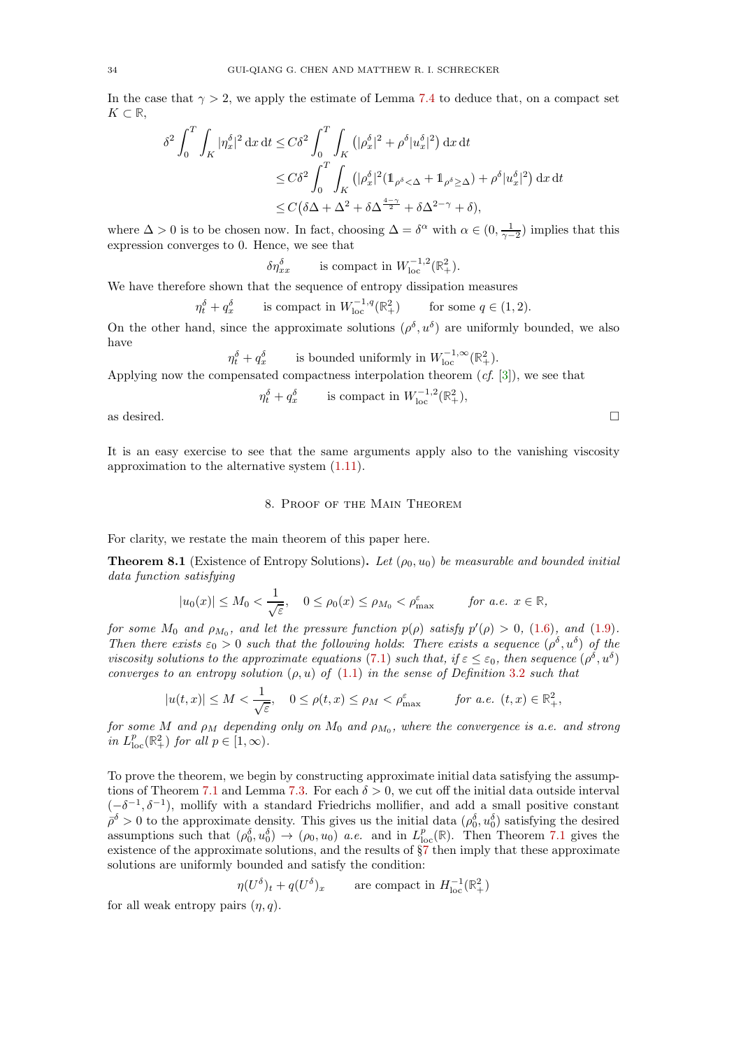In the case that $\gamma > 2$, we apply the estimate of Lemma 7.4 to deduce that, on a compact set $K \subset \mathbb{R}$,

$$
\begin{aligned}
\delta^2 \int_0^T \int_K |\eta_x^\delta|^2 \,\mathrm{d}x\,\mathrm{d}t &\le C\delta^2 \int_0^T \int_K \left(|\rho_x^\delta|^2 + \rho^\delta |u_x^\delta|^2\right) \mathrm{d}x\,\mathrm{d}t \\
&\le C\delta^2 \int_0^T \int_K \left(|\rho_x^\delta|^2 (\mathbb{1}_{\rho^\delta < \Delta} + \mathbb{1}_{\rho^\delta \ge \Delta}) + \rho^\delta |u_x^\delta|^2\right) \mathrm{d}x\,\mathrm{d}t \\
&\le C\big(\delta\Delta + \Delta^2 + \delta\Delta^{\frac{4-\gamma}{2}} + \delta\Delta^{2-\gamma} + \delta\big),
\end{aligned}
$$

where $\Delta > 0$ is to be chosen now. In fact, choosing $\Delta = \delta^\alpha$ with $\alpha \in (0, \frac{1}{\gamma-2})$ implies that this expression converges to 0. Hence, we see that

$$
\delta \eta_{xx}^\delta \qquad \text{is compact in } W^{-1,2}_{\mathrm{loc}}(\mathbb{R}^2_+).
$$

We have therefore shown that the sequence of entropy dissipation measures

$$
\eta_t^\delta + q_x^\delta \qquad \text{is compact in } W^{-1,q}_{\mathrm{loc}}(\mathbb{R}^2_+) \qquad \text{for some } q \in (1,2).
$$

On the other hand, since the approximate solutions $(\rho^\delta, u^\delta)$ are uniformly bounded, we also have

$$
\eta_t^\delta + q_x^\delta \qquad \text{is bounded uniformly in } W^{-1,\infty}_{\mathrm{loc}}(\mathbb{R}^2_+).
$$

Applying now the compensated compactness interpolation theorem (*cf.* [3]), we see that

$$
\eta_t^\delta + q_x^\delta \qquad \text{is compact in } W^{-1,2}_{\mathrm{loc}}(\mathbb{R}^2_+),
$$

as desired. □

It is an easy exercise to see that the same arguments apply also to the vanishing viscosity approximation to the alternative system (1.11).

## 8. Proof of the Main Theorem

For clarity, we restate the main theorem of this paper here.

**Theorem 8.1** (Existence of Entropy Solutions)**.** *Let $(\rho_0, u_0)$ be measurable and bounded initial data function satisfying*

$$
|u_0(x)| \le M_0 < \frac{1}{\sqrt{\varepsilon}}, \quad 0 \le \rho_0(x) \le \rho_{M_0} < \rho^\varepsilon_{\max} \qquad \text{for a.e. } x \in \mathbb{R},
$$

*for some $M_0$ and $\rho_{M_0}$, and let the pressure function $p(\rho)$ satisfy $p'(\rho) > 0$, (1.6), and (1.9). Then there exists $\varepsilon_0 > 0$ such that the following holds: There exists a sequence $(\rho^\delta, u^\delta)$ of the viscosity solutions to the approximate equations (7.1) such that, if $\varepsilon \le \varepsilon_0$, then sequence $(\rho^\delta, u^\delta)$ converges to an entropy solution $(\rho, u)$ of (1.1) in the sense of Definition 3.2 such that*

$$
|u(t,x)| \le M < \frac{1}{\sqrt{\varepsilon}}, \quad 0 \le \rho(t,x) \le \rho_M < \rho^\varepsilon_{\max} \qquad \text{for a.e. } (t,x) \in \mathbb{R}^2_+,
$$

*for some $M$ and $\rho_M$ depending only on $M_0$ and $\rho_{M_0}$, where the convergence is a.e. and strong in $L^p_{\mathrm{loc}}(\mathbb{R}^2_+)$ for all $p \in [1, \infty)$.*

To prove the theorem, we begin by constructing approximate initial data satisfying the assumptions of Theorem 7.1 and Lemma 7.3. For each $\delta > 0$, we cut off the initial data outside interval $(-\delta^{-1}, \delta^{-1})$, mollify with a standard Friedrichs mollifier, and add a small positive constant $\bar{\rho}^\delta > 0$ to the approximate density. This gives us the initial data $(\rho_0^\delta, u_0^\delta)$ satisfying the desired assumptions such that $(\rho_0^\delta, u_0^\delta) \to (\rho_0, u_0)$ *a.e.* and in $L^p_{\mathrm{loc}}(\mathbb{R})$. Then Theorem 7.1 gives the existence of the approximate solutions, and the results of §7 then imply that these approximate solutions are uniformly bounded and satisfy the condition:

$$
\eta(U^\delta)_t + q(U^\delta)_x \qquad \text{are compact in } H^{-1}_{\mathrm{loc}}(\mathbb{R}^2_+)
$$

for all weak entropy pairs $(\eta, q)$.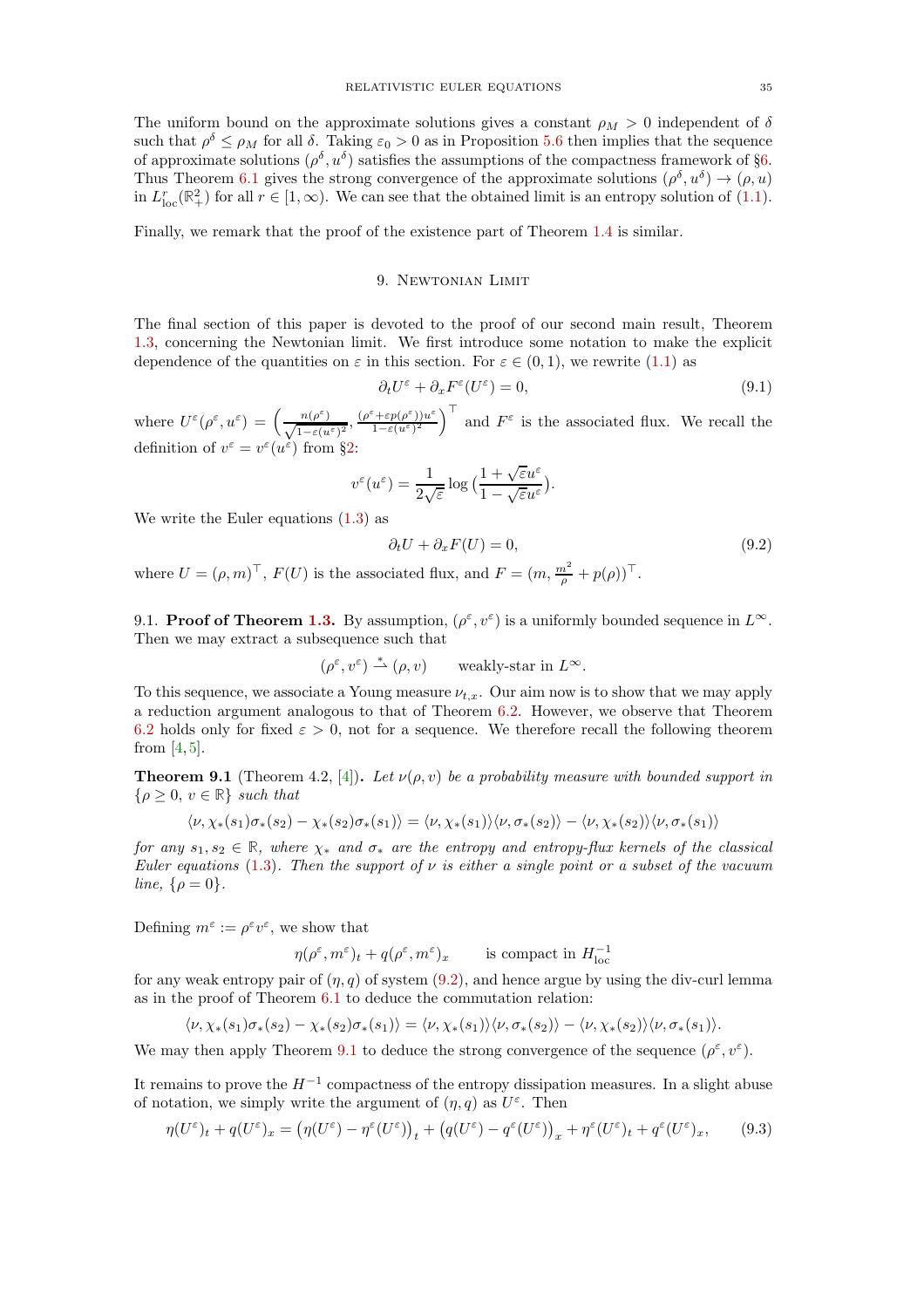The uniform bound on the approximate solutions gives a constant $\rho_M > 0$ independent of $\delta$ such that $\rho^\delta \le \rho_M$ for all $\delta$. Taking $\varepsilon_0 > 0$ as in Proposition 5.6 then implies that the sequence of approximate solutions $(\rho^\delta, u^\delta)$ satisfies the assumptions of the compactness framework of §6. Thus Theorem 6.1 gives the strong convergence of the approximate solutions $(\rho^\delta, u^\delta) \to (\rho, u)$ in $L^r_{\mathrm{loc}}(\mathbb{R}^2_+)$ for all $r \in [1, \infty)$. We can see that the obtained limit is an entropy solution of (1.1).

Finally, we remark that the proof of the existence part of Theorem 1.4 is similar.

## 9. Newtonian Limit

The final section of this paper is devoted to the proof of our second main result, Theorem 1.3, concerning the Newtonian limit. We first introduce some notation to make the explicit dependence of the quantities on $\varepsilon$ in this section. For $\varepsilon \in (0, 1)$, we rewrite (1.1) as

$$\partial_t U^\varepsilon + \partial_x F^\varepsilon(U^\varepsilon) = 0, \tag{9.1}$$

where $U^\varepsilon(\rho^\varepsilon, u^\varepsilon) = \Big( \frac{n(\rho^\varepsilon)}{\sqrt{1-\varepsilon(u^\varepsilon)^2}}, \frac{(\rho^\varepsilon + \varepsilon p(\rho^\varepsilon))u^\varepsilon}{1-\varepsilon(u^\varepsilon)^2} \Big)^\top$ and $F^\varepsilon$ is the associated flux. We recall the definition of $v^\varepsilon = v^\varepsilon(u^\varepsilon)$ from §2:

$$v^\varepsilon(u^\varepsilon) = \frac{1}{2\sqrt{\varepsilon}} \log\big( \frac{1+\sqrt{\varepsilon}u^\varepsilon}{1-\sqrt{\varepsilon}u^\varepsilon} \big).$$

We write the Euler equations (1.3) as

$$\partial_t U + \partial_x F(U) = 0, \tag{9.2}$$

where $U = (\rho, m)^\top$, $F(U)$ is the associated flux, and $F = (m, \frac{m^2}{\rho} + p(\rho))^\top$.

9.1. **Proof of Theorem 1.3.** By assumption, $(\rho^\varepsilon, v^\varepsilon)$ is a uniformly bounded sequence in $L^\infty$. Then we may extract a subsequence such that

$$(\rho^\varepsilon, v^\varepsilon) \overset{*}{\rightharpoonup} (\rho, v) \qquad \text{weakly-star in } L^\infty.$$

To this sequence, we associate a Young measure $\nu_{t,x}$. Our aim now is to show that we may apply a reduction argument analogous to that of Theorem 6.2. However, we observe that Theorem 6.2 holds only for fixed $\varepsilon > 0$, not for a sequence. We therefore recall the following theorem from [4,5].

**Theorem 9.1** (Theorem 4.2, [4])**.** *Let $\nu(\rho, v)$ be a probability measure with bounded support in $\{\rho \ge 0,\, v \in \mathbb{R}\}$ such that*

$$\langle \nu, \chi_*(s_1)\sigma_*(s_2) - \chi_*(s_2)\sigma_*(s_1) \rangle = \langle \nu, \chi_*(s_1) \rangle \langle \nu, \sigma_*(s_2) \rangle - \langle \nu, \chi_*(s_2) \rangle \langle \nu, \sigma_*(s_1) \rangle$$

*for any $s_1, s_2 \in \mathbb{R}$, where $\chi_*$ and $\sigma_*$ are the entropy and entropy-flux kernels of the classical Euler equations (1.3). Then the support of $\nu$ is either a single point or a subset of the vacuum line, $\{\rho = 0\}$.*

Defining $m^\varepsilon := \rho^\varepsilon v^\varepsilon$, we show that

$$\eta(\rho^\varepsilon, m^\varepsilon)_t + q(\rho^\varepsilon, m^\varepsilon)_x \qquad \text{is compact in } H^{-1}_{\mathrm{loc}}$$

for any weak entropy pair of $(\eta, q)$ of system (9.2), and hence argue by using the div-curl lemma as in the proof of Theorem 6.1 to deduce the commutation relation:

$$\langle \nu, \chi_*(s_1)\sigma_*(s_2) - \chi_*(s_2)\sigma_*(s_1) \rangle = \langle \nu, \chi_*(s_1) \rangle \langle \nu, \sigma_*(s_2) \rangle - \langle \nu, \chi_*(s_2) \rangle \langle \nu, \sigma_*(s_1) \rangle.$$

We may then apply Theorem 9.1 to deduce the strong convergence of the sequence $(\rho^\varepsilon, v^\varepsilon)$.

It remains to prove the $H^{-1}$ compactness of the entropy dissipation measures. In a slight abuse of notation, we simply write the argument of $(\eta, q)$ as $U^\varepsilon$. Then

$$\eta(U^\varepsilon)_t + q(U^\varepsilon)_x = \big(\eta(U^\varepsilon) - \eta^\varepsilon(U^\varepsilon)\big)_t + \big(q(U^\varepsilon) - q^\varepsilon(U^\varepsilon)\big)_x + \eta^\varepsilon(U^\varepsilon)_t + q^\varepsilon(U^\varepsilon)_x, \tag{9.3}$$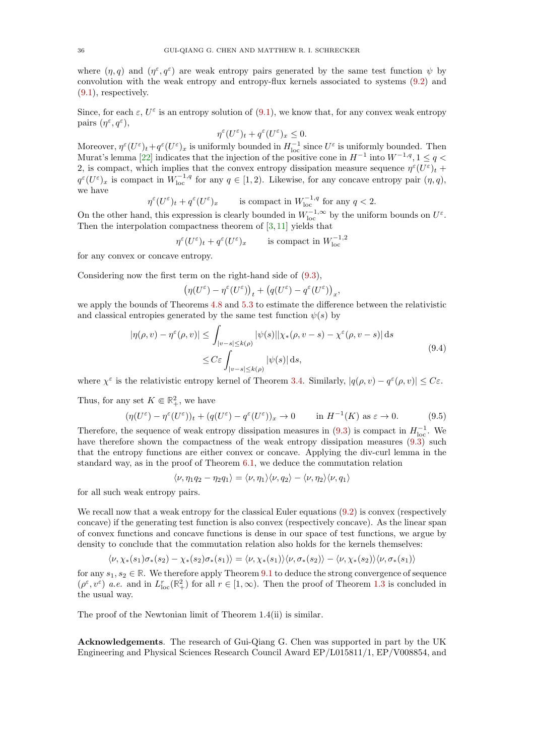where $(\eta, q)$ and $(\eta^\varepsilon, q^\varepsilon)$ are weak entropy pairs generated by the same test function $\psi$ by convolution with the weak entropy and entropy-flux kernels associated to systems (9.2) and (9.1), respectively.

Since, for each $\varepsilon$, $U^\varepsilon$ is an entropy solution of (9.1), we know that, for any convex weak entropy pairs $(\eta^\varepsilon, q^\varepsilon)$,

$$\eta^\varepsilon(U^\varepsilon)_t + q^\varepsilon(U^\varepsilon)_x \leq 0.$$

Moreover, $\eta^\varepsilon(U^\varepsilon)_t + q^\varepsilon(U^\varepsilon)_x$ is uniformly bounded in $H^{-1}_{\mathrm{loc}}$ since $U^\varepsilon$ is uniformly bounded. Then Murat's lemma [22] indicates that the injection of the positive cone in $H^{-1}$ into $W^{-1,q}, 1 \leq q < 2$, is compact, which implies that the convex entropy dissipation measure sequence $\eta^\varepsilon(U^\varepsilon)_t + q^\varepsilon(U^\varepsilon)_x$ is compact in $W^{-1,q}_{\mathrm{loc}}$ for any $q \in [1, 2)$. Likewise, for any concave entropy pair $(\eta, q)$, we have

$$\eta^\varepsilon(U^\varepsilon)_t + q^\varepsilon(U^\varepsilon)_x \qquad \text{is compact in } W^{-1,q}_{\mathrm{loc}} \text{ for any } q < 2.$$

On the other hand, this expression is clearly bounded in $W^{-1,\infty}_{\mathrm{loc}}$ by the uniform bounds on $U^\varepsilon$. Then the interpolation compactness theorem of [3,11] yields that

$$\eta^\varepsilon(U^\varepsilon)_t + q^\varepsilon(U^\varepsilon)_x \qquad \text{is compact in } W^{-1,2}_{\mathrm{loc}}$$

for any convex or concave entropy.

Considering now the first term on the right-hand side of (9.3),

$$\big(\eta(U^\varepsilon) - \eta^\varepsilon(U^\varepsilon)\big)_t + \big(q(U^\varepsilon) - q^\varepsilon(U^\varepsilon)\big)_x,$$

we apply the bounds of Theorems 4.8 and 5.3 to estimate the difference between the relativistic and classical entropies generated by the same test function $\psi(s)$ by

$$
\begin{aligned}
|\eta(\rho, v) - \eta^\varepsilon(\rho, v)| &\leq \int_{|v-s| \leq k(\rho)} |\psi(s)||\chi_*(\rho, v-s) - \chi^\varepsilon(\rho, v-s)| \, \mathrm{d}s \\
&\leq C\varepsilon \int_{|v-s| \leq k(\rho)} |\psi(s)| \, \mathrm{d}s,
\end{aligned}
\tag{9.4}
$$

where $\chi^\varepsilon$ is the relativistic entropy kernel of Theorem 3.4. Similarly, $|q(\rho, v) - q^\varepsilon(\rho, v)| \leq C\varepsilon$.

Thus, for any set $K \Subset \mathbb{R}^2_+$, we have

$$(\eta(U^\varepsilon) - \eta^\varepsilon(U^\varepsilon))_t + (q(U^\varepsilon) - q^\varepsilon(U^\varepsilon))_x \to 0 \qquad \text{in } H^{-1}(K) \text{ as } \varepsilon \to 0. \tag{9.5}$$

Therefore, the sequence of weak entropy dissipation measures in (9.3) is compact in $H^{-1}_{\mathrm{loc}}$. We have therefore shown the compactness of the weak entropy dissipation measures (9.3) such that the entropy functions are either convex or concave. Applying the div-curl lemma in the standard way, as in the proof of Theorem 6.1, we deduce the commutation relation

$$\langle \nu, \eta_1 q_2 - \eta_2 q_1 \rangle = \langle \nu, \eta_1 \rangle \langle \nu, q_2 \rangle - \langle \nu, \eta_2 \rangle \langle \nu, q_1 \rangle$$

for all such weak entropy pairs.

We recall now that a weak entropy for the classical Euler equations (9.2) is convex (respectively concave) if the generating test function is also convex (respectively concave). As the linear span of convex functions and concave functions is dense in our space of test functions, we argue by density to conclude that the commutation relation also holds for the kernels themselves:

$$\langle \nu, \chi_*(s_1)\sigma_*(s_2) - \chi_*(s_2)\sigma_*(s_1) \rangle = \langle \nu, \chi_*(s_1) \rangle \langle \nu, \sigma_*(s_2) \rangle - \langle \nu, \chi_*(s_2) \rangle \langle \nu, \sigma_*(s_1) \rangle$$

for any $s_1, s_2 \in \mathbb{R}$. We therefore apply Theorem 9.1 to deduce the strong convergence of sequence $(\rho^\varepsilon, v^\varepsilon)$ *a.e.* and in $L^r_{\mathrm{loc}}(\mathbb{R}^2_+)$ for all $r \in [1, \infty)$. Then the proof of Theorem 1.3 is concluded in the usual way.

The proof of the Newtonian limit of Theorem 1.4(ii) is similar.

**Acknowledgements**. The research of Gui-Qiang G. Chen was supported in part by the UK Engineering and Physical Sciences Research Council Award EP/L015811/1, EP/V008854, and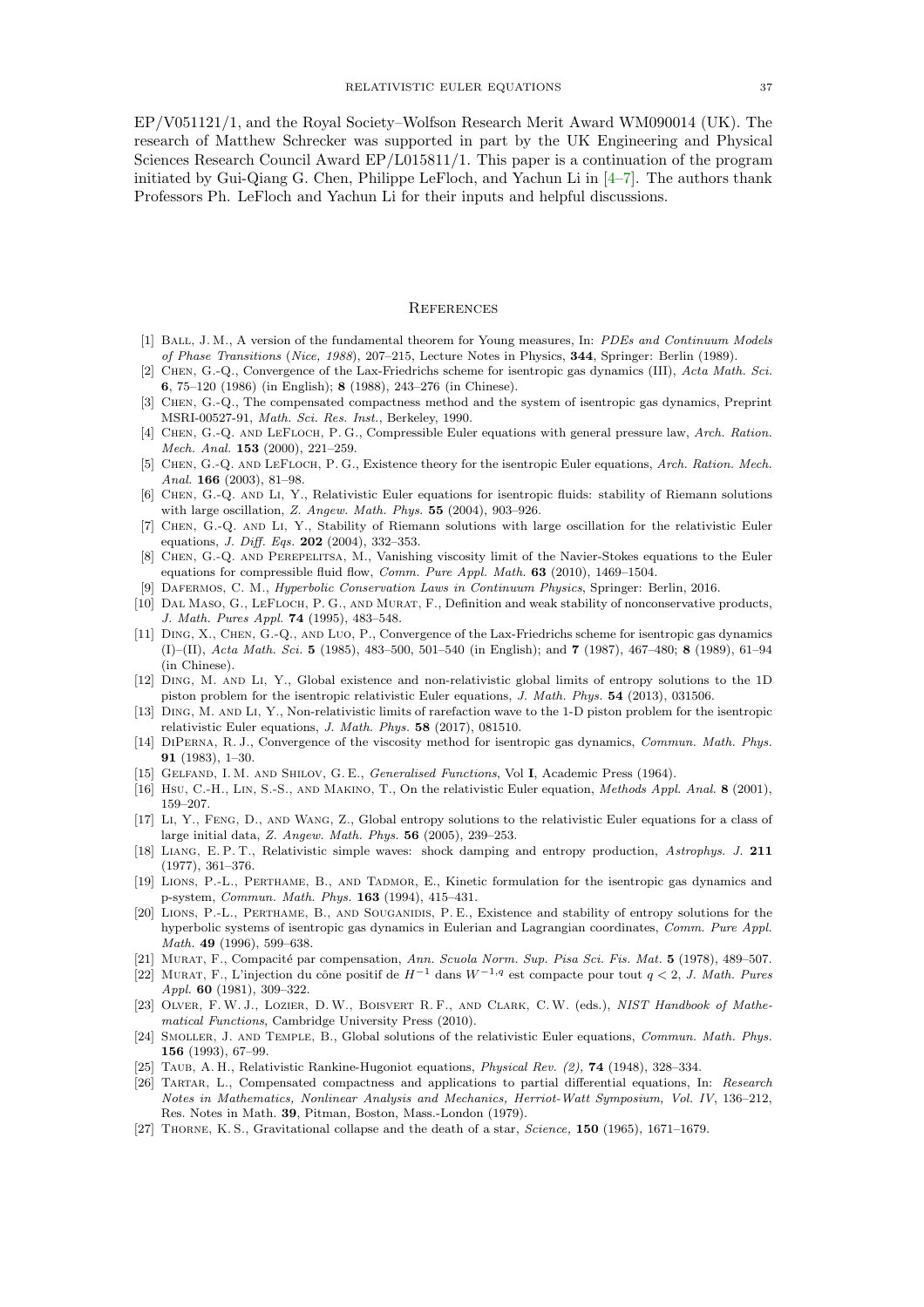EP/V051121/1, and the Royal Society–Wolfson Research Merit Award WM090014 (UK). The research of Matthew Schrecker was supported in part by the UK Engineering and Physical Sciences Research Council Award EP/L015811/1. This paper is a continuation of the program initiated by Gui-Qiang G. Chen, Philippe LeFloch, and Yachun Li in [4–7]. The authors thank Professors Ph. LeFloch and Yachun Li for their inputs and helpful discussions.

## References

[1] Ball, J. M., A version of the fundamental theorem for Young measures, In: *PDEs and Continuum Models of Phase Transitions* (*Nice, 1988*), 207–215, Lecture Notes in Physics, **344**, Springer: Berlin (1989).

[2] Chen, G.-Q., Convergence of the Lax-Friedrichs scheme for isentropic gas dynamics (III), *Acta Math. Sci.* **6**, 75–120 (1986) (in English); **8** (1988), 243–276 (in Chinese).

[3] Chen, G.-Q., The compensated compactness method and the system of isentropic gas dynamics, Preprint MSRI-00527-91, *Math. Sci. Res. Inst.*, Berkeley, 1990.

[4] Chen, G.-Q. and LeFloch, P. G., Compressible Euler equations with general pressure law, *Arch. Ration. Mech. Anal.* **153** (2000), 221–259.

[5] Chen, G.-Q. and LeFloch, P. G., Existence theory for the isentropic Euler equations, *Arch. Ration. Mech. Anal.* **166** (2003), 81–98.

[6] Chen, G.-Q. and Li, Y., Relativistic Euler equations for isentropic fluids: stability of Riemann solutions with large oscillation, *Z. Angew. Math. Phys.* **55** (2004), 903–926.

[7] Chen, G.-Q. and Li, Y., Stability of Riemann solutions with large oscillation for the relativistic Euler equations, *J. Diff. Eqs.* **202** (2004), 332–353.

[8] Chen, G.-Q. and Perepelitsa, M., Vanishing viscosity limit of the Navier-Stokes equations to the Euler equations for compressible fluid flow, *Comm. Pure Appl. Math.* **63** (2010), 1469–1504.

[9] Dafermos, C. M., *Hyperbolic Conservation Laws in Continuum Physics*, Springer: Berlin, 2016.

[10] Dal Maso, G., LeFloch, P. G., and Murat, F., Definition and weak stability of nonconservative products, *J. Math. Pures Appl.* **74** (1995), 483–548.

[11] Ding, X., Chen, G.-Q., and Luo, P., Convergence of the Lax-Friedrichs scheme for isentropic gas dynamics (I)–(II), *Acta Math. Sci.* **5** (1985), 483–500, 501–540 (in English); and **7** (1987), 467–480; **8** (1989), 61–94 (in Chinese).

[12] Ding, M. and Li, Y., Global existence and non-relativistic global limits of entropy solutions to the 1D piston problem for the isentropic relativistic Euler equations, *J. Math. Phys.* **54** (2013), 031506.

[13] Ding, M. and Li, Y., Non-relativistic limits of rarefaction wave to the 1-D piston problem for the isentropic relativistic Euler equations, *J. Math. Phys.* **58** (2017), 081510.

[14] DiPerna, R. J., Convergence of the viscosity method for isentropic gas dynamics, *Commun. Math. Phys.* **91** (1983), 1–30.

[15] Gelfand, I. M. and Shilov, G. E., *Generalised Functions*, Vol **I**, Academic Press (1964).

[16] Hsu, C.-H., Lin, S.-S., and Makino, T., On the relativistic Euler equation, *Methods Appl. Anal.* **8** (2001), 159–207.

[17] Li, Y., Feng, D., and Wang, Z., Global entropy solutions to the relativistic Euler equations for a class of large initial data, *Z. Angew. Math. Phys.* **56** (2005), 239–253.

[18] Liang, E. P. T., Relativistic simple waves: shock damping and entropy production, *Astrophys. J.* **211** (1977), 361–376.

[19] Lions, P.-L., Perthame, B., and Tadmor, E., Kinetic formulation for the isentropic gas dynamics and p-system, *Commun. Math. Phys.* **163** (1994), 415–431.

[20] Lions, P.-L., Perthame, B., and Souganidis, P. E., Existence and stability of entropy solutions for the hyperbolic systems of isentropic gas dynamics in Eulerian and Lagrangian coordinates, *Comm. Pure Appl. Math.* **49** (1996), 599–638.

[21] Murat, F., Compacité par compensation, *Ann. Scuola Norm. Sup. Pisa Sci. Fis. Mat.* **5** (1978), 489–507.

[22] Murat, F., L'injection du cône positif de $H^{-1}$ dans $W^{-1,q}$ est compacte pour tout $q < 2$, *J. Math. Pures Appl.* **60** (1981), 309–322.

[23] Olver, F. W. J., Lozier, D. W., Boisvert R. F., and Clark, C. W. (eds.), *NIST Handbook of Mathematical Functions*, Cambridge University Press (2010).

[24] Smoller, J. and Temple, B., Global solutions of the relativistic Euler equations, *Commun. Math. Phys.* **156** (1993), 67–99.

[25] Taub, A. H., Relativistic Rankine-Hugoniot equations, *Physical Rev. (2),* **74** (1948), 328–334.

[26] Tartar, L., Compensated compactness and applications to partial differential equations, In: *Research Notes in Mathematics, Nonlinear Analysis and Mechanics, Herriot-Watt Symposium, Vol. IV*, 136–212, Res. Notes in Math. **39**, Pitman, Boston, Mass.-London (1979).

[27] Thorne, K. S., Gravitational collapse and the death of a star, *Science,* **150** (1965), 1671–1679.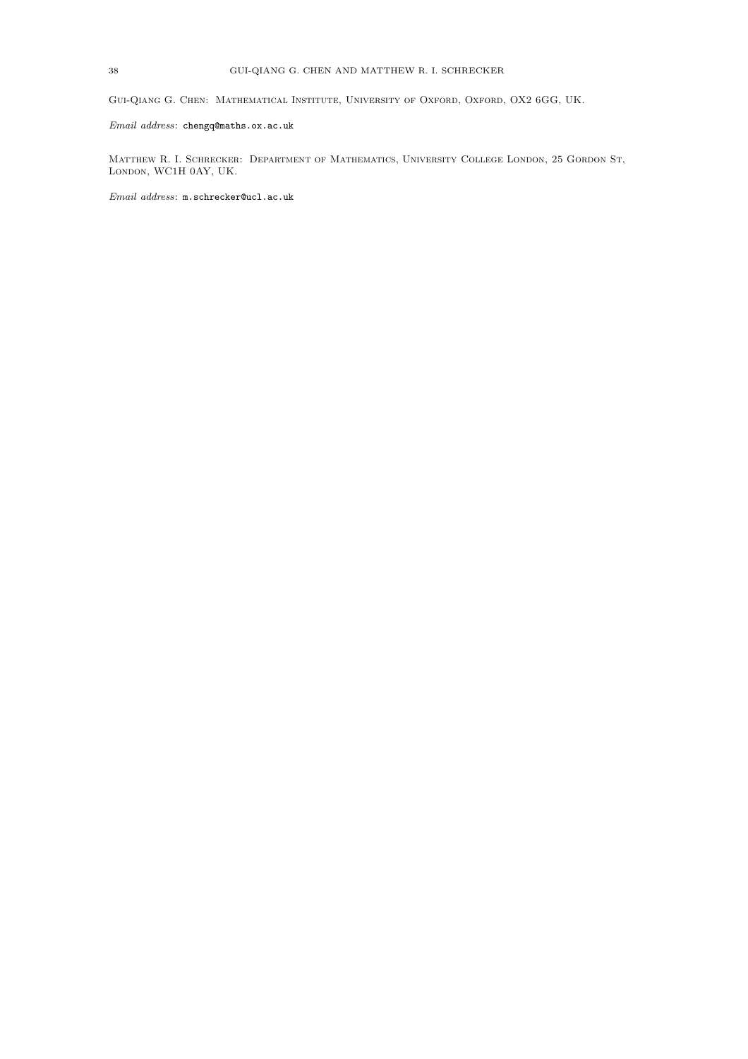Gui-Qiang G. Chen: Mathematical Institute, University of Oxford, Oxford, OX2 6GG, UK.

*Email address*: chengq@maths.ox.ac.uk

Matthew R. I. Schrecker: Department of Mathematics, University College London, 25 Gordon St, London, WC1H 0AY, UK.

*Email address*: m.schrecker@ucl.ac.uk